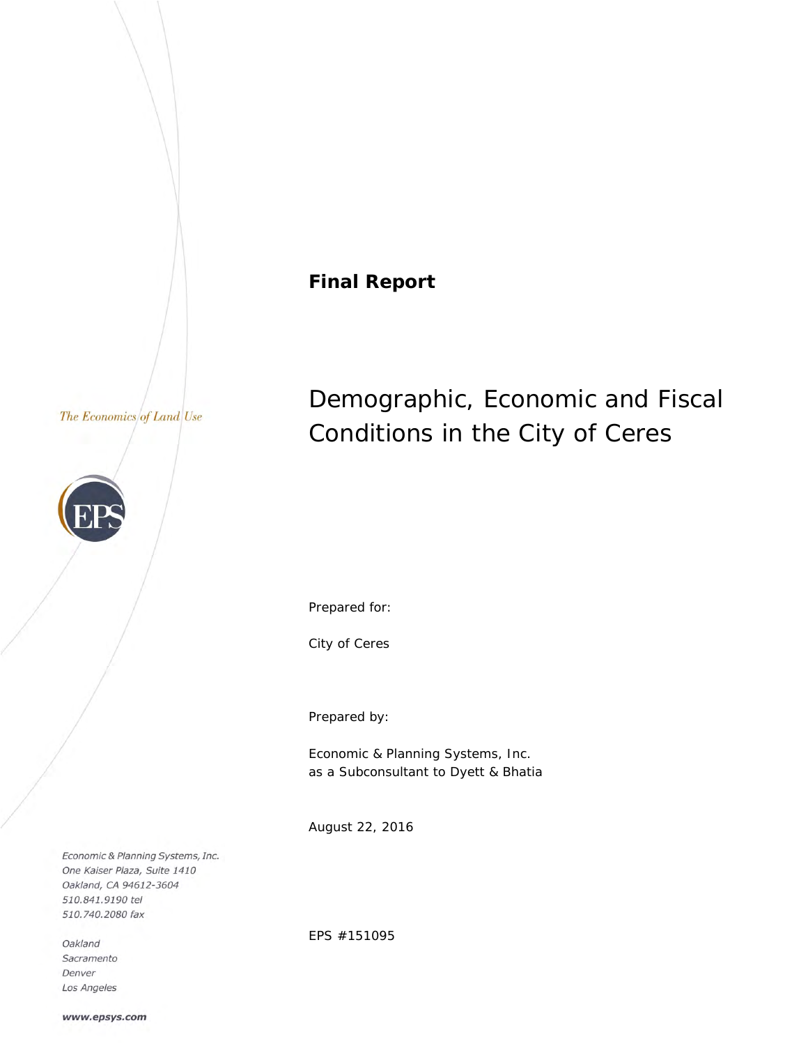**Final Report**

# Demographic, Economic and Fiscal Conditions in the City of Ceres

*The Economics of Land Use*

Prepared for:

City of Ceres

Prepared by:

Economic & Planning Systems, Inc.
as a Subconsultant to Dyett & Bhatia

August 22, 2016

EPS #151095

*Economic & Planning Systems, Inc.*
*One Kaiser Plaza, Suite 1410*
*Oakland, CA 94612-3604*
*510.841.9190 tel*
*510.740.2080 fax*

*Oakland*
*Sacramento*
*Denver*
*Los Angeles*

***www.epsys.com***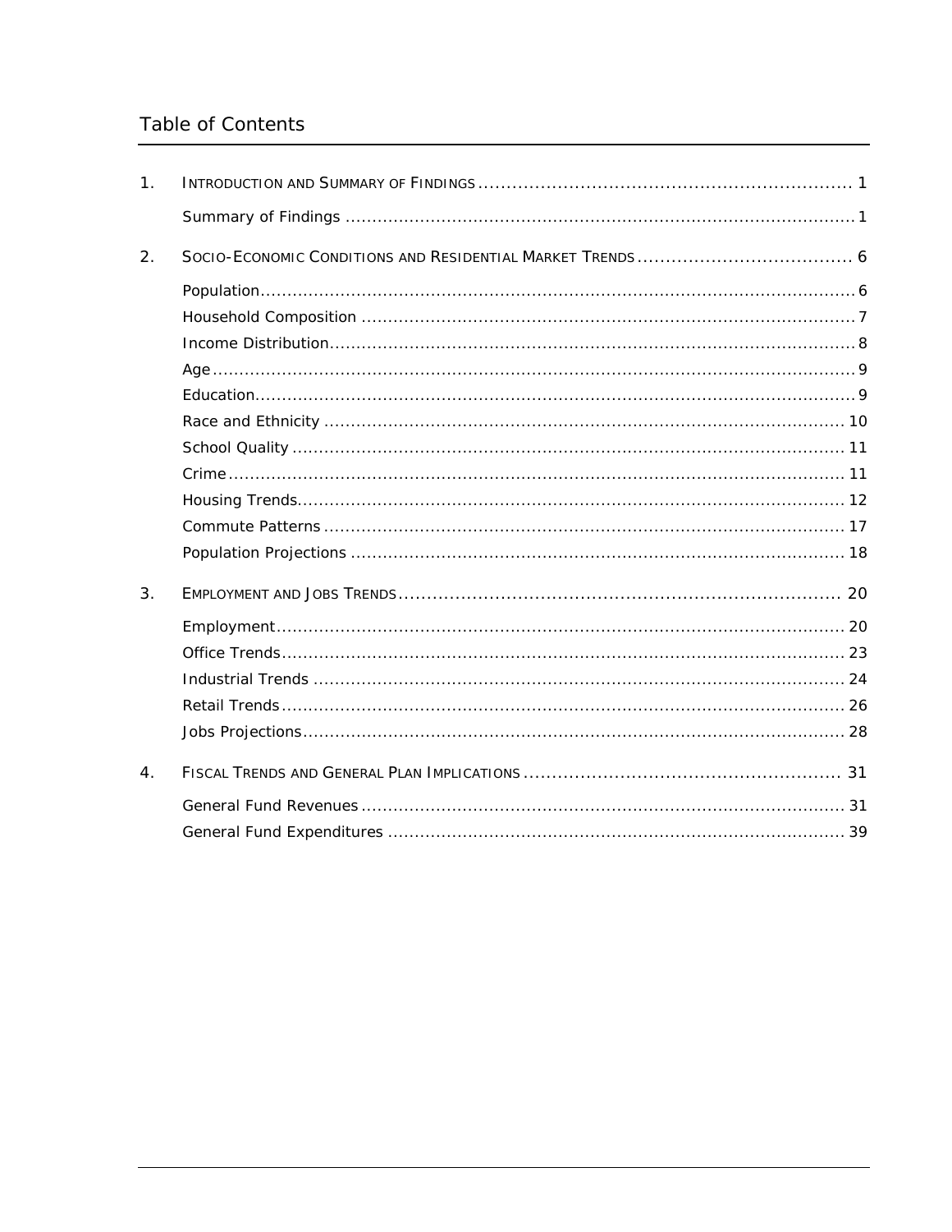# Table of Contents

1. INTRODUCTION AND SUMMARY OF FINDINGS .................................................................. 1
   - Summary of Findings ............................................................................................. 1
2. SOCIO-ECONOMIC CONDITIONS AND RESIDENTIAL MARKET TRENDS ..................................... 6
   - Population.............................................................................................................. 6
   - Household Composition ........................................................................................... 7
   - Income Distribution.................................................................................................. 8
   - Age ........................................................................................................................ 9
   - Education................................................................................................................ 9
   - Race and Ethnicity ................................................................................................. 10
   - School Quality ....................................................................................................... 11
   - Crime .................................................................................................................... 11
   - Housing Trends...................................................................................................... 12
   - Commute Patterns ................................................................................................. 17
   - Population Projections ............................................................................................ 18
3. EMPLOYMENT AND JOBS TRENDS ............................................................................... 20
   - Employment........................................................................................................... 20
   - Office Trends.......................................................................................................... 23
   - Industrial Trends .................................................................................................... 24
   - Retail Trends.......................................................................................................... 26
   - Jobs Projections..................................................................................................... 28
4. FISCAL TRENDS AND GENERAL PLAN IMPLICATIONS ....................................................... 31
   - General Fund Revenues .......................................................................................... 31
   - General Fund Expenditures ..................................................................................... 39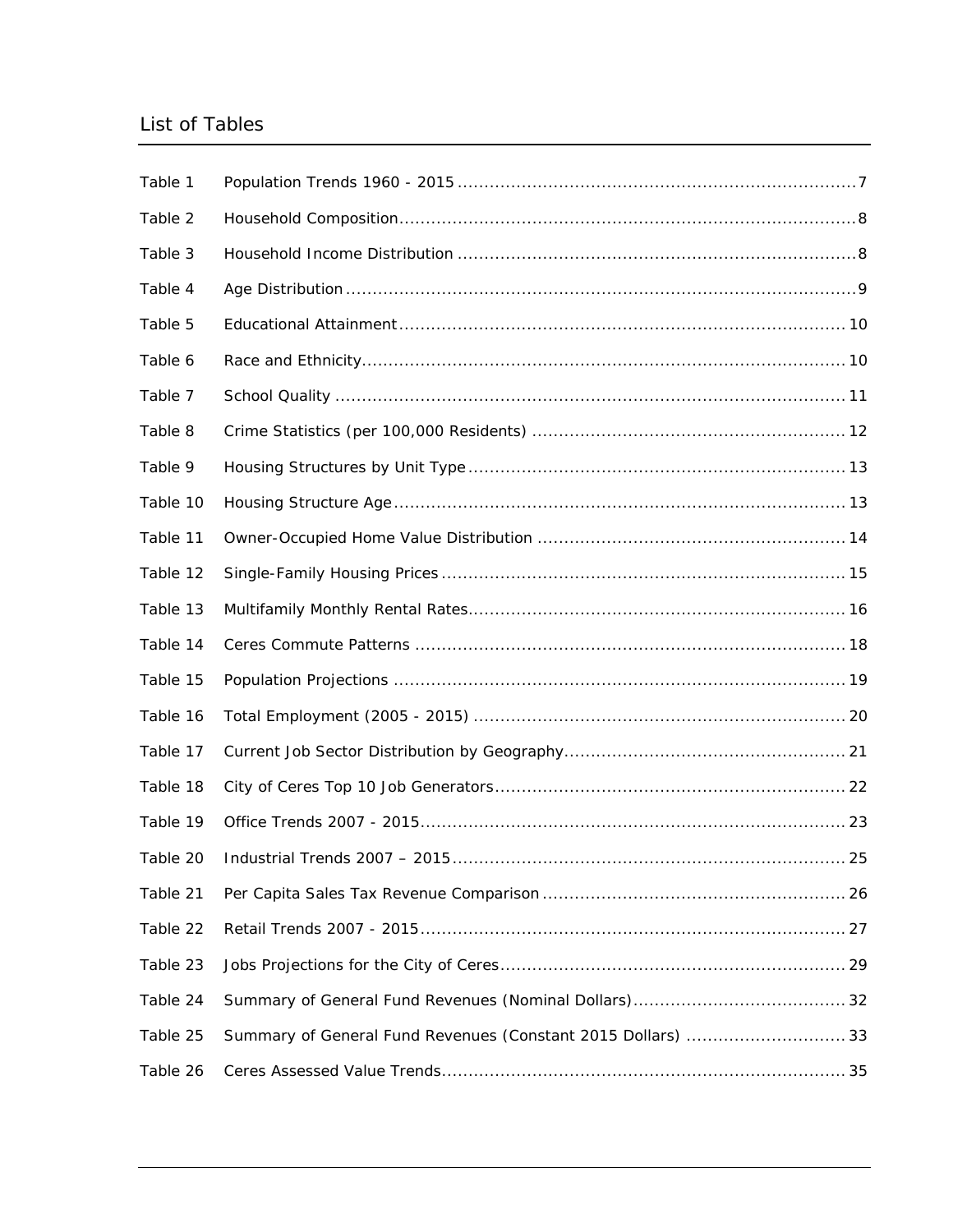## List of Tables

| | | |
|---|---|---|
| Table 1 | Population Trends 1960 - 2015 | 7 |
| Table 2 | Household Composition | 8 |
| Table 3 | Household Income Distribution | 8 |
| Table 4 | Age Distribution | 9 |
| Table 5 | Educational Attainment | 10 |
| Table 6 | Race and Ethnicity | 10 |
| Table 7 | School Quality | 11 |
| Table 8 | Crime Statistics (per 100,000 Residents) | 12 |
| Table 9 | Housing Structures by Unit Type | 13 |
| Table 10 | Housing Structure Age | 13 |
| Table 11 | Owner-Occupied Home Value Distribution | 14 |
| Table 12 | Single-Family Housing Prices | 15 |
| Table 13 | Multifamily Monthly Rental Rates | 16 |
| Table 14 | Ceres Commute Patterns | 18 |
| Table 15 | Population Projections | 19 |
| Table 16 | Total Employment (2005 - 2015) | 20 |
| Table 17 | Current Job Sector Distribution by Geography | 21 |
| Table 18 | City of Ceres Top 10 Job Generators | 22 |
| Table 19 | Office Trends 2007 - 2015 | 23 |
| Table 20 | Industrial Trends 2007 – 2015 | 25 |
| Table 21 | Per Capita Sales Tax Revenue Comparison | 26 |
| Table 22 | Retail Trends 2007 - 2015 | 27 |
| Table 23 | Jobs Projections for the City of Ceres | 29 |
| Table 24 | Summary of General Fund Revenues (Nominal Dollars) | 32 |
| Table 25 | Summary of General Fund Revenues (Constant 2015 Dollars) | 33 |
| Table 26 | Ceres Assessed Value Trends | 35 |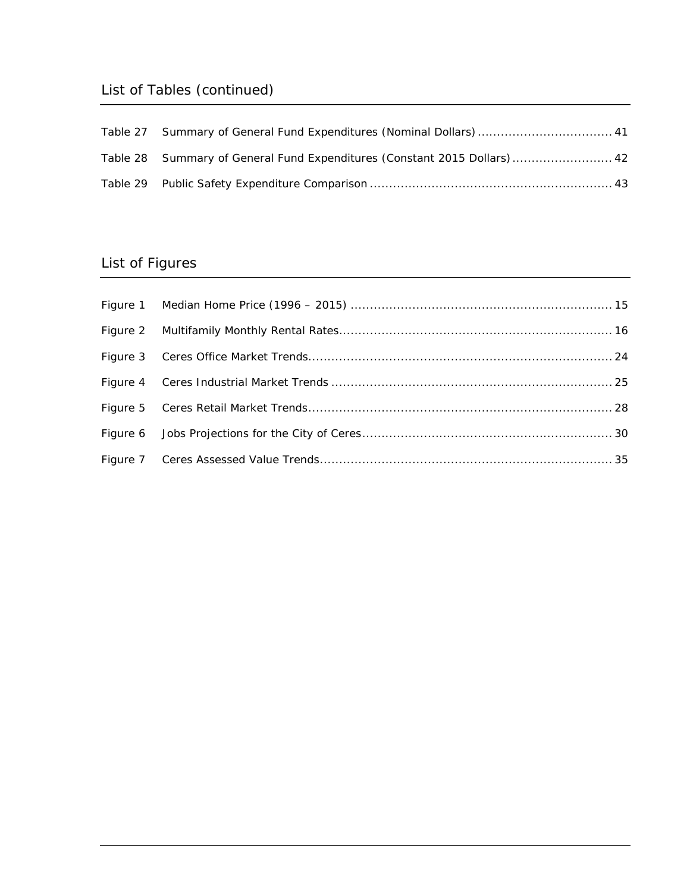## List of Tables (continued)

Table 27 Summary of General Fund Expenditures (Nominal Dollars) .................................. 41

Table 28 Summary of General Fund Expenditures (Constant 2015 Dollars) .......................... 42

Table 29 Public Safety Expenditure Comparison .............................................................. 43

## List of Figures

Figure 1 Median Home Price (1996 – 2015) ................................................................... 15

Figure 2 Multifamily Monthly Rental Rates...................................................................... 16

Figure 3 Ceres Office Market Trends.............................................................................. 24

Figure 4 Ceres Industrial Market Trends ........................................................................ 25

Figure 5 Ceres Retail Market Trends.............................................................................. 28

Figure 6 Jobs Projections for the City of Ceres................................................................ 30

Figure 7 Ceres Assessed Value Trends........................................................................... 35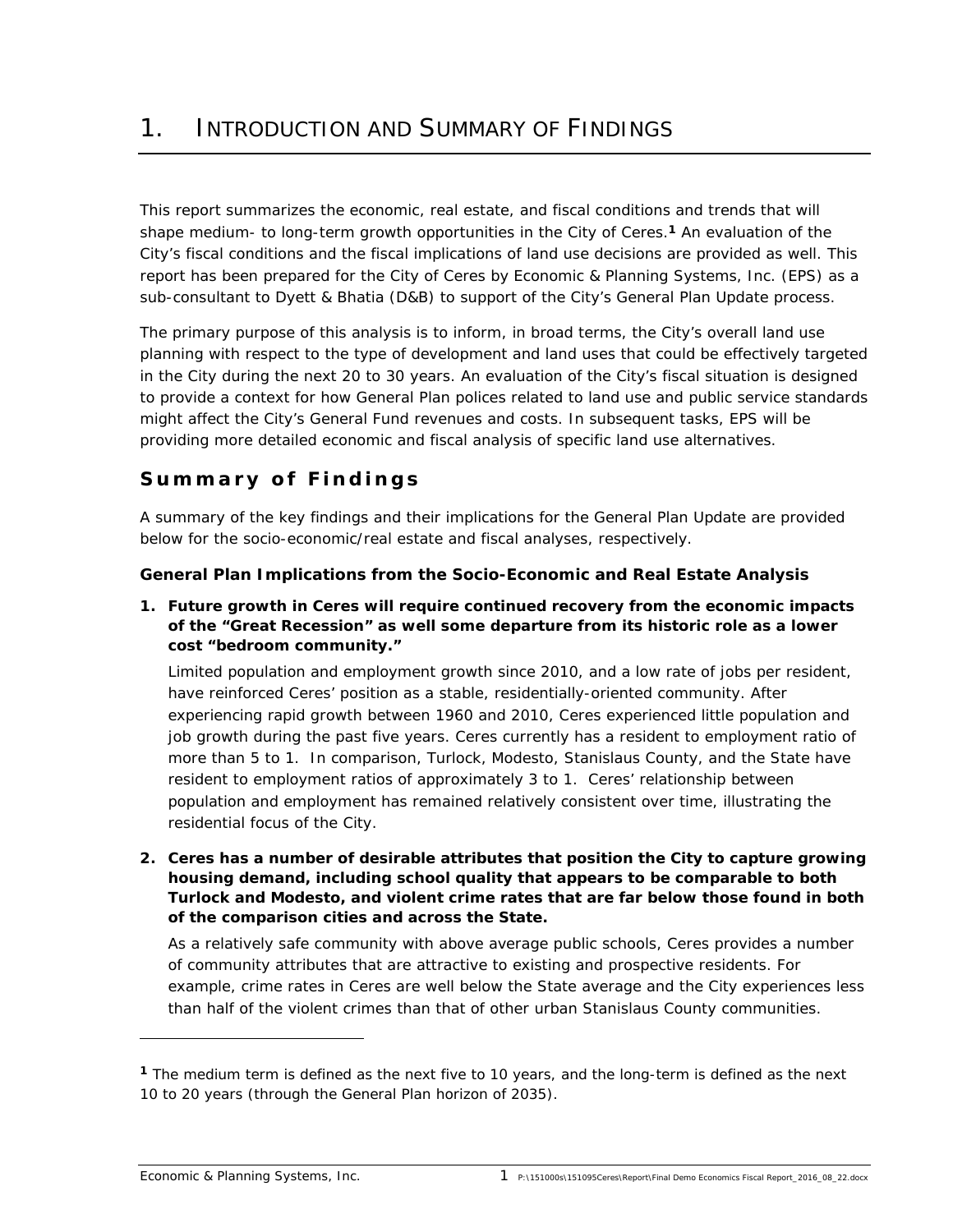# 1. Introduction and Summary of Findings

This report summarizes the economic, real estate, and fiscal conditions and trends that will shape medium- to long-term growth opportunities in the City of Ceres.[1] An evaluation of the City's fiscal conditions and the fiscal implications of land use decisions are provided as well. This report has been prepared for the City of Ceres by Economic & Planning Systems, Inc. (EPS) as a sub-consultant to Dyett & Bhatia (D&B) to support of the City's General Plan Update process.

The primary purpose of this analysis is to inform, in broad terms, the City's overall land use planning with respect to the type of development and land uses that could be effectively targeted in the City during the next 20 to 30 years. An evaluation of the City's fiscal situation is designed to provide a context for how General Plan polices related to land use and public service standards might affect the City's General Fund revenues and costs. In subsequent tasks, EPS will be providing more detailed economic and fiscal analysis of specific land use alternatives.

## Summary of Findings

A summary of the key findings and their implications for the General Plan Update are provided below for the socio-economic/real estate and fiscal analyses, respectively.

### General Plan Implications from the Socio-Economic and Real Estate Analysis

1. **Future growth in Ceres will require continued recovery from the economic impacts of the "Great Recession" as well some departure from its historic role as a lower cost "bedroom community."**

   Limited population and employment growth since 2010, and a low rate of jobs per resident, have reinforced Ceres' position as a stable, residentially-oriented community. After experiencing rapid growth between 1960 and 2010, Ceres experienced little population and job growth during the past five years. Ceres currently has a resident to employment ratio of more than 5 to 1. In comparison, Turlock, Modesto, Stanislaus County, and the State have resident to employment ratios of approximately 3 to 1. Ceres' relationship between population and employment has remained relatively consistent over time, illustrating the residential focus of the City.

2. **Ceres has a number of desirable attributes that position the City to capture growing housing demand, including school quality that appears to be comparable to both Turlock and Modesto, and violent crime rates that are far below those found in both of the comparison cities and across the State.**

   As a relatively safe community with above average public schools, Ceres provides a number of community attributes that are attractive to existing and prospective residents. For example, crime rates in Ceres are well below the State average and the City experiences less than half of the violent crimes than that of other urban Stanislaus County communities.

---

[1] The medium term is defined as the next five to 10 years, and the long-term is defined as the next 10 to 20 years (through the General Plan horizon of 2035).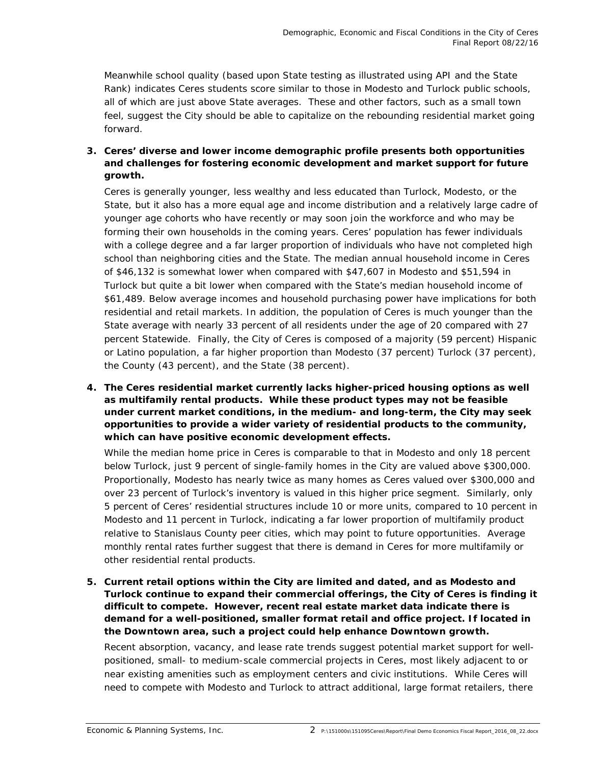Meanwhile school quality (based upon State testing as illustrated using API and the State Rank) indicates Ceres students score similar to those in Modesto and Turlock public schools, all of which are just above State averages. These and other factors, such as a small town feel, suggest the City should be able to capitalize on the rebounding residential market going forward.

3. **Ceres' diverse and lower income demographic profile presents both opportunities and challenges for fostering economic development and market support for future growth.**

   Ceres is generally younger, less wealthy and less educated than Turlock, Modesto, or the State, but it also has a more equal age and income distribution and a relatively large cadre of younger age cohorts who have recently or may soon join the workforce and who may be forming their own households in the coming years. Ceres' population has fewer individuals with a college degree and a far larger proportion of individuals who have not completed high school than neighboring cities and the State. The median annual household income in Ceres of $46,132 is somewhat lower when compared with $47,607 in Modesto and $51,594 in Turlock but quite a bit lower when compared with the State's median household income of $61,489. Below average incomes and household purchasing power have implications for both residential and retail markets. In addition, the population of Ceres is much younger than the State average with nearly 33 percent of all residents under the age of 20 compared with 27 percent Statewide. Finally, the City of Ceres is composed of a majority (59 percent) Hispanic or Latino population, a far higher proportion than Modesto (37 percent) Turlock (37 percent), the County (43 percent), and the State (38 percent).

4. **The Ceres residential market currently lacks higher-priced housing options as well as multifamily rental products. While these product types may not be feasible under current market conditions, in the medium- and long-term, the City may seek opportunities to provide a wider variety of residential products to the community, which can have positive economic development effects.**

   While the median home price in Ceres is comparable to that in Modesto and only 18 percent below Turlock, just 9 percent of single-family homes in the City are valued above $300,000. Proportionally, Modesto has nearly twice as many homes as Ceres valued over $300,000 and over 23 percent of Turlock's inventory is valued in this higher price segment. Similarly, only 5 percent of Ceres' residential structures include 10 or more units, compared to 10 percent in Modesto and 11 percent in Turlock, indicating a far lower proportion of multifamily product relative to Stanislaus County peer cities, which may point to future opportunities. Average monthly rental rates further suggest that there is demand in Ceres for more multifamily or other residential rental products.

5. **Current retail options within the City are limited and dated, and as Modesto and Turlock continue to expand their commercial offerings, the City of Ceres is finding it difficult to compete. However, recent real estate market data indicate there is demand for a well-positioned, smaller format retail and office project. If located in the Downtown area, such a project could help enhance Downtown growth.**

   Recent absorption, vacancy, and lease rate trends suggest potential market support for well-positioned, small- to medium-scale commercial projects in Ceres, most likely adjacent to or near existing amenities such as employment centers and civic institutions. While Ceres will need to compete with Modesto and Turlock to attract additional, large format retailers, there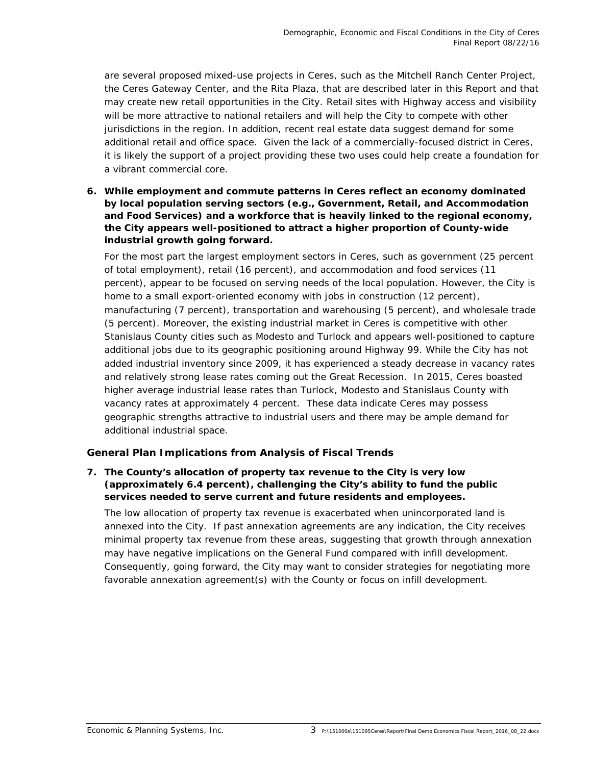are several proposed mixed-use projects in Ceres, such as the Mitchell Ranch Center Project, the Ceres Gateway Center, and the Rita Plaza, that are described later in this Report and that may create new retail opportunities in the City. Retail sites with Highway access and visibility will be more attractive to national retailers and will help the City to compete with other jurisdictions in the region. In addition, recent real estate data suggest demand for some additional retail and office space. Given the lack of a commercially-focused district in Ceres, it is likely the support of a project providing these two uses could help create a foundation for a vibrant commercial core.

6. **While employment and commute patterns in Ceres reflect an economy dominated by local population serving sectors (e.g., Government, Retail, and Accommodation and Food Services) and a workforce that is heavily linked to the regional economy, the City appears well-positioned to attract a higher proportion of County-wide industrial growth going forward.**

   For the most part the largest employment sectors in Ceres, such as government (25 percent of total employment), retail (16 percent), and accommodation and food services (11 percent), appear to be focused on serving needs of the local population. However, the City is home to a small export-oriented economy with jobs in construction (12 percent), manufacturing (7 percent), transportation and warehousing (5 percent), and wholesale trade (5 percent). Moreover, the existing industrial market in Ceres is competitive with other Stanislaus County cities such as Modesto and Turlock and appears well-positioned to capture additional jobs due to its geographic positioning around Highway 99. While the City has not added industrial inventory since 2009, it has experienced a steady decrease in vacancy rates and relatively strong lease rates coming out the Great Recession. In 2015, Ceres boasted higher average industrial lease rates than Turlock, Modesto and Stanislaus County with vacancy rates at approximately 4 percent. These data indicate Ceres may possess geographic strengths attractive to industrial users and there may be ample demand for additional industrial space.

### General Plan Implications from Analysis of Fiscal Trends

7. **The County's allocation of property tax revenue to the City is very low (approximately 6.4 percent), challenging the City's ability to fund the public services needed to serve current and future residents and employees.**

   The low allocation of property tax revenue is exacerbated when unincorporated land is annexed into the City. If past annexation agreements are any indication, the City receives minimal property tax revenue from these areas, suggesting that growth through annexation may have negative implications on the General Fund compared with infill development. Consequently, going forward, the City may want to consider strategies for negotiating more favorable annexation agreement(s) with the County or focus on infill development.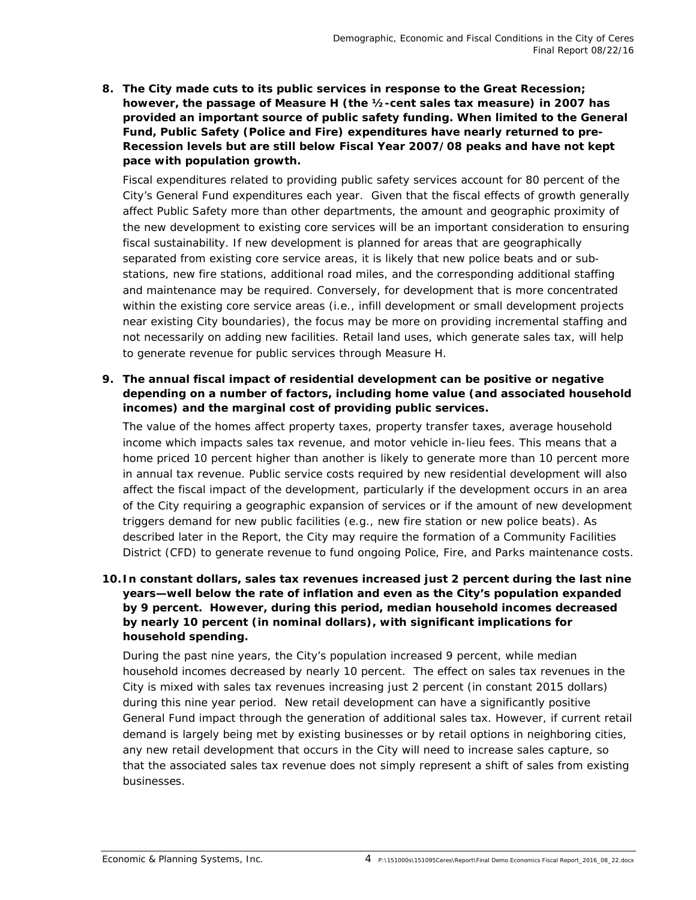8. **The City made cuts to its public services in response to the Great Recession; however, the passage of Measure H (the ½-cent sales tax measure) in 2007 has provided an important source of public safety funding. When limited to the General Fund, Public Safety (Police and Fire) expenditures have nearly returned to pre-Recession levels but are still below Fiscal Year 2007/08 peaks and have not kept pace with population growth.**

   Fiscal expenditures related to providing public safety services account for 80 percent of the City's General Fund expenditures each year. Given that the fiscal effects of growth generally affect Public Safety more than other departments, the amount and geographic proximity of the new development to existing core services will be an important consideration to ensuring fiscal sustainability. If new development is planned for areas that are geographically separated from existing core service areas, it is likely that new police beats and or sub-stations, new fire stations, additional road miles, and the corresponding additional staffing and maintenance may be required. Conversely, for development that is more concentrated within the existing core service areas (i.e., infill development or small development projects near existing City boundaries), the focus may be more on providing incremental staffing and not necessarily on adding new facilities. Retail land uses, which generate sales tax, will help to generate revenue for public services through Measure H.

9. **The annual fiscal impact of residential development can be positive or negative depending on a number of factors, including home value (and associated household incomes) and the marginal cost of providing public services.**

   The value of the homes affect property taxes, property transfer taxes, average household income which impacts sales tax revenue, and motor vehicle in-lieu fees. This means that a home priced 10 percent higher than another is likely to generate more than 10 percent more in annual tax revenue. Public service costs required by new residential development will also affect the fiscal impact of the development, particularly if the development occurs in an area of the City requiring a geographic expansion of services or if the amount of new development triggers demand for new public facilities (e.g., new fire station or new police beats). As described later in the Report, the City may require the formation of a Community Facilities District (CFD) to generate revenue to fund ongoing Police, Fire, and Parks maintenance costs.

10. **In constant dollars, sales tax revenues increased just 2 percent during the last nine years—well below the rate of inflation and even as the City's population expanded by 9 percent. However, during this period, median household incomes decreased by nearly 10 percent (in nominal dollars), with significant implications for household spending.**

    During the past nine years, the City's population increased 9 percent, while median household incomes decreased by nearly 10 percent. The effect on sales tax revenues in the City is mixed with sales tax revenues increasing just 2 percent (in constant 2015 dollars) during this nine year period. New retail development can have a significantly positive General Fund impact through the generation of additional sales tax. However, if current retail demand is largely being met by existing businesses or by retail options in neighboring cities, any new retail development that occurs in the City will need to increase sales capture, so that the associated sales tax revenue does not simply represent a shift of sales from existing businesses.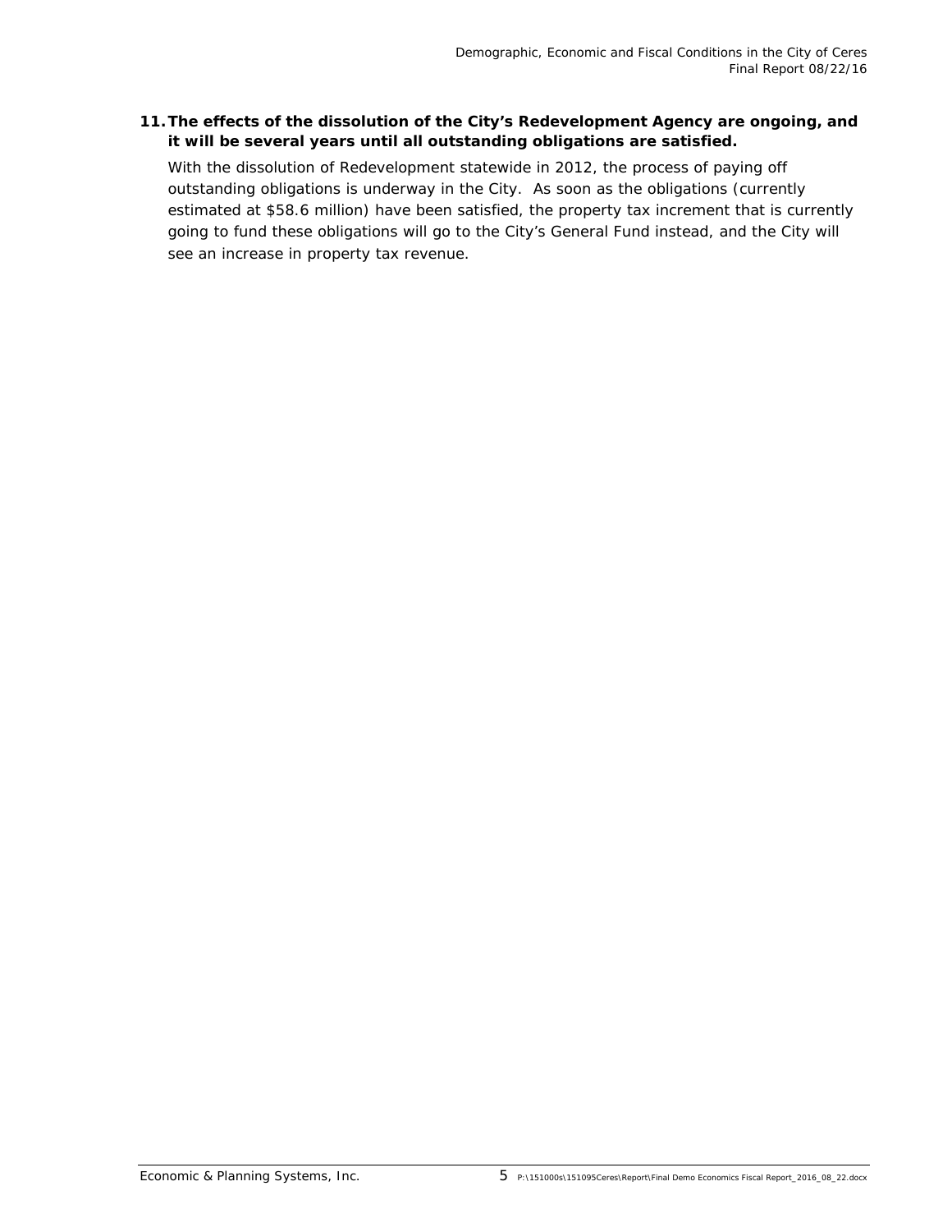**11. The effects of the dissolution of the City's Redevelopment Agency are ongoing, and it will be several years until all outstanding obligations are satisfied.**

With the dissolution of Redevelopment statewide in 2012, the process of paying off outstanding obligations is underway in the City. As soon as the obligations (currently estimated at $58.6 million) have been satisfied, the property tax increment that is currently going to fund these obligations will go to the City's General Fund instead, and the City will see an increase in property tax revenue.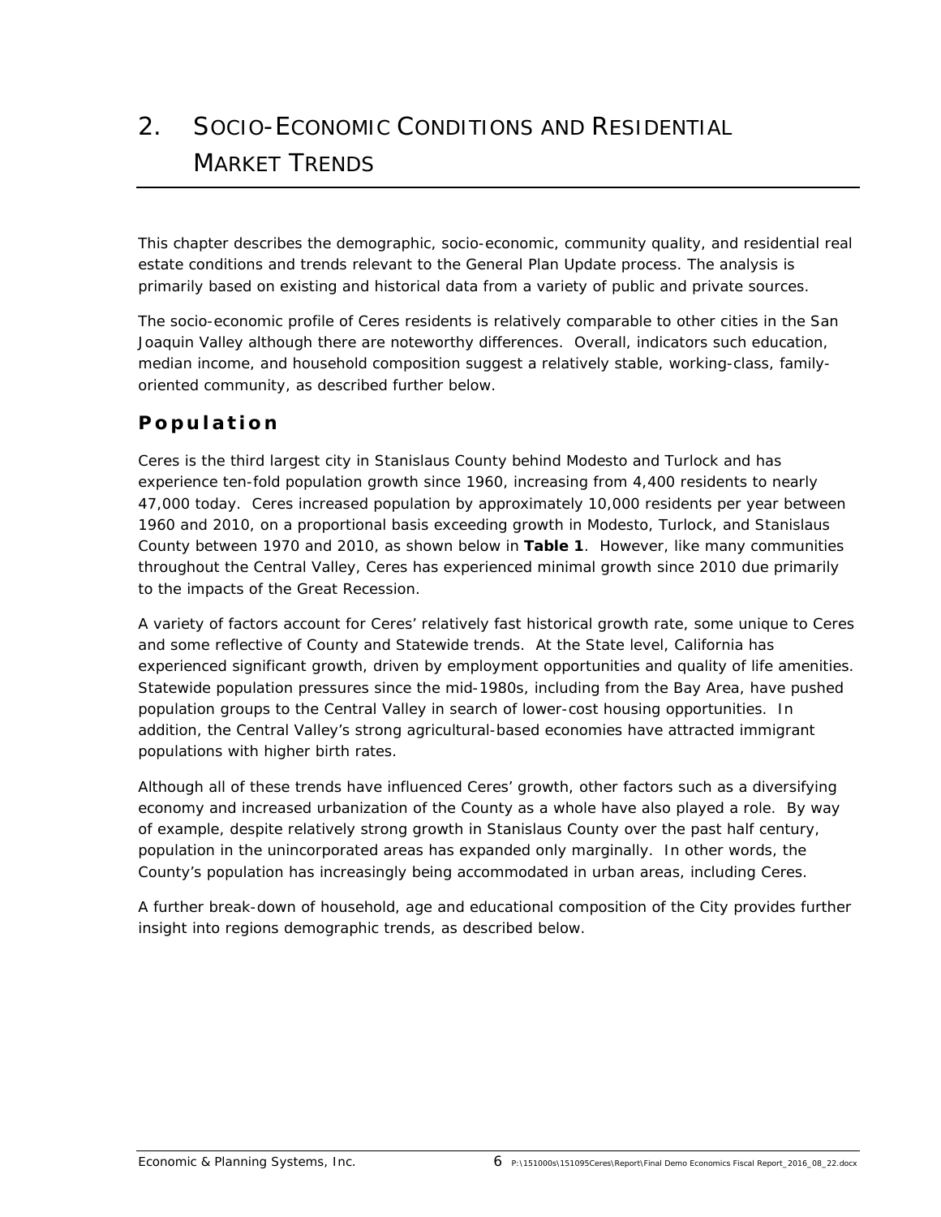# 2. Socio-Economic Conditions and Residential Market Trends

This chapter describes the demographic, socio-economic, community quality, and residential real estate conditions and trends relevant to the General Plan Update process. The analysis is primarily based on existing and historical data from a variety of public and private sources.

The socio-economic profile of Ceres residents is relatively comparable to other cities in the San Joaquin Valley although there are noteworthy differences. Overall, indicators such education, median income, and household composition suggest a relatively stable, working-class, family-oriented community, as described further below.

## Population

Ceres is the third largest city in Stanislaus County behind Modesto and Turlock and has experience ten-fold population growth since 1960, increasing from 4,400 residents to nearly 47,000 today. Ceres increased population by approximately 10,000 residents per year between 1960 and 2010, on a proportional basis exceeding growth in Modesto, Turlock, and Stanislaus County between 1970 and 2010, as shown below in **Table 1**. However, like many communities throughout the Central Valley, Ceres has experienced minimal growth since 2010 due primarily to the impacts of the Great Recession.

A variety of factors account for Ceres' relatively fast historical growth rate, some unique to Ceres and some reflective of County and Statewide trends. At the State level, California has experienced significant growth, driven by employment opportunities and quality of life amenities. Statewide population pressures since the mid-1980s, including from the Bay Area, have pushed population groups to the Central Valley in search of lower-cost housing opportunities. In addition, the Central Valley's strong agricultural-based economies have attracted immigrant populations with higher birth rates.

Although all of these trends have influenced Ceres' growth, other factors such as a diversifying economy and increased urbanization of the County as a whole have also played a role. By way of example, despite relatively strong growth in Stanislaus County over the past half century, population in the unincorporated areas has expanded only marginally. In other words, the County's population has increasingly being accommodated in urban areas, including Ceres.

A further break-down of household, age and educational composition of the City provides further insight into regions demographic trends, as described below.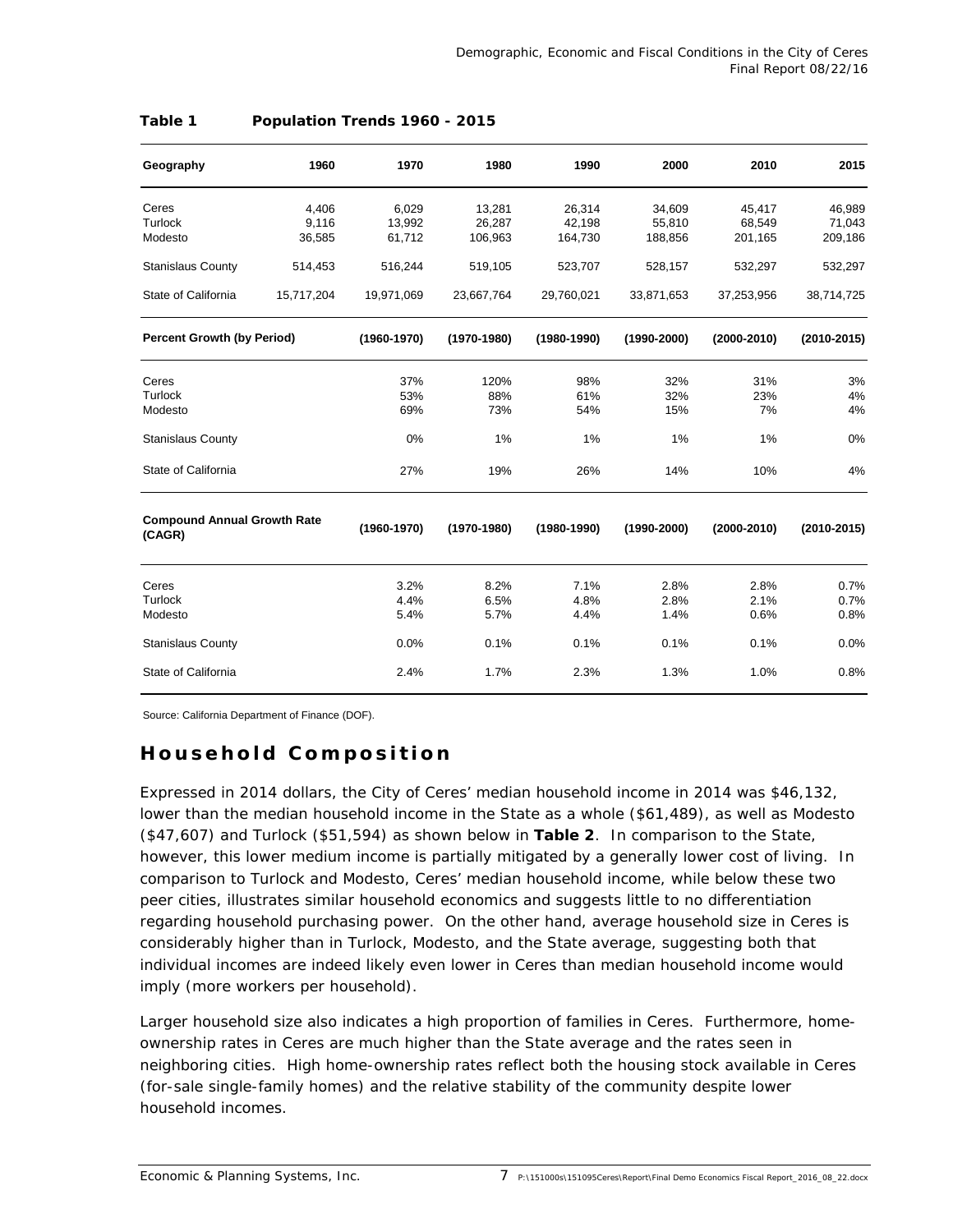**Table 1 Population Trends 1960 - 2015**

| Geography | 1960 | 1970 | 1980 | 1990 | 2000 | 2010 | 2015 |
|---|---|---|---|---|---|---|---|
| Ceres | 4,406 | 6,029 | 13,281 | 26,314 | 34,609 | 45,417 | 46,989 |
| Turlock | 9,116 | 13,992 | 26,287 | 42,198 | 55,810 | 68,549 | 71,043 |
| Modesto | 36,585 | 61,712 | 106,963 | 164,730 | 188,856 | 201,165 | 209,186 |
| Stanislaus County | 514,453 | 516,244 | 519,105 | 523,707 | 528,157 | 532,297 | 532,297 |
| State of California | 15,717,204 | 19,971,069 | 23,667,764 | 29,760,021 | 33,871,653 | 37,253,956 | 38,714,725 |
| **Percent Growth (by Period)** | | **(1960-1970)** | **(1970-1980)** | **(1980-1990)** | **(1990-2000)** | **(2000-2010)** | **(2010-2015)** |
| Ceres | | 37% | 120% | 98% | 32% | 31% | 3% |
| Turlock | | 53% | 88% | 61% | 32% | 23% | 4% |
| Modesto | | 69% | 73% | 54% | 15% | 7% | 4% |
| Stanislaus County | | 0% | 1% | 1% | 1% | 1% | 0% |
| State of California | | 27% | 19% | 26% | 14% | 10% | 4% |
| **Compound Annual Growth Rate (CAGR)** | | **(1960-1970)** | **(1970-1980)** | **(1980-1990)** | **(1990-2000)** | **(2000-2010)** | **(2010-2015)** |
| Ceres | | 3.2% | 8.2% | 7.1% | 2.8% | 2.8% | 0.7% |
| Turlock | | 4.4% | 6.5% | 4.8% | 2.8% | 2.1% | 0.7% |
| Modesto | | 5.4% | 5.7% | 4.4% | 1.4% | 0.6% | 0.8% |
| Stanislaus County | | 0.0% | 0.1% | 0.1% | 0.1% | 0.1% | 0.0% |
| State of California | | 2.4% | 1.7% | 2.3% | 1.3% | 1.0% | 0.8% |

Source: California Department of Finance (DOF).

## Household Composition

Expressed in 2014 dollars, the City of Ceres' median household income in 2014 was $46,132, lower than the median household income in the State as a whole ($61,489), as well as Modesto ($47,607) and Turlock ($51,594) as shown below in **Table 2**. In comparison to the State, however, this lower medium income is partially mitigated by a generally lower cost of living. In comparison to Turlock and Modesto, Ceres' median household income, while below these two peer cities, illustrates similar household economics and suggests little to no differentiation regarding household purchasing power. On the other hand, average household size in Ceres is considerably higher than in Turlock, Modesto, and the State average, suggesting both that individual incomes are indeed likely even lower in Ceres than median household income would imply (more workers per household).

Larger household size also indicates a high proportion of families in Ceres. Furthermore, home-ownership rates in Ceres are much higher than the State average and the rates seen in neighboring cities. High home-ownership rates reflect both the housing stock available in Ceres (for-sale single-family homes) and the relative stability of the community despite lower household incomes.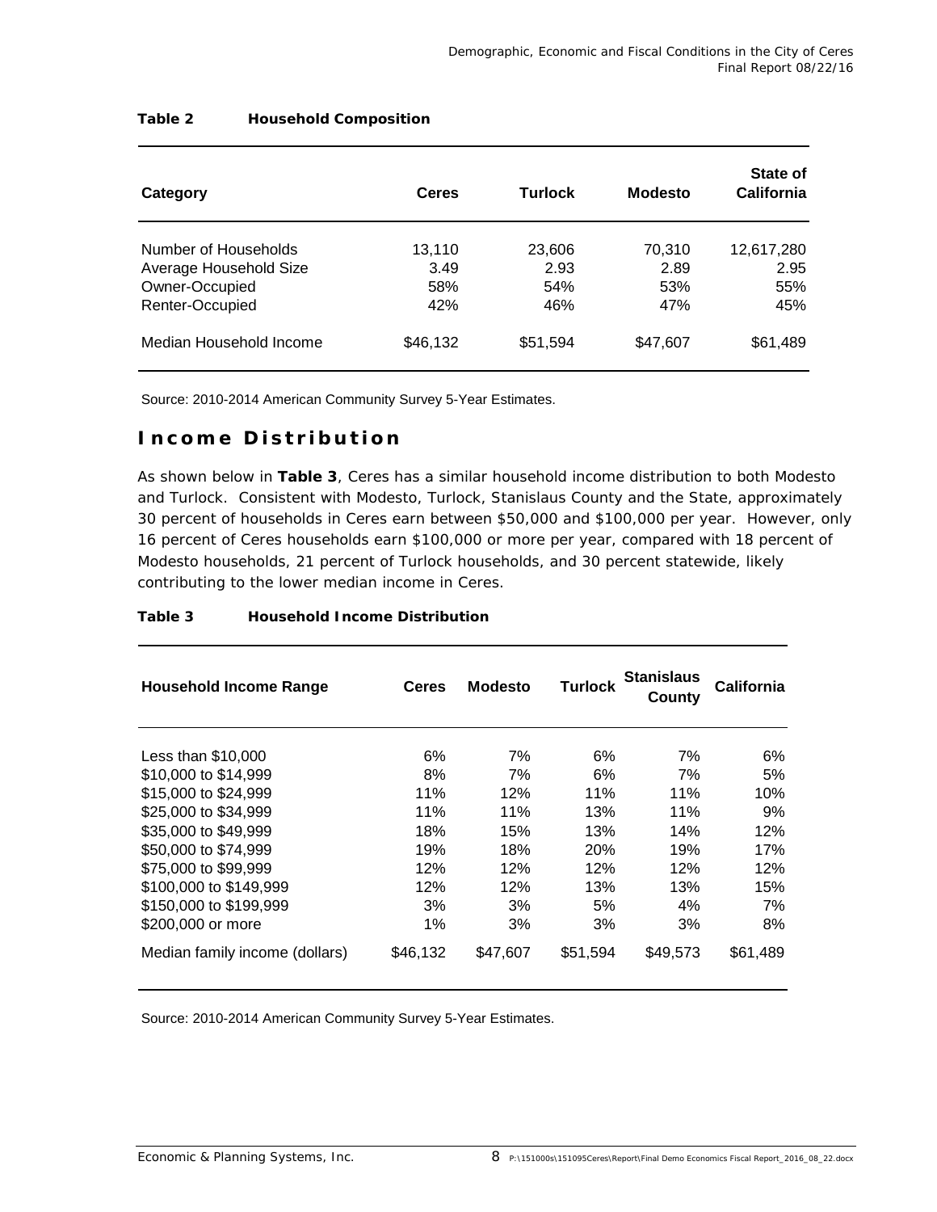**Table 2 Household Composition**

| Category | Ceres | Turlock | Modesto | State of California |
|---|---|---|---|---|
| Number of Households | 13,110 | 23,606 | 70,310 | 12,617,280 |
| Average Household Size | 3.49 | 2.93 | 2.89 | 2.95 |
| Owner-Occupied | 58% | 54% | 53% | 55% |
| Renter-Occupied | 42% | 46% | 47% | 45% |
| Median Household Income | $46,132 | $51,594 | $47,607 | $61,489 |

Source: 2010-2014 American Community Survey 5-Year Estimates.

## Income Distribution

As shown below in **Table 3**, Ceres has a similar household income distribution to both Modesto and Turlock. Consistent with Modesto, Turlock, Stanislaus County and the State, approximately 30 percent of households in Ceres earn between $50,000 and $100,000 per year. However, only 16 percent of Ceres households earn $100,000 or more per year, compared with 18 percent of Modesto households, 21 percent of Turlock households, and 30 percent statewide, likely contributing to the lower median income in Ceres.

**Table 3 Household Income Distribution**

| Household Income Range | Ceres | Modesto | Turlock | Stanislaus County | California |
|---|---|---|---|---|---|
| Less than $10,000 | 6% | 7% | 6% | 7% | 6% |
| $10,000 to $14,999 | 8% | 7% | 6% | 7% | 5% |
| $15,000 to $24,999 | 11% | 12% | 11% | 11% | 10% |
| $25,000 to $34,999 | 11% | 11% | 13% | 11% | 9% |
| $35,000 to $49,999 | 18% | 15% | 13% | 14% | 12% |
| $50,000 to $74,999 | 19% | 18% | 20% | 19% | 17% |
| $75,000 to $99,999 | 12% | 12% | 12% | 12% | 12% |
| $100,000 to $149,999 | 12% | 12% | 13% | 13% | 15% |
| $150,000 to $199,999 | 3% | 3% | 5% | 4% | 7% |
| $200,000 or more | 1% | 3% | 3% | 3% | 8% |
| Median family income (dollars) | $46,132 | $47,607 | $51,594 | $49,573 | $61,489 |

Source: 2010-2014 American Community Survey 5-Year Estimates.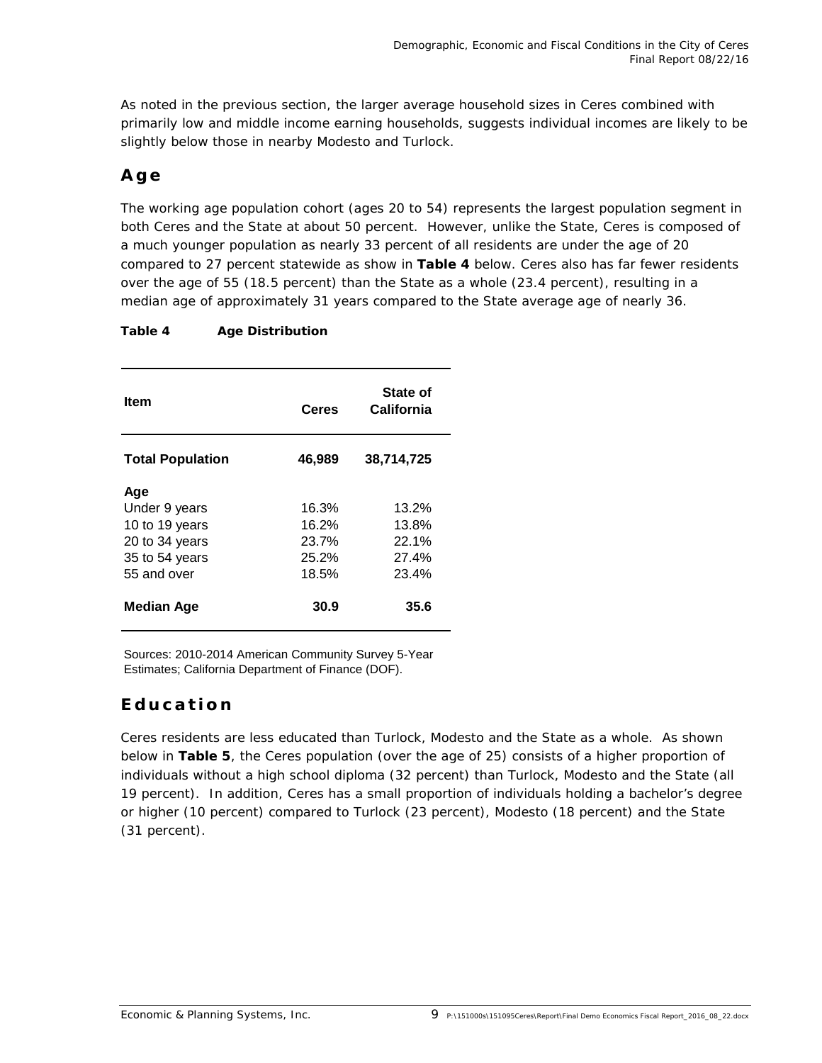As noted in the previous section, the larger average household sizes in Ceres combined with primarily low and middle income earning households, suggests individual incomes are likely to be slightly below those in nearby Modesto and Turlock.

## Age

The working age population cohort (ages 20 to 54) represents the largest population segment in both Ceres and the State at about 50 percent. However, unlike the State, Ceres is composed of a much younger population as nearly 33 percent of all residents are under the age of 20 compared to 27 percent statewide as show in **Table 4** below. Ceres also has far fewer residents over the age of 55 (18.5 percent) than the State as a whole (23.4 percent), resulting in a median age of approximately 31 years compared to the State average age of nearly 36.

**Table 4 Age Distribution**

| Item | Ceres | State of California |
|---|---|---|
| **Total Population** | **46,989** | **38,714,725** |
| **Age** | | |
| Under 9 years | 16.3% | 13.2% |
| 10 to 19 years | 16.2% | 13.8% |
| 20 to 34 years | 23.7% | 22.1% |
| 35 to 54 years | 25.2% | 27.4% |
| 55 and over | 18.5% | 23.4% |
| **Median Age** | **30.9** | **35.6** |

Sources: 2010-2014 American Community Survey 5-Year Estimates; California Department of Finance (DOF).

## Education

Ceres residents are less educated than Turlock, Modesto and the State as a whole. As shown below in **Table 5**, the Ceres population (over the age of 25) consists of a higher proportion of individuals without a high school diploma (32 percent) than Turlock, Modesto and the State (all 19 percent). In addition, Ceres has a small proportion of individuals holding a bachelor's degree or higher (10 percent) compared to Turlock (23 percent), Modesto (18 percent) and the State (31 percent).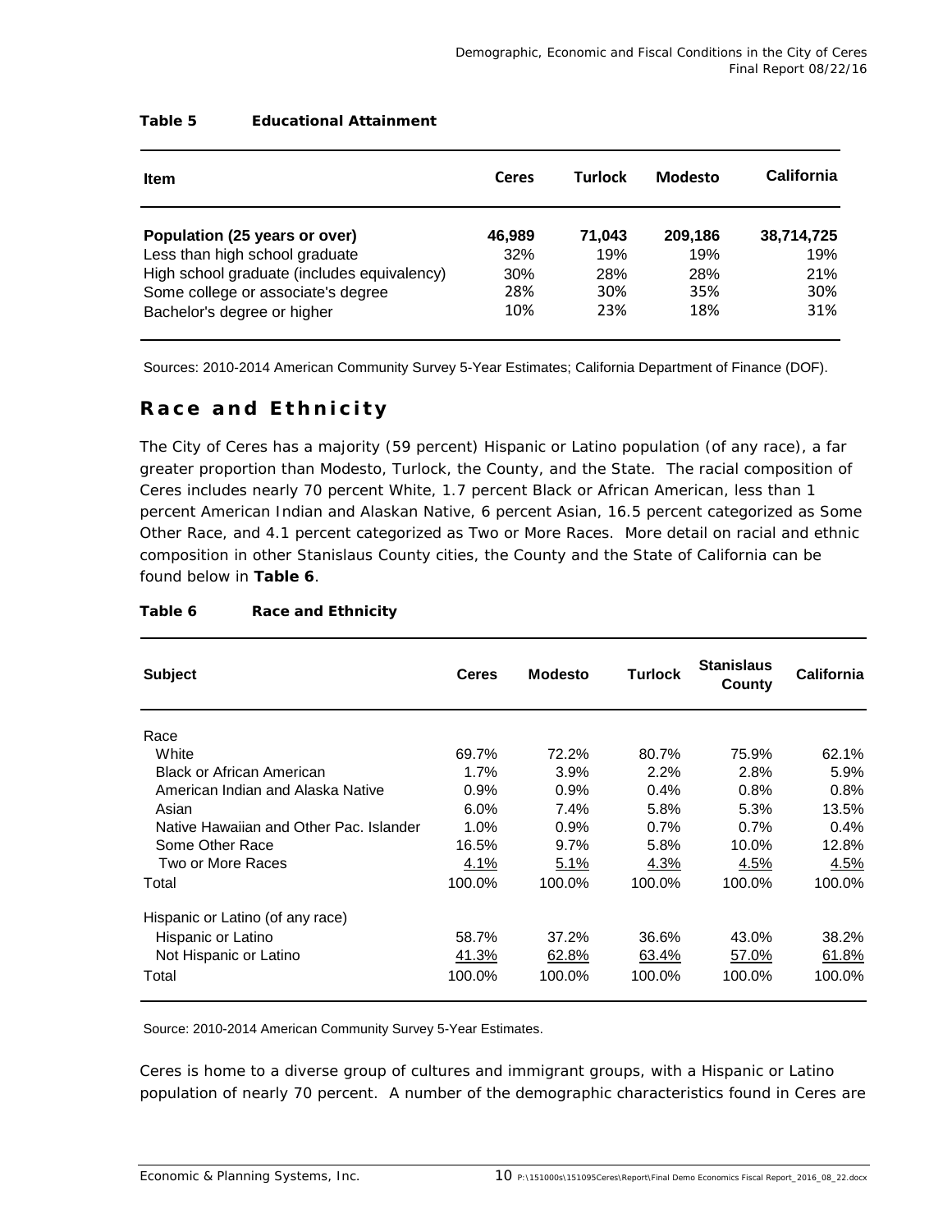**Table 5 Educational Attainment**

| Item | Ceres | Turlock | Modesto | California |
|---|---|---|---|---|
| **Population (25 years or over)** | **46,989** | **71,043** | **209,186** | **38,714,725** |
| Less than high school graduate | 32% | 19% | 19% | 19% |
| High school graduate (includes equivalency) | 30% | 28% | 28% | 21% |
| Some college or associate's degree | 28% | 30% | 35% | 30% |
| Bachelor's degree or higher | 10% | 23% | 18% | 31% |

Sources: 2010-2014 American Community Survey 5-Year Estimates; California Department of Finance (DOF).

## Race and Ethnicity

The City of Ceres has a majority (59 percent) Hispanic or Latino population (of any race), a far greater proportion than Modesto, Turlock, the County, and the State. The racial composition of Ceres includes nearly 70 percent White, 1.7 percent Black or African American, less than 1 percent American Indian and Alaskan Native, 6 percent Asian, 16.5 percent categorized as Some Other Race, and 4.1 percent categorized as Two or More Races. More detail on racial and ethnic composition in other Stanislaus County cities, the County and the State of California can be found below in **Table 6**.

**Table 6 Race and Ethnicity**

| Subject | Ceres | Modesto | Turlock | Stanislaus County | California |
|---|---|---|---|---|---|
| Race | | | | | |
| White | 69.7% | 72.2% | 80.7% | 75.9% | 62.1% |
| Black or African American | 1.7% | 3.9% | 2.2% | 2.8% | 5.9% |
| American Indian and Alaska Native | 0.9% | 0.9% | 0.4% | 0.8% | 0.8% |
| Asian | 6.0% | 7.4% | 5.8% | 5.3% | 13.5% |
| Native Hawaiian and Other Pac. Islander | 1.0% | 0.9% | 0.7% | 0.7% | 0.4% |
| Some Other Race | 16.5% | 9.7% | 5.8% | 10.0% | 12.8% |
| Two or More Races | 4.1% | 5.1% | 4.3% | 4.5% | 4.5% |
| Total | 100.0% | 100.0% | 100.0% | 100.0% | 100.0% |
| Hispanic or Latino (of any race) | | | | | |
| Hispanic or Latino | 58.7% | 37.2% | 36.6% | 43.0% | 38.2% |
| Not Hispanic or Latino | 41.3% | 62.8% | 63.4% | 57.0% | 61.8% |
| Total | 100.0% | 100.0% | 100.0% | 100.0% | 100.0% |

Source: 2010-2014 American Community Survey 5-Year Estimates.

Ceres is home to a diverse group of cultures and immigrant groups, with a Hispanic or Latino population of nearly 70 percent. A number of the demographic characteristics found in Ceres are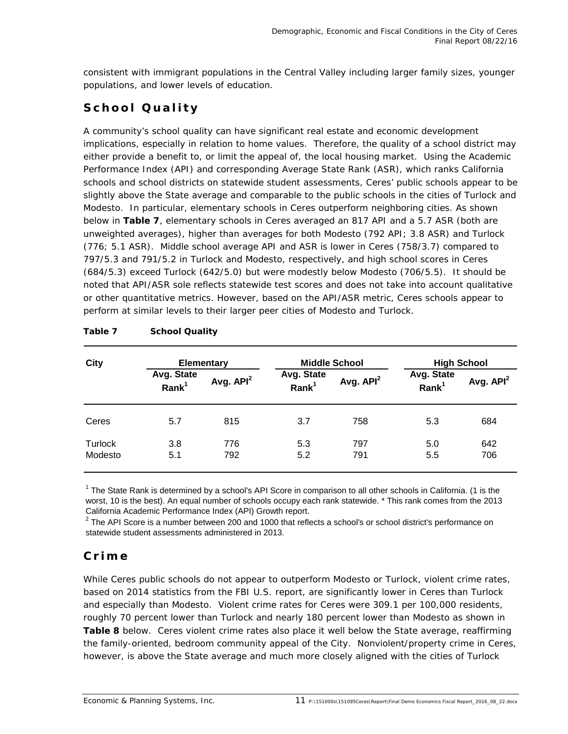consistent with immigrant populations in the Central Valley including larger family sizes, younger populations, and lower levels of education.

## School Quality

A community's school quality can have significant real estate and economic development implications, especially in relation to home values. Therefore, the quality of a school district may either provide a benefit to, or limit the appeal of, the local housing market. Using the Academic Performance Index (API) and corresponding Average State Rank (ASR), which ranks California schools and school districts on statewide student assessments, Ceres' public schools appear to be slightly above the State average and comparable to the public schools in the cities of Turlock and Modesto. In particular, elementary schools in Ceres outperform neighboring cities. As shown below in **Table 7**, elementary schools in Ceres averaged an 817 API and a 5.7 ASR (both are unweighted averages), higher than averages for both Modesto (792 API; 3.8 ASR) and Turlock (776; 5.1 ASR). Middle school average API and ASR is lower in Ceres (758/3.7) compared to 797/5.3 and 791/5.2 in Turlock and Modesto, respectively, and high school scores in Ceres (684/5.3) exceed Turlock (642/5.0) but were modestly below Modesto (706/5.5). It should be noted that API/ASR sole reflects statewide test scores and does not take into account qualitative or other quantitative metrics. However, based on the API/ASR metric, Ceres schools appear to perform at similar levels to their larger peer cities of Modesto and Turlock.

**Table 7 School Quality**

| City | Elementary | | Middle School | | High School | |
|---|---|---|---|---|---|---|
| | Avg. State Rank[1] | Avg. API[2] | Avg. State Rank[1] | Avg. API[2] | Avg. State Rank[1] | Avg. API[2] |
| Ceres | 5.7 | 815 | 3.7 | 758 | 5.3 | 684 |
| Turlock | 3.8 | 776 | 5.3 | 797 | 5.0 | 642 |
| Modesto | 5.1 | 792 | 5.2 | 791 | 5.5 | 706 |

[1] The State Rank is determined by a school's API Score in comparison to all other schools in California. (1 is the worst, 10 is the best). An equal number of schools occupy each rank statewide. * This rank comes from the 2013 California Academic Performance Index (API) Growth report.

[2] The API Score is a number between 200 and 1000 that reflects a school's or school district's performance on statewide student assessments administered in 2013.

## Crime

While Ceres public schools do not appear to outperform Modesto or Turlock, violent crime rates, based on 2014 statistics from the FBI U.S. report, are significantly lower in Ceres than Turlock and especially than Modesto. Violent crime rates for Ceres were 309.1 per 100,000 residents, roughly 70 percent lower than Turlock and nearly 180 percent lower than Modesto as shown in **Table 8** below. Ceres violent crime rates also place it well below the State average, reaffirming the family-oriented, bedroom community appeal of the City. Nonviolent/property crime in Ceres, however, is above the State average and much more closely aligned with the cities of Turlock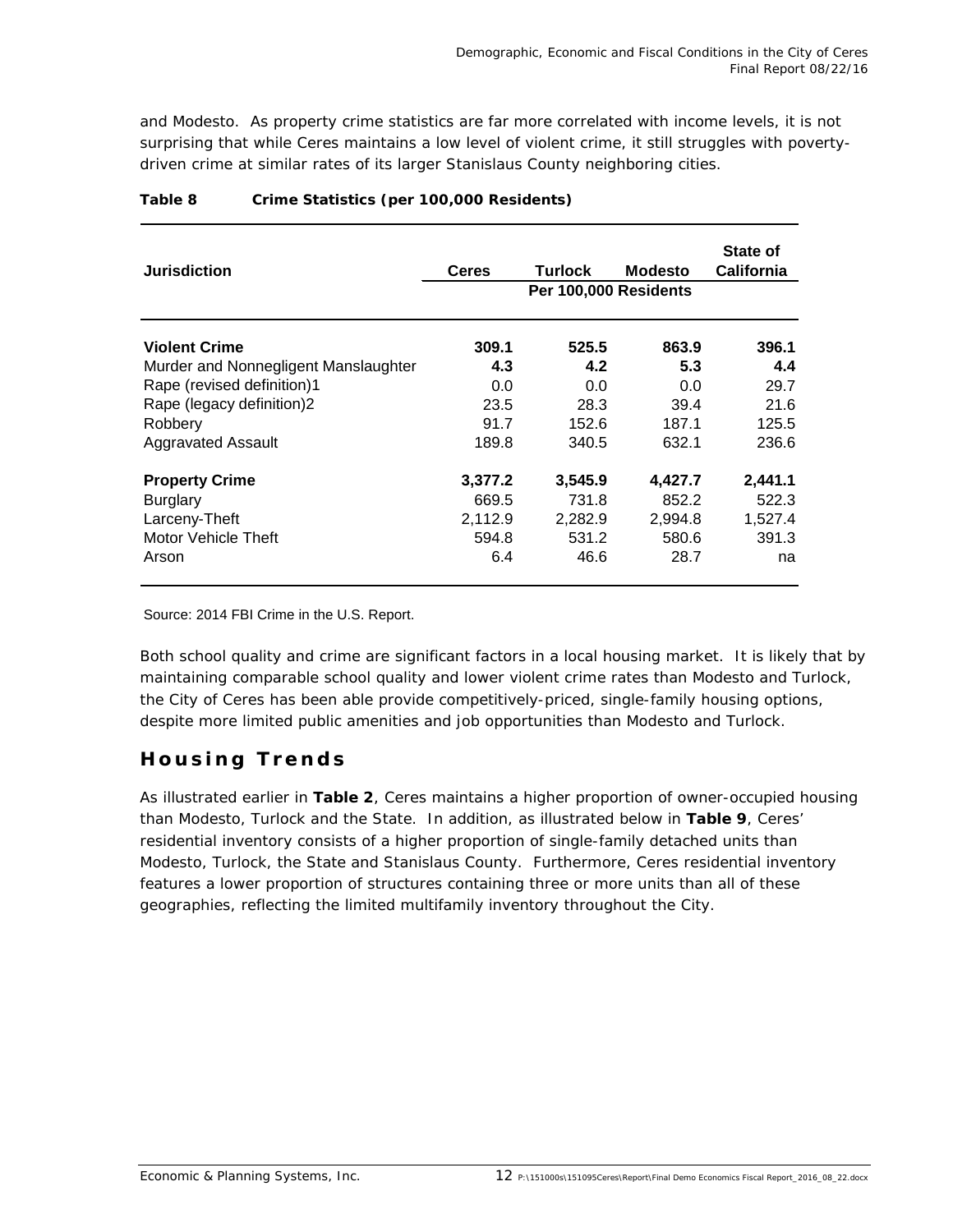and Modesto. As property crime statistics are far more correlated with income levels, it is not surprising that while Ceres maintains a low level of violent crime, it still struggles with poverty-driven crime at similar rates of its larger Stanislaus County neighboring cities.

**Table 8 Crime Statistics (per 100,000 Residents)**

| Jurisdiction | Ceres | Turlock | Modesto | State of California |
|---|---|---|---|---|
| | Per 100,000 Residents | | | |
| **Violent Crime** | **309.1** | **525.5** | **863.9** | **396.1** |
| Murder and Nonnegligent Manslaughter | **4.3** | **4.2** | **5.3** | **4.4** |
| Rape (revised definition)1 | 0.0 | 0.0 | 0.0 | 29.7 |
| Rape (legacy definition)2 | 23.5 | 28.3 | 39.4 | 21.6 |
| Robbery | 91.7 | 152.6 | 187.1 | 125.5 |
| Aggravated Assault | 189.8 | 340.5 | 632.1 | 236.6 |
| **Property Crime** | **3,377.2** | **3,545.9** | **4,427.7** | **2,441.1** |
| Burglary | 669.5 | 731.8 | 852.2 | 522.3 |
| Larceny-Theft | 2,112.9 | 2,282.9 | 2,994.8 | 1,527.4 |
| Motor Vehicle Theft | 594.8 | 531.2 | 580.6 | 391.3 |
| Arson | 6.4 | 46.6 | 28.7 | na |

Source: 2014 FBI Crime in the U.S. Report.

Both school quality and crime are significant factors in a local housing market. It is likely that by maintaining comparable school quality and lower violent crime rates than Modesto and Turlock, the City of Ceres has been able provide competitively-priced, single-family housing options, despite more limited public amenities and job opportunities than Modesto and Turlock.

## Housing Trends

As illustrated earlier in **Table 2**, Ceres maintains a higher proportion of owner-occupied housing than Modesto, Turlock and the State. In addition, as illustrated below in **Table 9**, Ceres' residential inventory consists of a higher proportion of single-family detached units than Modesto, Turlock, the State and Stanislaus County. Furthermore, Ceres residential inventory features a lower proportion of structures containing three or more units than all of these geographies, reflecting the limited multifamily inventory throughout the City.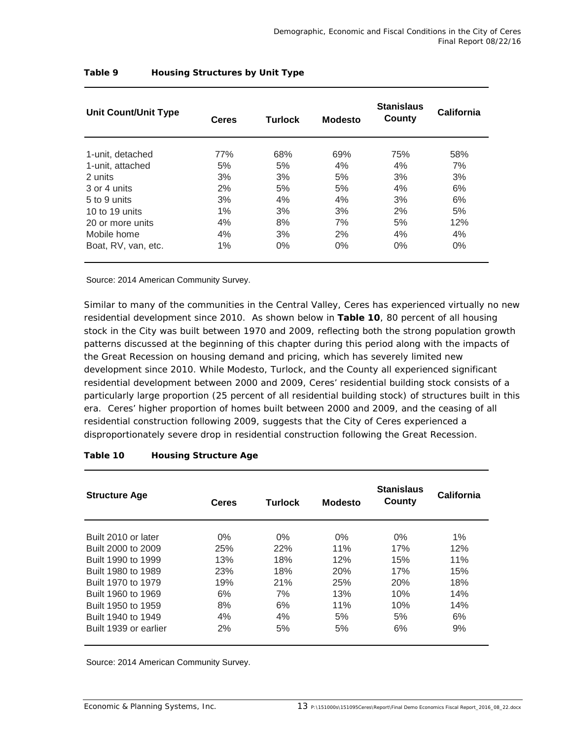**Table 9 Housing Structures by Unit Type**

| Unit Count/Unit Type | Ceres | Turlock | Modesto | Stanislaus County | California |
|---|---|---|---|---|---|
| 1-unit, detached | 77% | 68% | 69% | 75% | 58% |
| 1-unit, attached | 5% | 5% | 4% | 4% | 7% |
| 2 units | 3% | 3% | 5% | 3% | 3% |
| 3 or 4 units | 2% | 5% | 5% | 4% | 6% |
| 5 to 9 units | 3% | 4% | 4% | 3% | 6% |
| 10 to 19 units | 1% | 3% | 3% | 2% | 5% |
| 20 or more units | 4% | 8% | 7% | 5% | 12% |
| Mobile home | 4% | 3% | 2% | 4% | 4% |
| Boat, RV, van, etc. | 1% | 0% | 0% | 0% | 0% |

Source: 2014 American Community Survey.

Similar to many of the communities in the Central Valley, Ceres has experienced virtually no new residential development since 2010. As shown below in **Table 10**, 80 percent of all housing stock in the City was built between 1970 and 2009, reflecting both the strong population growth patterns discussed at the beginning of this chapter during this period along with the impacts of the Great Recession on housing demand and pricing, which has severely limited new development since 2010. While Modesto, Turlock, and the County all experienced significant residential development between 2000 and 2009, Ceres' residential building stock consists of a particularly large proportion (25 percent of all residential building stock) of structures built in this era. Ceres' higher proportion of homes built between 2000 and 2009, and the ceasing of all residential construction following 2009, suggests that the City of Ceres experienced a disproportionately severe drop in residential construction following the Great Recession.

**Table 10 Housing Structure Age**

| Structure Age | Ceres | Turlock | Modesto | Stanislaus County | California |
|---|---|---|---|---|---|
| Built 2010 or later | 0% | 0% | 0% | 0% | 1% |
| Built 2000 to 2009 | 25% | 22% | 11% | 17% | 12% |
| Built 1990 to 1999 | 13% | 18% | 12% | 15% | 11% |
| Built 1980 to 1989 | 23% | 18% | 20% | 17% | 15% |
| Built 1970 to 1979 | 19% | 21% | 25% | 20% | 18% |
| Built 1960 to 1969 | 6% | 7% | 13% | 10% | 14% |
| Built 1950 to 1959 | 8% | 6% | 11% | 10% | 14% |
| Built 1940 to 1949 | 4% | 4% | 5% | 5% | 6% |
| Built 1939 or earlier | 2% | 5% | 5% | 6% | 9% |

Source: 2014 American Community Survey.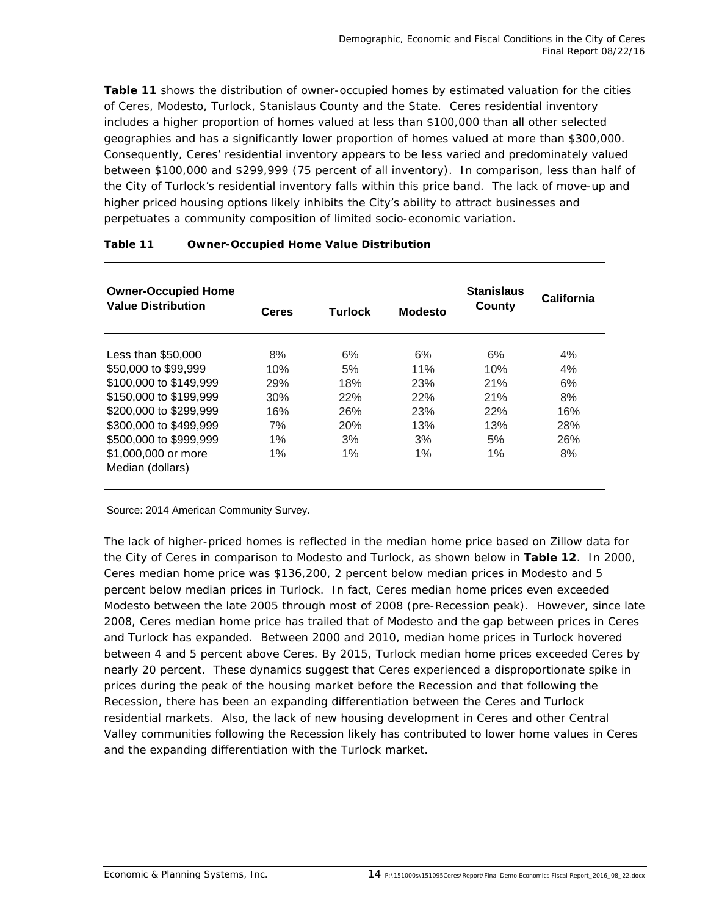**Table 11** shows the distribution of owner-occupied homes by estimated valuation for the cities of Ceres, Modesto, Turlock, Stanislaus County and the State. Ceres residential inventory includes a higher proportion of homes valued at less than $100,000 than all other selected geographies and has a significantly lower proportion of homes valued at more than $300,000. Consequently, Ceres' residential inventory appears to be less varied and predominately valued between $100,000 and $299,999 (75 percent of all inventory). In comparison, less than half of the City of Turlock's residential inventory falls within this price band. The lack of move-up and higher priced housing options likely inhibits the City's ability to attract businesses and perpetuates a community composition of limited socio-economic variation.

**Table 11 Owner-Occupied Home Value Distribution**

| Owner-Occupied Home Value Distribution | Ceres | Turlock | Modesto | Stanislaus County | California |
|---|---|---|---|---|---|
| Less than $50,000 | 8% | 6% | 6% | 6% | 4% |
| $50,000 to $99,999 | 10% | 5% | 11% | 10% | 4% |
| $100,000 to $149,999 | 29% | 18% | 23% | 21% | 6% |
| $150,000 to $199,999 | 30% | 22% | 22% | 21% | 8% |
| $200,000 to $299,999 | 16% | 26% | 23% | 22% | 16% |
| $300,000 to $499,999 | 7% | 20% | 13% | 13% | 28% |
| $500,000 to $999,999 | 1% | 3% | 3% | 5% | 26% |
| $1,000,000 or more | 1% | 1% | 1% | 1% | 8% |
| Median (dollars) | | | | | |

Source: 2014 American Community Survey.

The lack of higher-priced homes is reflected in the median home price based on Zillow data for the City of Ceres in comparison to Modesto and Turlock, as shown below in **Table 12**. In 2000, Ceres median home price was $136,200, 2 percent below median prices in Modesto and 5 percent below median prices in Turlock. In fact, Ceres median home prices even exceeded Modesto between the late 2005 through most of 2008 (pre-Recession peak). However, since late 2008, Ceres median home price has trailed that of Modesto and the gap between prices in Ceres and Turlock has expanded. Between 2000 and 2010, median home prices in Turlock hovered between 4 and 5 percent above Ceres. By 2015, Turlock median home prices exceeded Ceres by nearly 20 percent. These dynamics suggest that Ceres experienced a disproportionate spike in prices during the peak of the housing market before the Recession and that following the Recession, there has been an expanding differentiation between the Ceres and Turlock residential markets. Also, the lack of new housing development in Ceres and other Central Valley communities following the Recession likely has contributed to lower home values in Ceres and the expanding differentiation with the Turlock market.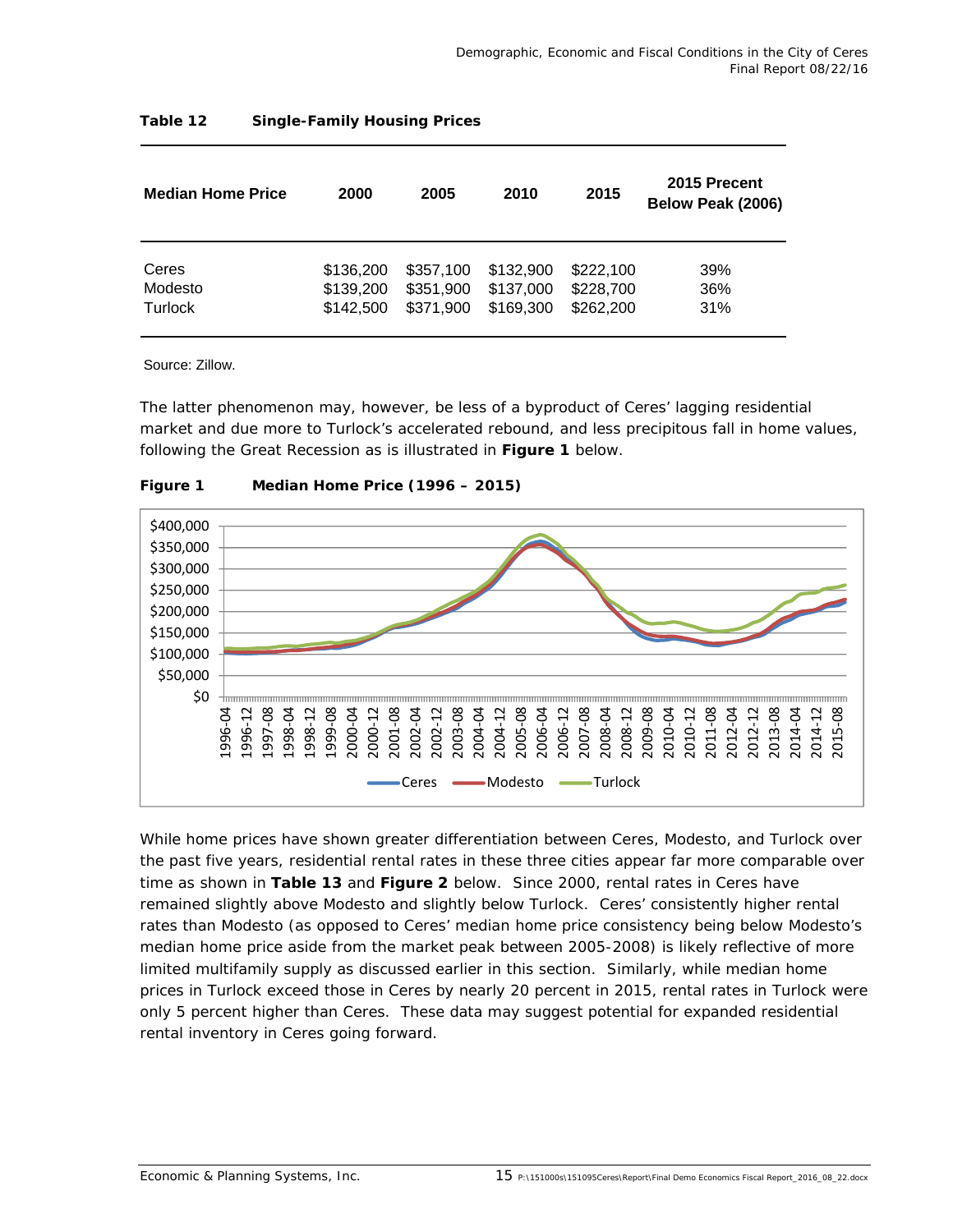**Table 12 Single-Family Housing Prices**

| Median Home Price | 2000 | 2005 | 2010 | 2015 | 2015 Precent Below Peak (2006) |
|---|---|---|---|---|---|
| Ceres | $136,200 | $357,100 | $132,900 | $222,100 | 39% |
| Modesto | $139,200 | $351,900 | $137,000 | $228,700 | 36% |
| Turlock | $142,500 | $371,900 | $169,300 | $262,200 | 31% |

Source: Zillow.

The latter phenomenon may, however, be less of a byproduct of Ceres' lagging residential market and due more to Turlock's accelerated rebound, and less precipitous fall in home values, following the Great Recession as is illustrated in **Figure 1** below.

**Figure 1 Median Home Price (1996 – 2015)**

While home prices have shown greater differentiation between Ceres, Modesto, and Turlock over the past five years, residential rental rates in these three cities appear far more comparable over time as shown in **Table 13** and **Figure 2** below. Since 2000, rental rates in Ceres have remained slightly above Modesto and slightly below Turlock. Ceres' consistently higher rental rates than Modesto (as opposed to Ceres' median home price consistency being below Modesto's median home price aside from the market peak between 2005-2008) is likely reflective of more limited multifamily supply as discussed earlier in this section. Similarly, while median home prices in Turlock exceed those in Ceres by nearly 20 percent in 2015, rental rates in Turlock were only 5 percent higher than Ceres. These data may suggest potential for expanded residential rental inventory in Ceres going forward.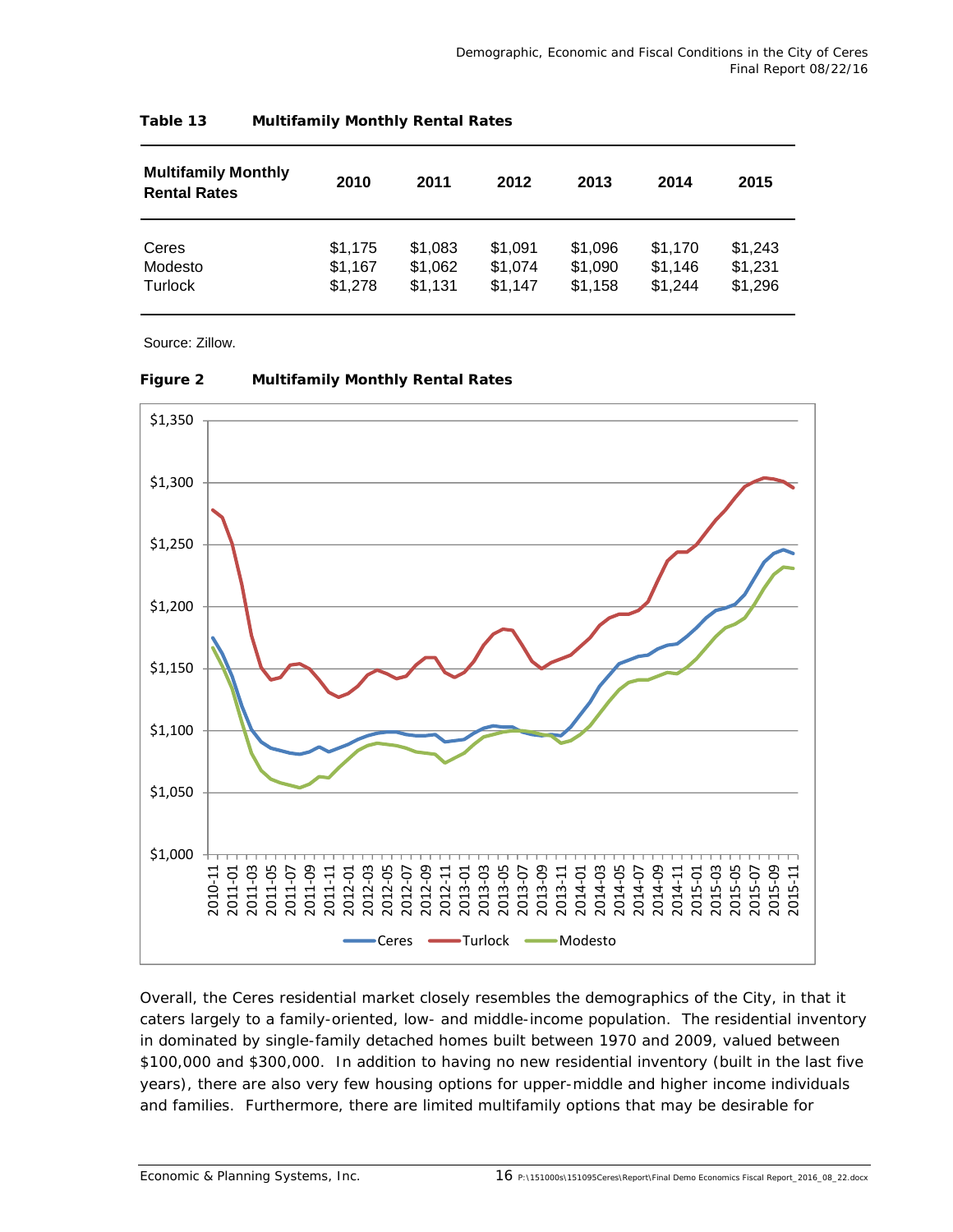**Table 13 Multifamily Monthly Rental Rates**

| Multifamily Monthly Rental Rates | 2010 | 2011 | 2012 | 2013 | 2014 | 2015 |
|---|---|---|---|---|---|---|
| Ceres | $1,175 | $1,083 | $1,091 | $1,096 | $1,170 | $1,243 |
| Modesto | $1,167 | $1,062 | $1,074 | $1,090 | $1,146 | $1,231 |
| Turlock | $1,278 | $1,131 | $1,147 | $1,158 | $1,244 | $1,296 |

Source: Zillow.

**Figure 2 Multifamily Monthly Rental Rates**

Overall, the Ceres residential market closely resembles the demographics of the City, in that it caters largely to a family-oriented, low- and middle-income population. The residential inventory in dominated by single-family detached homes built between 1970 and 2009, valued between $100,000 and $300,000. In addition to having no new residential inventory (built in the last five years), there are also very few housing options for upper-middle and higher income individuals and families. Furthermore, there are limited multifamily options that may be desirable for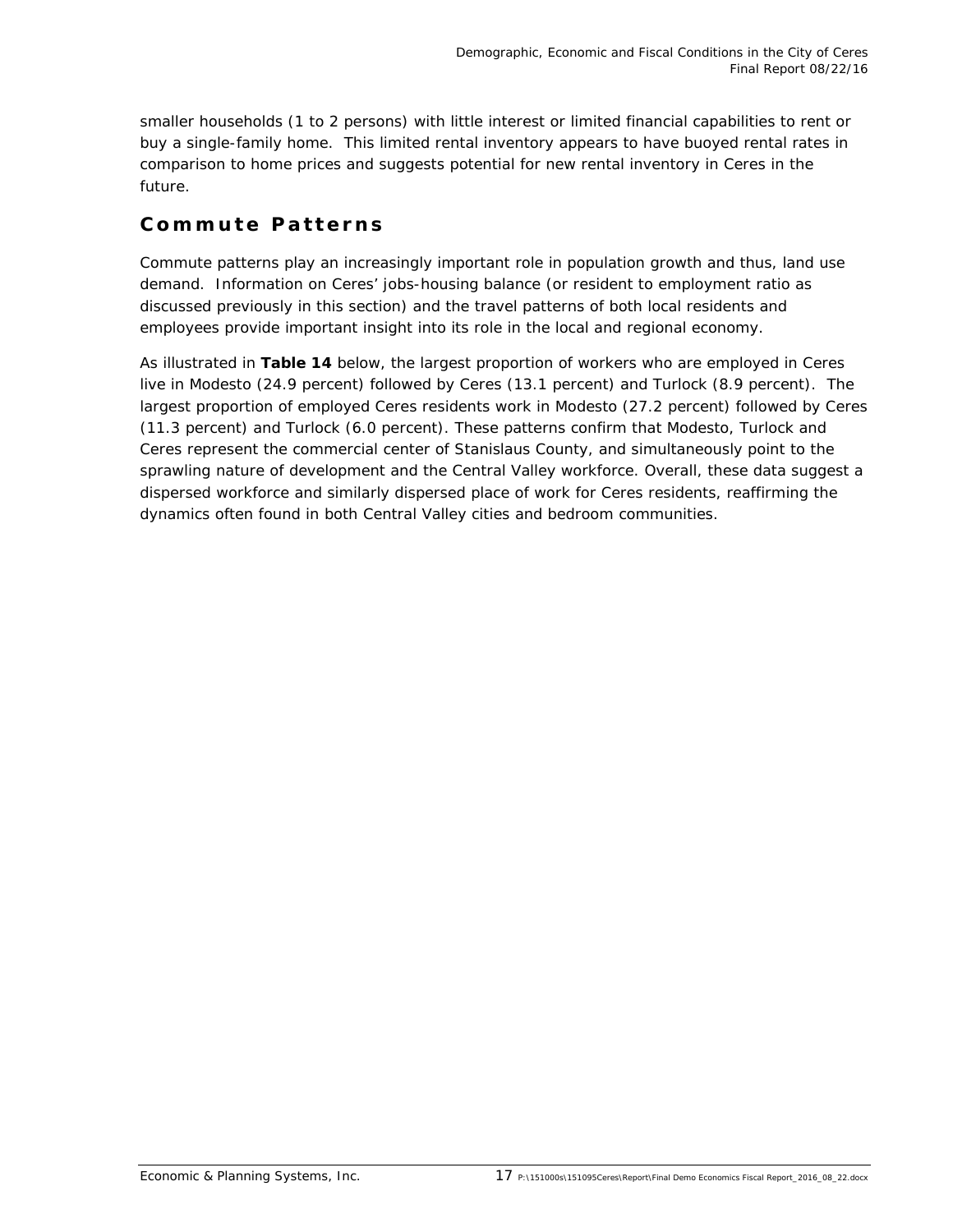smaller households (1 to 2 persons) with little interest or limited financial capabilities to rent or buy a single-family home. This limited rental inventory appears to have buoyed rental rates in comparison to home prices and suggests potential for new rental inventory in Ceres in the future.

## Commute Patterns

Commute patterns play an increasingly important role in population growth and thus, land use demand. Information on Ceres' jobs-housing balance (or resident to employment ratio as discussed previously in this section) and the travel patterns of both local residents and employees provide important insight into its role in the local and regional economy.

As illustrated in **Table 14** below, the largest proportion of workers who are employed in Ceres live in Modesto (24.9 percent) followed by Ceres (13.1 percent) and Turlock (8.9 percent). The largest proportion of employed Ceres residents work in Modesto (27.2 percent) followed by Ceres (11.3 percent) and Turlock (6.0 percent). These patterns confirm that Modesto, Turlock and Ceres represent the commercial center of Stanislaus County, and simultaneously point to the sprawling nature of development and the Central Valley workforce. Overall, these data suggest a dispersed workforce and similarly dispersed place of work for Ceres residents, reaffirming the dynamics often found in both Central Valley cities and bedroom communities.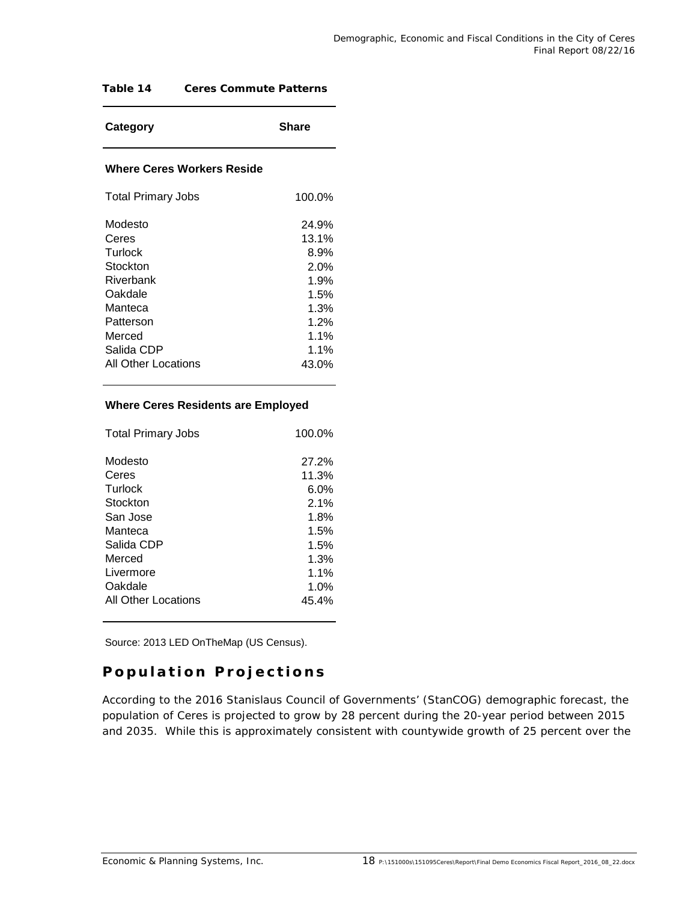**Table 14 Ceres Commute Patterns**

| Category | Share |
|---|---|
| **Where Ceres Workers Reside** | |
| Total Primary Jobs | 100.0% |
| Modesto | 24.9% |
| Ceres | 13.1% |
| Turlock | 8.9% |
| Stockton | 2.0% |
| Riverbank | 1.9% |
| Oakdale | 1.5% |
| Manteca | 1.3% |
| Patterson | 1.2% |
| Merced | 1.1% |
| Salida CDP | 1.1% |
| All Other Locations | 43.0% |
| **Where Ceres Residents are Employed** | |
| Total Primary Jobs | 100.0% |
| Modesto | 27.2% |
| Ceres | 11.3% |
| Turlock | 6.0% |
| Stockton | 2.1% |
| San Jose | 1.8% |
| Manteca | 1.5% |
| Salida CDP | 1.5% |
| Merced | 1.3% |
| Livermore | 1.1% |
| Oakdale | 1.0% |
| All Other Locations | 45.4% |

Source: 2013 LED OnTheMap (US Census).

## Population Projections

According to the 2016 Stanislaus Council of Governments' (StanCOG) demographic forecast, the population of Ceres is projected to grow by 28 percent during the 20-year period between 2015 and 2035. While this is approximately consistent with countywide growth of 25 percent over the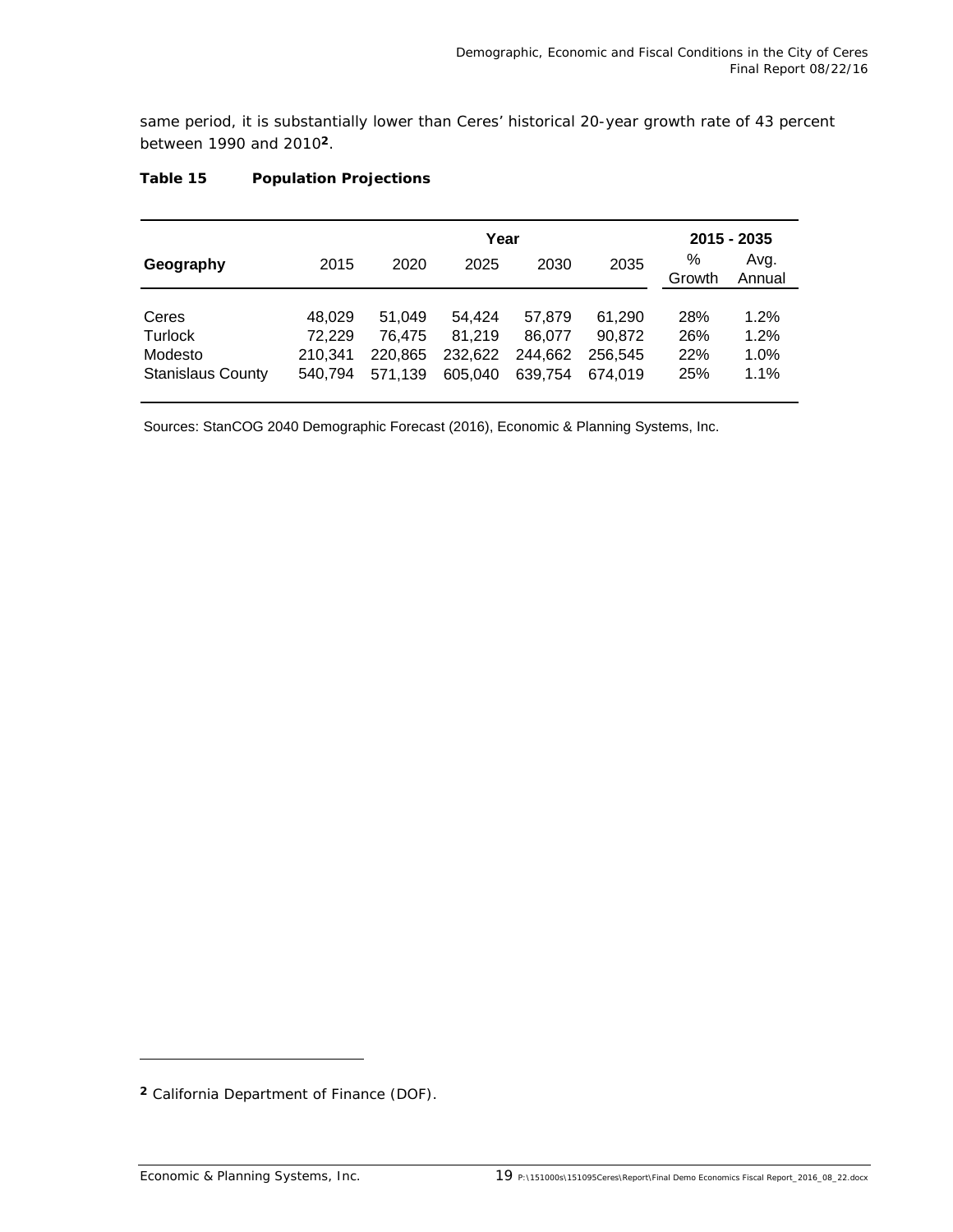same period, it is substantially lower than Ceres' historical 20-year growth rate of 43 percent between 1990 and 2010[2].

**Table 15 Population Projections**

| | Year | | | | | 2015 - 2035 | |
|---|---|---|---|---|---|---|---|
| **Geography** | 2015 | 2020 | 2025 | 2030 | 2035 | % Growth | Avg. Annual |
| Ceres | 48,029 | 51,049 | 54,424 | 57,879 | 61,290 | 28% | 1.2% |
| Turlock | 72,229 | 76,475 | 81,219 | 86,077 | 90,872 | 26% | 1.2% |
| Modesto | 210,341 | 220,865 | 232,622 | 244,662 | 256,545 | 22% | 1.0% |
| Stanislaus County | 540,794 | 571,139 | 605,040 | 639,754 | 674,019 | 25% | 1.1% |

Sources: StanCOG 2040 Demographic Forecast (2016), Economic & Planning Systems, Inc.

[2] California Department of Finance (DOF).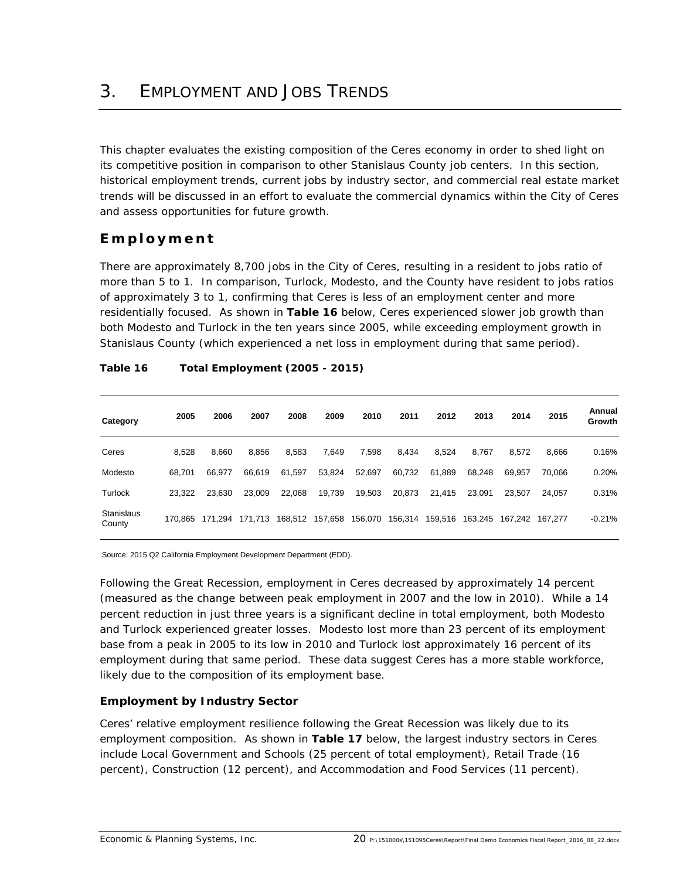// Document: Economic & Planning Systems report on Ceres, p. 20 (PDF page 24 of 49)
# 3. Employment and Jobs Trends

This chapter evaluates the existing composition of the Ceres economy in order to shed light on its competitive position in comparison to other Stanislaus County job centers. In this section, historical employment trends, current jobs by industry sector, and commercial real estate market trends will be discussed in an effort to evaluate the commercial dynamics within the City of Ceres and assess opportunities for future growth.

## Employment

There are approximately 8,700 jobs in the City of Ceres, resulting in a resident to jobs ratio of more than 5 to 1. In comparison, Turlock, Modesto, and the County have resident to jobs ratios of approximately 3 to 1, confirming that Ceres is less of an employment center and more residentially focused. As shown in **Table 16** below, Ceres experienced slower job growth than both Modesto and Turlock in the ten years since 2005, while exceeding employment growth in Stanislaus County (which experienced a net loss in employment during that same period).

**Table 16 Total Employment (2005 - 2015)**

| Category | 2005 | 2006 | 2007 | 2008 | 2009 | 2010 | 2011 | 2012 | 2013 | 2014 | 2015 | Annual Growth |
|---|---|---|---|---|---|---|---|---|---|---|---|---|
| Ceres | 8,528 | 8,660 | 8,856 | 8,583 | 7,649 | 7,598 | 8,434 | 8,524 | 8,767 | 8,572 | 8,666 | 0.16% |
| Modesto | 68,701 | 66,977 | 66,619 | 61,597 | 53,824 | 52,697 | 60,732 | 61,889 | 68,248 | 69,957 | 70,066 | 0.20% |
| Turlock | 23,322 | 23,630 | 23,009 | 22,068 | 19,739 | 19,503 | 20,873 | 21,415 | 23,091 | 23,507 | 24,057 | 0.31% |
| Stanislaus County | 170,865 | 171,294 | 171,713 | 168,512 | 157,658 | 156,070 | 156,314 | 159,516 | 163,245 | 167,242 | 167,277 | -0.21% |

Source: 2015 Q2 California Employment Development Department (EDD).

Following the Great Recession, employment in Ceres decreased by approximately 14 percent (measured as the change between peak employment in 2007 and the low in 2010). While a 14 percent reduction in just three years is a significant decline in total employment, both Modesto and Turlock experienced greater losses. Modesto lost more than 23 percent of its employment base from a peak in 2005 to its low in 2010 and Turlock lost approximately 16 percent of its employment during that same period. These data suggest Ceres has a more stable workforce, likely due to the composition of its employment base.

### Employment by Industry Sector

Ceres' relative employment resilience following the Great Recession was likely due to its employment composition. As shown in **Table 17** below, the largest industry sectors in Ceres include Local Government and Schools (25 percent of total employment), Retail Trade (16 percent), Construction (12 percent), and Accommodation and Food Services (11 percent).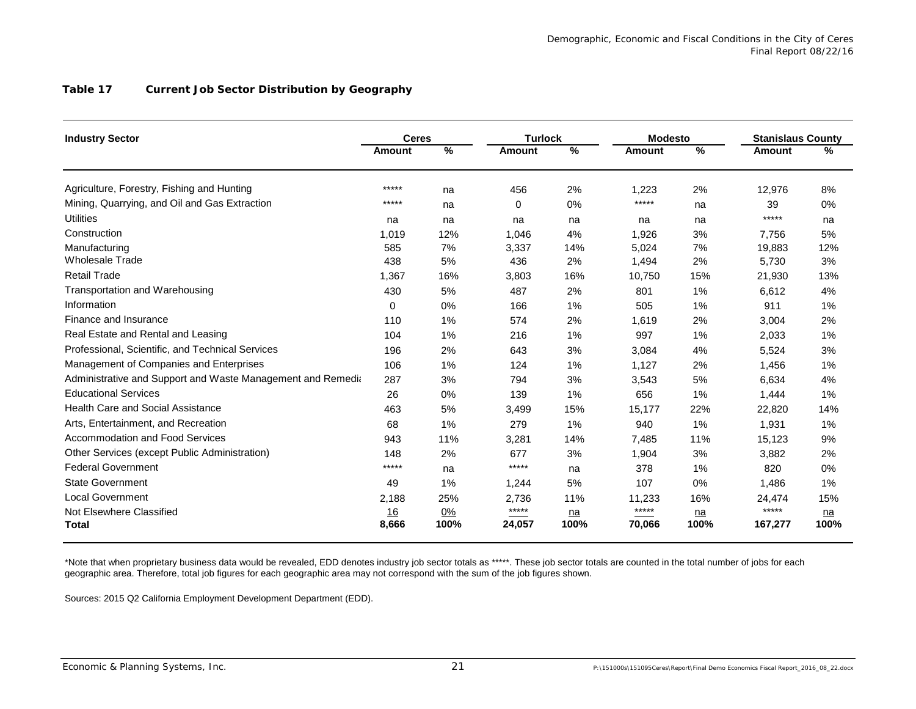**Table 17    Current Job Sector Distribution by Geography**

| Industry Sector | Ceres | | Turlock | | Modesto | | Stanislaus County | |
|---|---|---|---|---|---|---|---|---|
| | Amount | % | Amount | % | Amount | % | Amount | % |
| Agriculture, Forestry, Fishing and Hunting | ***** | na | 456 | 2% | 1,223 | 2% | 12,976 | 8% |
| Mining, Quarrying, and Oil and Gas Extraction | ***** | na | 0 | 0% | ***** | na | 39 | 0% |
| Utilities | na | na | na | na | na | na | ***** | na |
| Construction | 1,019 | 12% | 1,046 | 4% | 1,926 | 3% | 7,756 | 5% |
| Manufacturing | 585 | 7% | 3,337 | 14% | 5,024 | 7% | 19,883 | 12% |
| Wholesale Trade | 438 | 5% | 436 | 2% | 1,494 | 2% | 5,730 | 3% |
| Retail Trade | 1,367 | 16% | 3,803 | 16% | 10,750 | 15% | 21,930 | 13% |
| Transportation and Warehousing | 430 | 5% | 487 | 2% | 801 | 1% | 6,612 | 4% |
| Information | 0 | 0% | 166 | 1% | 505 | 1% | 911 | 1% |
| Finance and Insurance | 110 | 1% | 574 | 2% | 1,619 | 2% | 3,004 | 2% |
| Real Estate and Rental and Leasing | 104 | 1% | 216 | 1% | 997 | 1% | 2,033 | 1% |
| Professional, Scientific, and Technical Services | 196 | 2% | 643 | 3% | 3,084 | 4% | 5,524 | 3% |
| Management of Companies and Enterprises | 106 | 1% | 124 | 1% | 1,127 | 2% | 1,456 | 1% |
| Administrative and Support and Waste Management and Remedia | 287 | 3% | 794 | 3% | 3,543 | 5% | 6,634 | 4% |
| Educational Services | 26 | 0% | 139 | 1% | 656 | 1% | 1,444 | 1% |
| Health Care and Social Assistance | 463 | 5% | 3,499 | 15% | 15,177 | 22% | 22,820 | 14% |
| Arts, Entertainment, and Recreation | 68 | 1% | 279 | 1% | 940 | 1% | 1,931 | 1% |
| Accommodation and Food Services | 943 | 11% | 3,281 | 14% | 7,485 | 11% | 15,123 | 9% |
| Other Services (except Public Administration) | 148 | 2% | 677 | 3% | 1,904 | 3% | 3,882 | 2% |
| Federal Government | ***** | na | ***** | na | 378 | 1% | 820 | 0% |
| State Government | 49 | 1% | 1,244 | 5% | 107 | 0% | 1,486 | 1% |
| Local Government | 2,188 | 25% | 2,736 | 11% | 11,233 | 16% | 24,474 | 15% |
| Not Elsewhere Classified | 16 | 0% | ***** | na | ***** | na | ***** | na |
| **Total** | **8,666** | **100%** | **24,057** | **100%** | **70,066** | **100%** | **167,277** | **100%** |

*Note that when proprietary business data would be revealed, EDD denotes industry job sector totals as *****. These job sector totals are counted in the total number of jobs for each geographic area. Therefore, total job figures for each geographic area may not correspond with the sum of the job figures shown.

Sources: 2015 Q2 California Employment Development Department (EDD).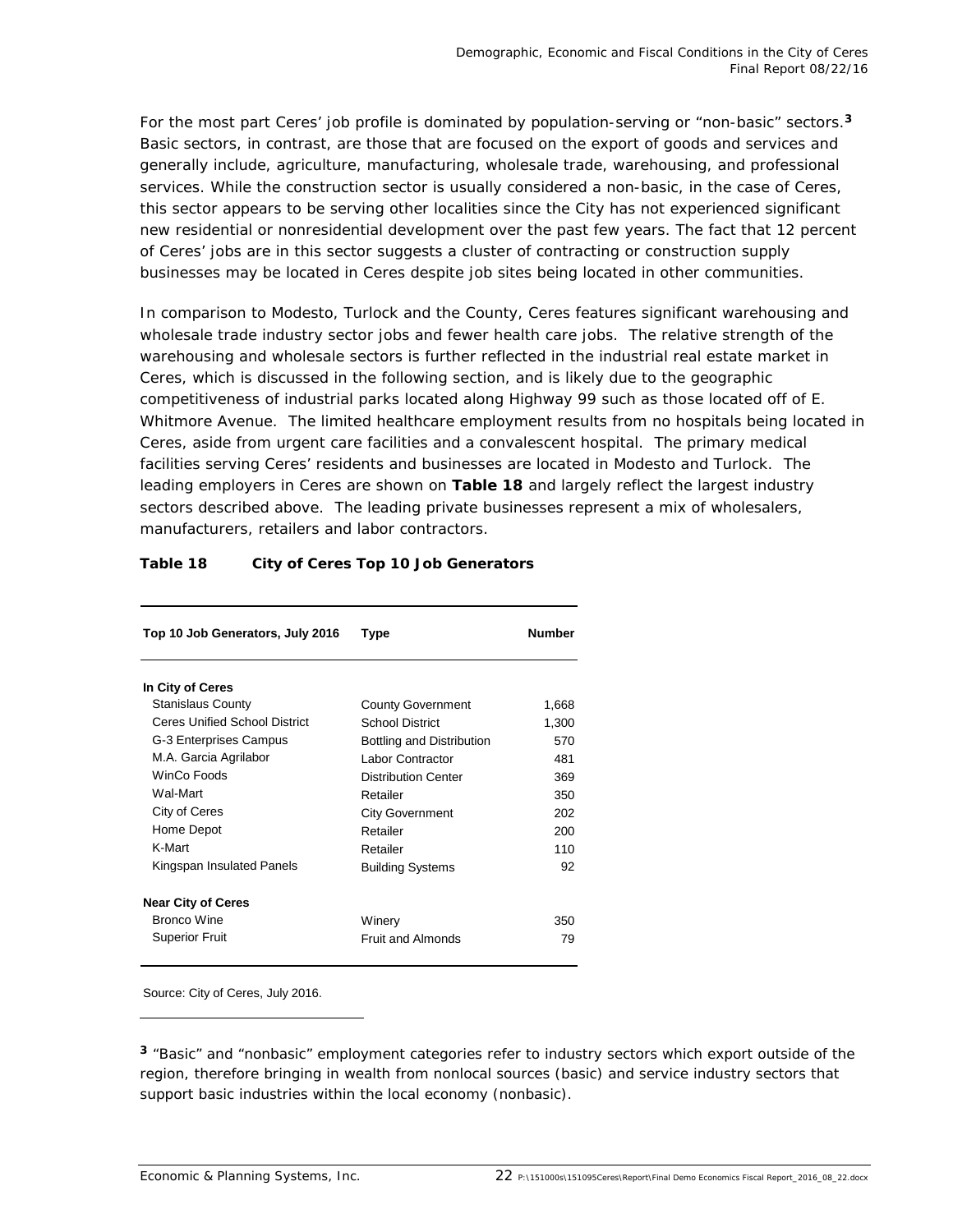For the most part Ceres' job profile is dominated by population-serving or "non-basic" sectors.[3] Basic sectors, in contrast, are those that are focused on the export of goods and services and generally include, agriculture, manufacturing, wholesale trade, warehousing, and professional services. While the construction sector is usually considered a non-basic, in the case of Ceres, this sector appears to be serving other localities since the City has not experienced significant new residential or nonresidential development over the past few years. The fact that 12 percent of Ceres' jobs are in this sector suggests a cluster of contracting or construction supply businesses may be located in Ceres despite job sites being located in other communities.

In comparison to Modesto, Turlock and the County, Ceres features significant warehousing and wholesale trade industry sector jobs and fewer health care jobs. The relative strength of the warehousing and wholesale sectors is further reflected in the industrial real estate market in Ceres, which is discussed in the following section, and is likely due to the geographic competitiveness of industrial parks located along Highway 99 such as those located off of E. Whitmore Avenue. The limited healthcare employment results from no hospitals being located in Ceres, aside from urgent care facilities and a convalescent hospital. The primary medical facilities serving Ceres' residents and businesses are located in Modesto and Turlock. The leading employers in Ceres are shown on **Table 18** and largely reflect the largest industry sectors described above. The leading private businesses represent a mix of wholesalers, manufacturers, retailers and labor contractors.

**Table 18 City of Ceres Top 10 Job Generators**

| Top 10 Job Generators, July 2016 | Type | Number |
|---|---|---|
| **In City of Ceres** | | |
| Stanislaus County | County Government | 1,668 |
| Ceres Unified School District | School District | 1,300 |
| G-3 Enterprises Campus | Bottling and Distribution | 570 |
| M.A. Garcia Agrilabor | Labor Contractor | 481 |
| WinCo Foods | Distribution Center | 369 |
| Wal-Mart | Retailer | 350 |
| City of Ceres | City Government | 202 |
| Home Depot | Retailer | 200 |
| K-Mart | Retailer | 110 |
| Kingspan Insulated Panels | Building Systems | 92 |
| **Near City of Ceres** | | |
| Bronco Wine | Winery | 350 |
| Superior Fruit | Fruit and Almonds | 79 |

Source: City of Ceres, July 2016.

[3] "Basic" and "nonbasic" employment categories refer to industry sectors which export outside of the region, therefore bringing in wealth from nonlocal sources (basic) and service industry sectors that support basic industries within the local economy (nonbasic).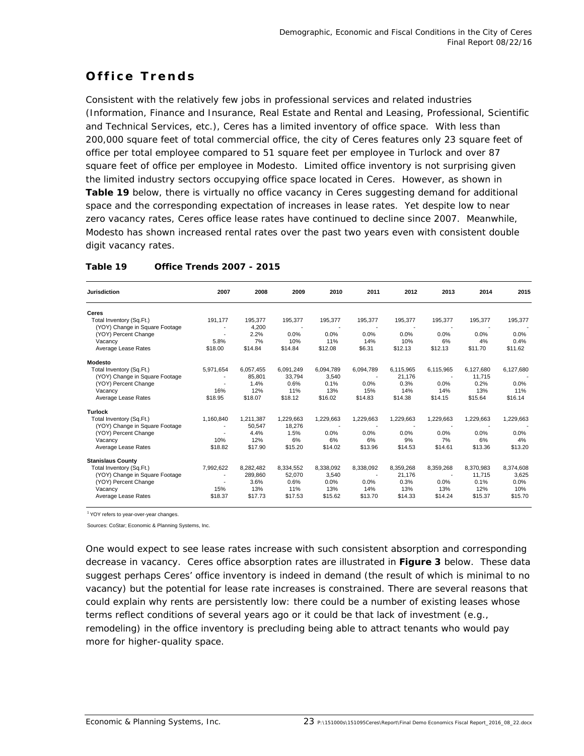## Office Trends

Consistent with the relatively few jobs in professional services and related industries (Information, Finance and Insurance, Real Estate and Rental and Leasing, Professional, Scientific and Technical Services, etc.), Ceres has a limited inventory of office space. With less than 200,000 square feet of total commercial office, the city of Ceres features only 23 square feet of office per total employee compared to 51 square feet per employee in Turlock and over 87 square feet of office per employee in Modesto. Limited office inventory is not surprising given the limited industry sectors occupying office space located in Ceres. However, as shown in **Table 19** below, there is virtually no office vacancy in Ceres suggesting demand for additional space and the corresponding expectation of increases in lease rates. Yet despite low to near zero vacancy rates, Ceres office lease rates have continued to decline since 2007. Meanwhile, Modesto has shown increased rental rates over the past two years even with consistent double digit vacancy rates.

**Table 19 Office Trends 2007 - 2015**

| Jurisdiction | 2007 | 2008 | 2009 | 2010 | 2011 | 2012 | 2013 | 2014 | 2015 |
|---|---|---|---|---|---|---|---|---|---|
| **Ceres** | | | | | | | | | |
| Total Inventory (Sq.Ft.) | 191,177 | 195,377 | 195,377 | 195,377 | 195,377 | 195,377 | 195,377 | 195,377 | 195,377 |
| (YOY) Change in Square Footage | - | 4,200 | - | - | - | - | - | - | - |
| (YOY) Percent Change | - | 2.2% | 0.0% | 0.0% | 0.0% | 0.0% | 0.0% | 0.0% | 0.0% |
| Vacancy | 5.8% | 7% | 10% | 11% | 14% | 10% | 6% | 4% | 0.4% |
| Average Lease Rates | $18.00 | $14.84 | $14.84 | $12.08 | $6.31 | $12.13 | $12.13 | $11.70 | $11.62 |
| **Modesto** | | | | | | | | | |
| Total Inventory (Sq.Ft.) | 5,971,654 | 6,057,455 | 6,091,249 | 6,094,789 | 6,094,789 | 6,115,965 | 6,115,965 | 6,127,680 | 6,127,680 |
| (YOY) Change in Square Footage | - | 85,801 | 33,794 | 3,540 | - | 21,176 | - | 11,715 | - |
| (YOY) Percent Change | - | 1.4% | 0.6% | 0.1% | 0.0% | 0.3% | 0.0% | 0.2% | 0.0% |
| Vacancy | 16% | 12% | 11% | 13% | 15% | 14% | 14% | 13% | 11% |
| Average Lease Rates | $18.95 | $18.07 | $18.12 | $16.02 | $14.83 | $14.38 | $14.15 | $15.64 | $16.14 |
| **Turlock** | | | | | | | | | |
| Total Inventory (Sq.Ft.) | 1,160,840 | 1,211,387 | 1,229,663 | 1,229,663 | 1,229,663 | 1,229,663 | 1,229,663 | 1,229,663 | 1,229,663 |
| (YOY) Change in Square Footage | - | 50,547 | 18,276 | - | - | - | - | - | - |
| (YOY) Percent Change | - | 4.4% | 1.5% | 0.0% | 0.0% | 0.0% | 0.0% | 0.0% | 0.0% |
| Vacancy | 10% | 12% | 6% | 6% | 6% | 9% | 7% | 6% | 4% |
| Average Lease Rates | $18.82 | $17.90 | $15.20 | $14.02 | $13.96 | $14.53 | $14.61 | $13.36 | $13.20 |
| **Stanislaus County** | | | | | | | | | |
| Total Inventory (Sq.Ft.) | 7,992,622 | 8,282,482 | 8,334,552 | 8,338,092 | 8,338,092 | 8,359,268 | 8,359,268 | 8,370,983 | 8,374,608 |
| (YOY) Change in Square Footage | - | 289,860 | 52,070 | 3,540 | - | 21,176 | - | 11,715 | 3,625 |
| (YOY) Percent Change | - | 3.6% | 0.6% | 0.0% | 0.0% | 0.3% | 0.0% | 0.1% | 0.0% |
| Vacancy | 15% | 13% | 11% | 13% | 14% | 13% | 13% | 12% | 10% |
| Average Lease Rates | $18.37 | $17.73 | $17.53 | $15.62 | $13.70 | $14.33 | $14.24 | $15.37 | $15.70 |

[1] YOY refers to year-over-year changes.

Sources: CoStar; Economic & Planning Systems, Inc.

One would expect to see lease rates increase with such consistent absorption and corresponding decrease in vacancy. Ceres office absorption rates are illustrated in **Figure 3** below. These data suggest perhaps Ceres' office inventory is indeed in demand (the result of which is minimal to no vacancy) but the potential for lease rate increases is constrained. There are several reasons that could explain why rents are persistently low: there could be a number of existing leases whose terms reflect conditions of several years ago or it could be that lack of investment (e.g., remodeling) in the office inventory is precluding being able to attract tenants who would pay more for higher-quality space.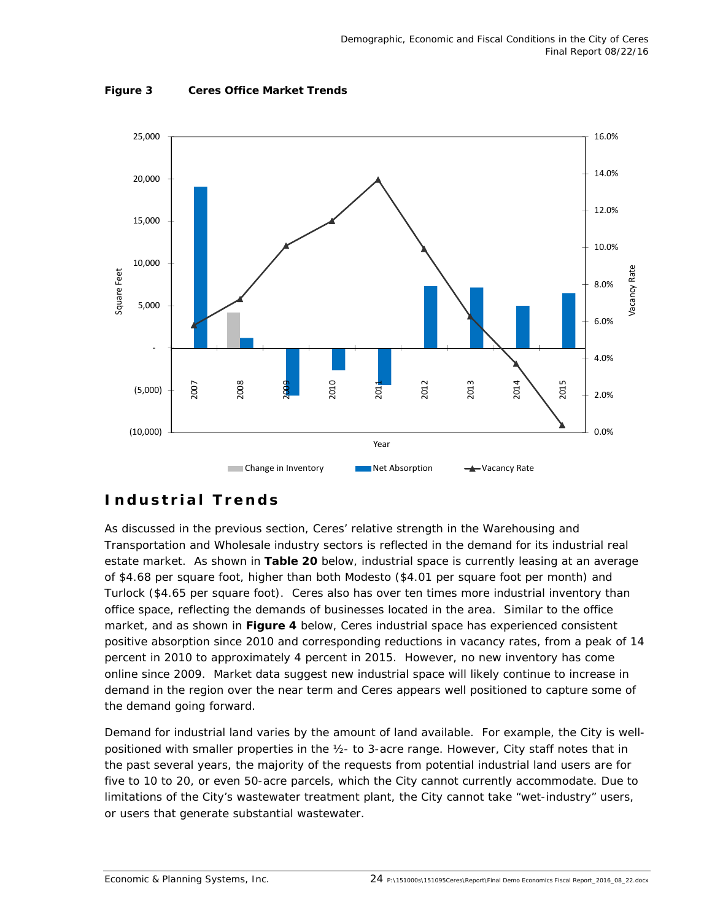**Figure 3 Ceres Office Market Trends**

## Industrial Trends

As discussed in the previous section, Ceres' relative strength in the Warehousing and Transportation and Wholesale industry sectors is reflected in the demand for its industrial real estate market. As shown in **Table 20** below, industrial space is currently leasing at an average of $4.68 per square foot, higher than both Modesto ($4.01 per square foot per month) and Turlock ($4.65 per square foot). Ceres also has over ten times more industrial inventory than office space, reflecting the demands of businesses located in the area. Similar to the office market, and as shown in **Figure 4** below, Ceres industrial space has experienced consistent positive absorption since 2010 and corresponding reductions in vacancy rates, from a peak of 14 percent in 2010 to approximately 4 percent in 2015. However, no new inventory has come online since 2009. Market data suggest new industrial space will likely continue to increase in demand in the region over the near term and Ceres appears well positioned to capture some of the demand going forward.

Demand for industrial land varies by the amount of land available. For example, the City is well-positioned with smaller properties in the ½- to 3-acre range. However, City staff notes that in the past several years, the majority of the requests from potential industrial land users are for five to 10 to 20, or even 50-acre parcels, which the City cannot currently accommodate. Due to limitations of the City's wastewater treatment plant, the City cannot take "wet-industry" users, or users that generate substantial wastewater.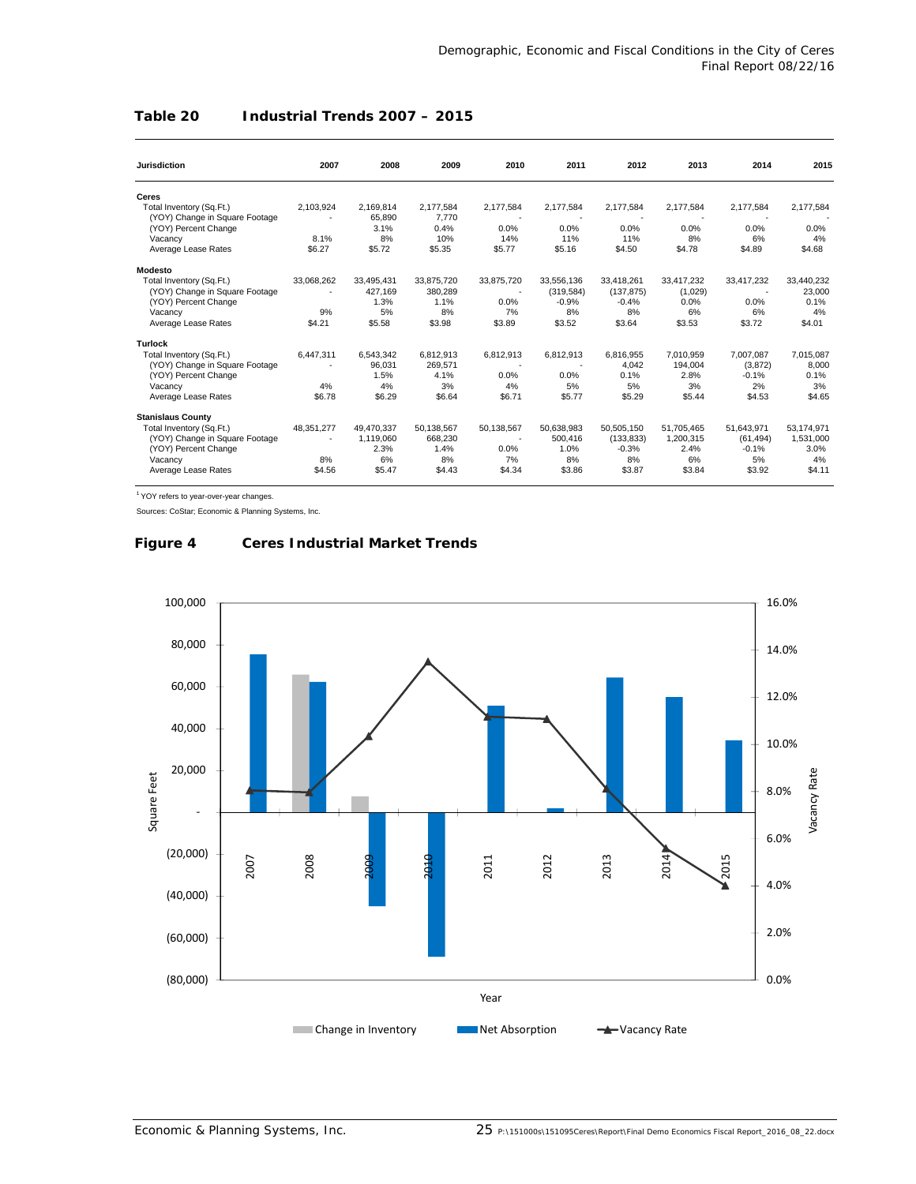**Table 20 Industrial Trends 2007 – 2015**

| Jurisdiction | 2007 | 2008 | 2009 | 2010 | 2011 | 2012 | 2013 | 2014 | 2015 |
|---|---|---|---|---|---|---|---|---|---|
| **Ceres** | | | | | | | | | |
| Total Inventory (Sq.Ft.) | 2,103,924 | 2,169,814 | 2,177,584 | 2,177,584 | 2,177,584 | 2,177,584 | 2,177,584 | 2,177,584 | 2,177,584 |
| (YOY) Change in Square Footage | - | 65,890 | 7,770 | - | - | - | - | - | - |
| (YOY) Percent Change | | 3.1% | 0.4% | 0.0% | 0.0% | 0.0% | 0.0% | 0.0% | 0.0% |
| Vacancy | 8.1% | 8% | 10% | 14% | 11% | 11% | 8% | 6% | 4% |
| Average Lease Rates | $6.27 | $5.72 | $5.35 | $5.77 | $5.16 | $4.50 | $4.78 | $4.89 | $4.68 |
| **Modesto** | | | | | | | | | |
| Total Inventory (Sq.Ft.) | 33,068,262 | 33,495,431 | 33,875,720 | 33,875,720 | 33,556,136 | 33,418,261 | 33,417,232 | 33,417,232 | 33,440,232 |
| (YOY) Change in Square Footage | - | 427,169 | 380,289 | - | (319,584) | (137,875) | (1,029) | - | 23,000 |
| (YOY) Percent Change | | 1.3% | 1.1% | 0.0% | -0.9% | -0.4% | 0.0% | 0.0% | 0.1% |
| Vacancy | 9% | 5% | 8% | 7% | 8% | 8% | 6% | 6% | 4% |
| Average Lease Rates | $4.21 | $5.58 | $3.98 | $3.89 | $3.52 | $3.64 | $3.53 | $3.72 | $4.01 |
| **Turlock** | | | | | | | | | |
| Total Inventory (Sq.Ft.) | 6,447,311 | 6,543,342 | 6,812,913 | 6,812,913 | 6,812,913 | 6,816,955 | 7,010,959 | 7,007,087 | 7,015,087 |
| (YOY) Change in Square Footage | - | 96,031 | 269,571 | - | - | 4,042 | 194,004 | (3,872) | 8,000 |
| (YOY) Percent Change | | 1.5% | 4.1% | 0.0% | 0.0% | 0.1% | 2.8% | -0.1% | 0.1% |
| Vacancy | 4% | 4% | 3% | 4% | 5% | 5% | 3% | 2% | 3% |
| Average Lease Rates | $6.78 | $6.29 | $6.64 | $6.71 | $5.77 | $5.29 | $5.44 | $4.53 | $4.65 |
| **Stanislaus County** | | | | | | | | | |
| Total Inventory (Sq.Ft.) | 48,351,277 | 49,470,337 | 50,138,567 | 50,138,567 | 50,638,983 | 50,505,150 | 51,705,465 | 51,643,971 | 53,174,971 |
| (YOY) Change in Square Footage | - | 1,119,060 | 668,230 | - | 500,416 | (133,833) | 1,200,315 | (61,494) | 1,531,000 |
| (YOY) Percent Change | | 2.3% | 1.4% | 0.0% | 1.0% | -0.3% | 2.4% | -0.1% | 3.0% |
| Vacancy | 8% | 6% | 8% | 7% | 8% | 8% | 6% | 5% | 4% |
| Average Lease Rates | $4.56 | $5.47 | $4.43 | $4.34 | $3.86 | $3.87 | $3.84 | $3.92 | $4.11 |

[1] YOY refers to year-over-year changes.

Sources: CoStar; Economic & Planning Systems, Inc.

**Figure 4 Ceres Industrial Market Trends**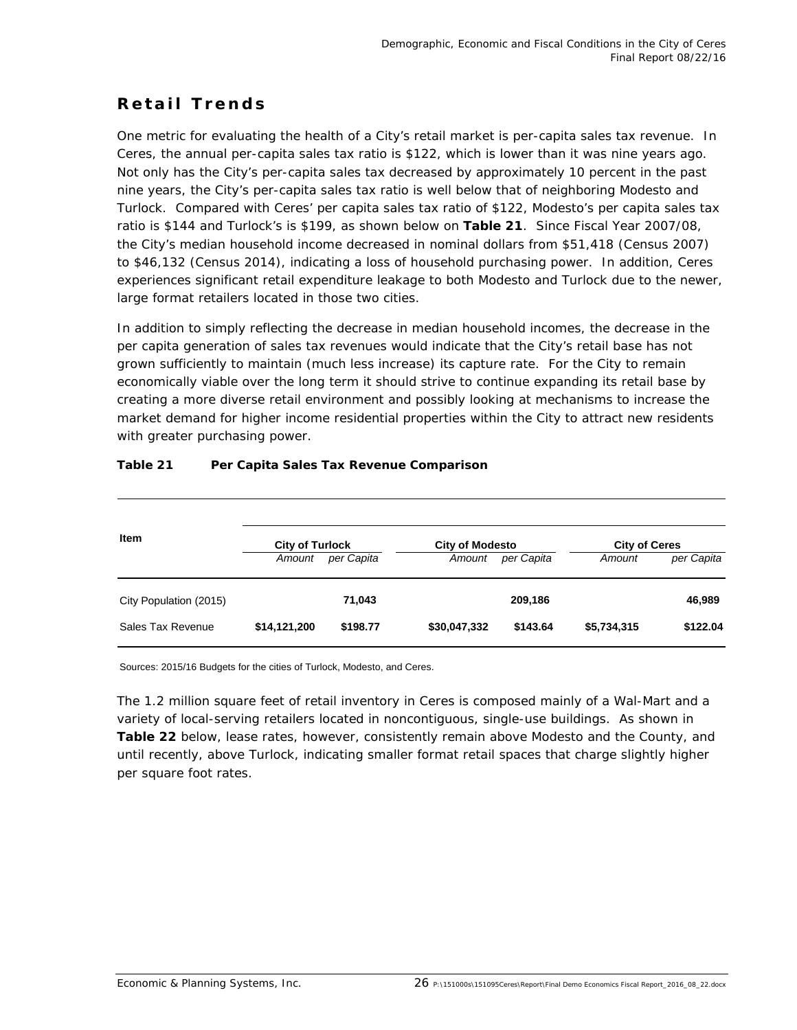## Retail Trends

One metric for evaluating the health of a City's retail market is per-capita sales tax revenue. In Ceres, the annual per-capita sales tax ratio is $122, which is lower than it was nine years ago. Not only has the City's per-capita sales tax decreased by approximately 10 percent in the past nine years, the City's per-capita sales tax ratio is well below that of neighboring Modesto and Turlock. Compared with Ceres' per capita sales tax ratio of $122, Modesto's per capita sales tax ratio is $144 and Turlock's is $199, as shown below on **Table 21**. Since Fiscal Year 2007/08, the City's median household income decreased in nominal dollars from $51,418 (Census 2007) to $46,132 (Census 2014), indicating a loss of household purchasing power. In addition, Ceres experiences significant retail expenditure leakage to both Modesto and Turlock due to the newer, large format retailers located in those two cities.

In addition to simply reflecting the decrease in median household incomes, the decrease in the per capita generation of sales tax revenues would indicate that the City's retail base has not grown sufficiently to maintain (much less increase) its capture rate. For the City to remain economically viable over the long term it should strive to continue expanding its retail base by creating a more diverse retail environment and possibly looking at mechanisms to increase the market demand for higher income residential properties within the City to attract new residents with greater purchasing power.

**Table 21 Per Capita Sales Tax Revenue Comparison**

| Item | City of Turlock | | City of Modesto | | City of Ceres | |
|---|---|---|---|---|---|---|
| | *Amount* | *per Capita* | *Amount* | *per Capita* | *Amount* | *per Capita* |
| City Population (2015) | | **71,043** | | **209,186** | | **46,989** |
| Sales Tax Revenue | **$14,121,200** | **$198.77** | **$30,047,332** | **$143.64** | **$5,734,315** | **$122.04** |

Sources: 2015/16 Budgets for the cities of Turlock, Modesto, and Ceres.

The 1.2 million square feet of retail inventory in Ceres is composed mainly of a Wal-Mart and a variety of local-serving retailers located in noncontiguous, single-use buildings. As shown in **Table 22** below, lease rates, however, consistently remain above Modesto and the County, and until recently, above Turlock, indicating smaller format retail spaces that charge slightly higher per square foot rates.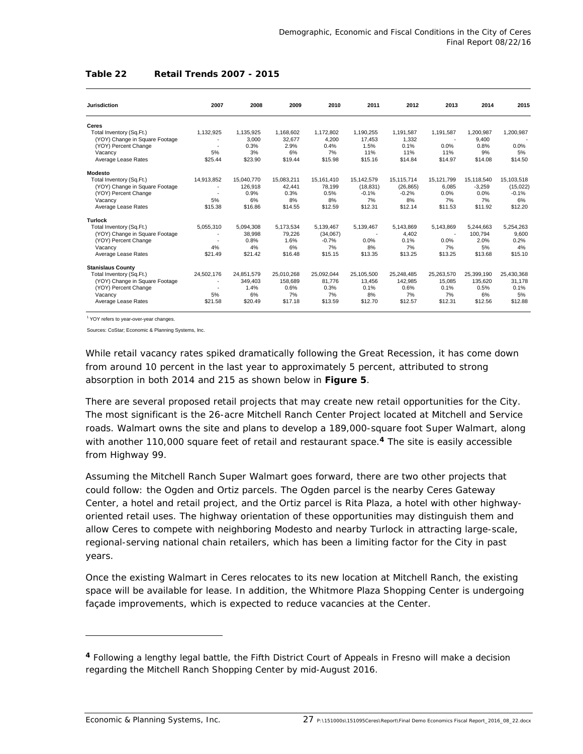**Table 22 Retail Trends 2007 - 2015**

| Jurisdiction | 2007 | 2008 | 2009 | 2010 | 2011 | 2012 | 2013 | 2014 | 2015 |
|---|---|---|---|---|---|---|---|---|---|
| **Ceres** | | | | | | | | | |
| Total Inventory (Sq.Ft.) | 1,132,925 | 1,135,925 | 1,168,602 | 1,172,802 | 1,190,255 | 1,191,587 | 1,191,587 | 1,200,987 | 1,200,987 |
| (YOY) Change in Square Footage | - | 3,000 | 32,677 | 4,200 | 17,453 | 1,332 | - | 9,400 | - |
| (YOY) Percent Change | - | 0.3% | 2.9% | 0.4% | 1.5% | 0.1% | 0.0% | 0.8% | 0.0% |
| Vacancy | 5% | 3% | 6% | 7% | 11% | 11% | 11% | 9% | 5% |
| Average Lease Rates | $25.44 | $23.90 | $19.44 | $15.98 | $15.16 | $14.84 | $14.97 | $14.08 | $14.50 |
| **Modesto** | | | | | | | | | |
| Total Inventory (Sq.Ft.) | 14,913,852 | 15,040,770 | 15,083,211 | 15,161,410 | 15,142,579 | 15,115,714 | 15,121,799 | 15,118,540 | 15,103,518 |
| (YOY) Change in Square Footage | - | 126,918 | 42,441 | 78,199 | (18,831) | (26,865) | 6,085 | -3,259 | (15,022) |
| (YOY) Percent Change | - | 0.9% | 0.3% | 0.5% | -0.1% | -0.2% | 0.0% | 0.0% | -0.1% |
| Vacancy | 5% | 6% | 8% | 8% | 7% | 8% | 7% | 7% | 6% |
| Average Lease Rates | $15.38 | $16.86 | $14.55 | $12.59 | $12.31 | $12.14 | $11.53 | $11.92 | $12.20 |
| **Turlock** | | | | | | | | | |
| Total Inventory (Sq.Ft.) | 5,055,310 | 5,094,308 | 5,173,534 | 5,139,467 | 5,139,467 | 5,143,869 | 5,143,869 | 5,244,663 | 5,254,263 |
| (YOY) Change in Square Footage | - | 38,998 | 79,226 | (34,067) | - | 4,402 | - | 100,794 | 9,600 |
| (YOY) Percent Change | - | 0.8% | 1.6% | -0.7% | 0.0% | 0.1% | 0.0% | 2.0% | 0.2% |
| Vacancy | 4% | 4% | 6% | 7% | 8% | 7% | 7% | 5% | 4% |
| Average Lease Rates | $21.49 | $21.42 | $16.48 | $15.15 | $13.35 | $13.25 | $13.25 | $13.68 | $15.10 |
| **Stanislaus County** | | | | | | | | | |
| Total Inventory (Sq.Ft.) | 24,502,176 | 24,851,579 | 25,010,268 | 25,092,044 | 25,105,500 | 25,248,485 | 25,263,570 | 25,399,190 | 25,430,368 |
| (YOY) Change in Square Footage | - | 349,403 | 158,689 | 81,776 | 13,456 | 142,985 | 15,085 | 135,620 | 31,178 |
| (YOY) Percent Change | - | 1.4% | 0.6% | 0.3% | 0.1% | 0.6% | 0.1% | 0.5% | 0.1% |
| Vacancy | 5% | 6% | 7% | 7% | 8% | 7% | 7% | 6% | 5% |
| Average Lease Rates | $21.58 | $20.49 | $17.18 | $13.59 | $12.70 | $12.57 | $12.31 | $12.56 | $12.88 |

[1] YOY refers to year-over-year changes.

Sources: CoStar; Economic & Planning Systems, Inc.

While retail vacancy rates spiked dramatically following the Great Recession, it has come down from around 10 percent in the last year to approximately 5 percent, attributed to strong absorption in both 2014 and 215 as shown below in **Figure 5**.

There are several proposed retail projects that may create new retail opportunities for the City. The most significant is the 26-acre Mitchell Ranch Center Project located at Mitchell and Service roads. Walmart owns the site and plans to develop a 189,000-square foot Super Walmart, along with another 110,000 square feet of retail and restaurant space.[4] The site is easily accessible from Highway 99.

Assuming the Mitchell Ranch Super Walmart goes forward, there are two other projects that could follow: the Ogden and Ortiz parcels. The Ogden parcel is the nearby Ceres Gateway Center, a hotel and retail project, and the Ortiz parcel is Rita Plaza, a hotel with other highway-oriented retail uses. The highway orientation of these opportunities may distinguish them and allow Ceres to compete with neighboring Modesto and nearby Turlock in attracting large-scale, regional-serving national chain retailers, which has been a limiting factor for the City in past years.

Once the existing Walmart in Ceres relocates to its new location at Mitchell Ranch, the existing space will be available for lease. In addition, the Whitmore Plaza Shopping Center is undergoing façade improvements, which is expected to reduce vacancies at the Center.

---

[4] Following a lengthy legal battle, the Fifth District Court of Appeals in Fresno will make a decision regarding the Mitchell Ranch Shopping Center by mid-August 2016.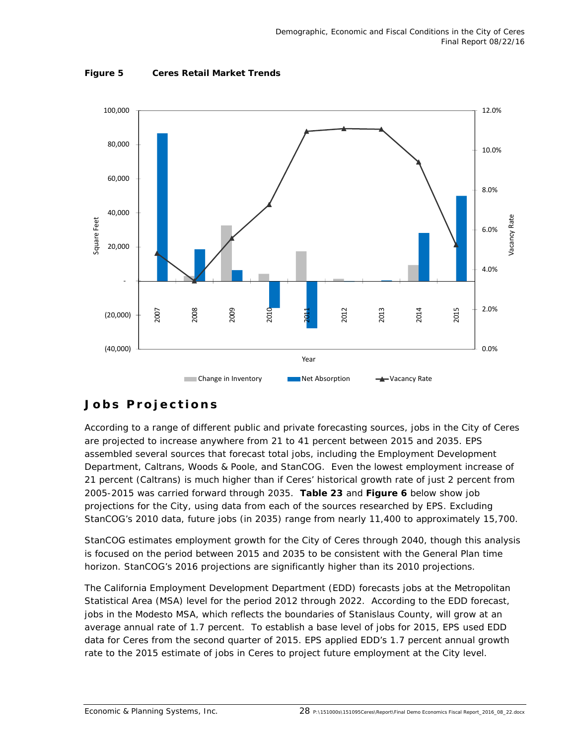**Figure 5 Ceres Retail Market Trends**

## Jobs Projections

According to a range of different public and private forecasting sources, jobs in the City of Ceres are projected to increase anywhere from 21 to 41 percent between 2015 and 2035. EPS assembled several sources that forecast total jobs, including the Employment Development Department, Caltrans, Woods & Poole, and StanCOG. Even the lowest employment increase of 21 percent (Caltrans) is much higher than if Ceres' historical growth rate of just 2 percent from 2005-2015 was carried forward through 2035. **Table 23** and **Figure 6** below show job projections for the City, using data from each of the sources researched by EPS. Excluding StanCOG's 2010 data, future jobs (in 2035) range from nearly 11,400 to approximately 15,700.

StanCOG estimates employment growth for the City of Ceres through 2040, though this analysis is focused on the period between 2015 and 2035 to be consistent with the General Plan time horizon. StanCOG's 2016 projections are significantly higher than its 2010 projections.

The California Employment Development Department (EDD) forecasts jobs at the Metropolitan Statistical Area (MSA) level for the period 2012 through 2022. According to the EDD forecast, jobs in the Modesto MSA, which reflects the boundaries of Stanislaus County, will grow at an average annual rate of 1.7 percent. To establish a base level of jobs for 2015, EPS used EDD data for Ceres from the second quarter of 2015. EPS applied EDD's 1.7 percent annual growth rate to the 2015 estimate of jobs in Ceres to project future employment at the City level.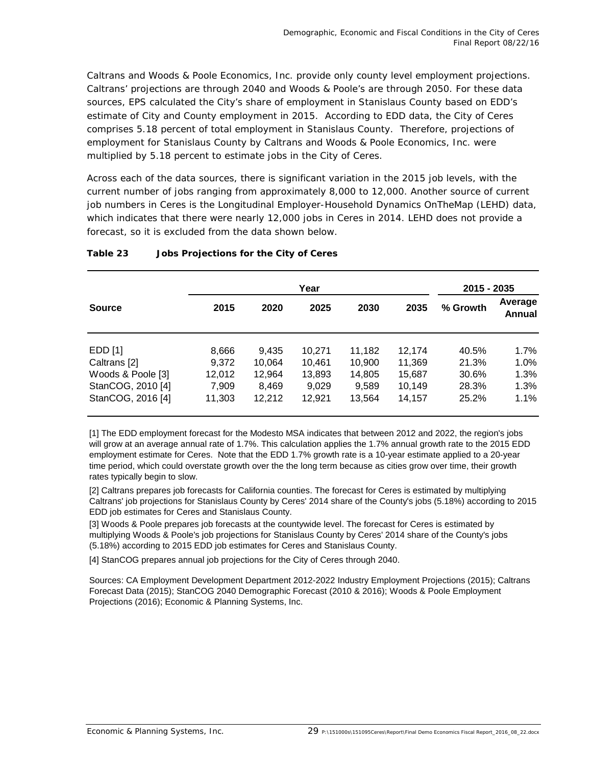Caltrans and Woods & Poole Economics, Inc. provide only county level employment projections. Caltrans' projections are through 2040 and Woods & Poole's are through 2050. For these data sources, EPS calculated the City's share of employment in Stanislaus County based on EDD's estimate of City and County employment in 2015. According to EDD data, the City of Ceres comprises 5.18 percent of total employment in Stanislaus County. Therefore, projections of employment for Stanislaus County by Caltrans and Woods & Poole Economics, Inc. were multiplied by 5.18 percent to estimate jobs in the City of Ceres.

Across each of the data sources, there is significant variation in the 2015 job levels, with the current number of jobs ranging from approximately 8,000 to 12,000. Another source of current job numbers in Ceres is the Longitudinal Employer-Household Dynamics OnTheMap (LEHD) data, which indicates that there were nearly 12,000 jobs in Ceres in 2014. LEHD does not provide a forecast, so it is excluded from the data shown below.

**Table 23 Jobs Projections for the City of Ceres**

| | Year | | | | | 2015 - 2035 | |
|---|---|---|---|---|---|---|---|
| **Source** | **2015** | **2020** | **2025** | **2030** | **2035** | **% Growth** | **Average Annual** |
| EDD [1] | 8,666 | 9,435 | 10,271 | 11,182 | 12,174 | 40.5% | 1.7% |
| Caltrans [2] | 9,372 | 10,064 | 10,461 | 10,900 | 11,369 | 21.3% | 1.0% |
| Woods & Poole [3] | 12,012 | 12,964 | 13,893 | 14,805 | 15,687 | 30.6% | 1.3% |
| StanCOG, 2010 [4] | 7,909 | 8,469 | 9,029 | 9,589 | 10,149 | 28.3% | 1.3% |
| StanCOG, 2016 [4] | 11,303 | 12,212 | 12,921 | 13,564 | 14,157 | 25.2% | 1.1% |

[1] The EDD employment forecast for the Modesto MSA indicates that between 2012 and 2022, the region's jobs will grow at an average annual rate of 1.7%. This calculation applies the 1.7% annual growth rate to the 2015 EDD employment estimate for Ceres. Note that the EDD 1.7% growth rate is a 10-year estimate applied to a 20-year time period, which could overstate growth over the the long term because as cities grow over time, their growth rates typically begin to slow.

[2] Caltrans prepares job forecasts for California counties. The forecast for Ceres is estimated by multiplying Caltrans' job projections for Stanislaus County by Ceres' 2014 share of the County's jobs (5.18%) according to 2015 EDD job estimates for Ceres and Stanislaus County.

[3] Woods & Poole prepares job forecasts at the countywide level. The forecast for Ceres is estimated by multiplying Woods & Poole's job projections for Stanislaus County by Ceres' 2014 share of the County's jobs (5.18%) according to 2015 EDD job estimates for Ceres and Stanislaus County.

[4] StanCOG prepares annual job projections for the City of Ceres through 2040.

Sources: CA Employment Development Department 2012-2022 Industry Employment Projections (2015); Caltrans Forecast Data (2015); StanCOG 2040 Demographic Forecast (2010 & 2016); Woods & Poole Employment Projections (2016); Economic & Planning Systems, Inc.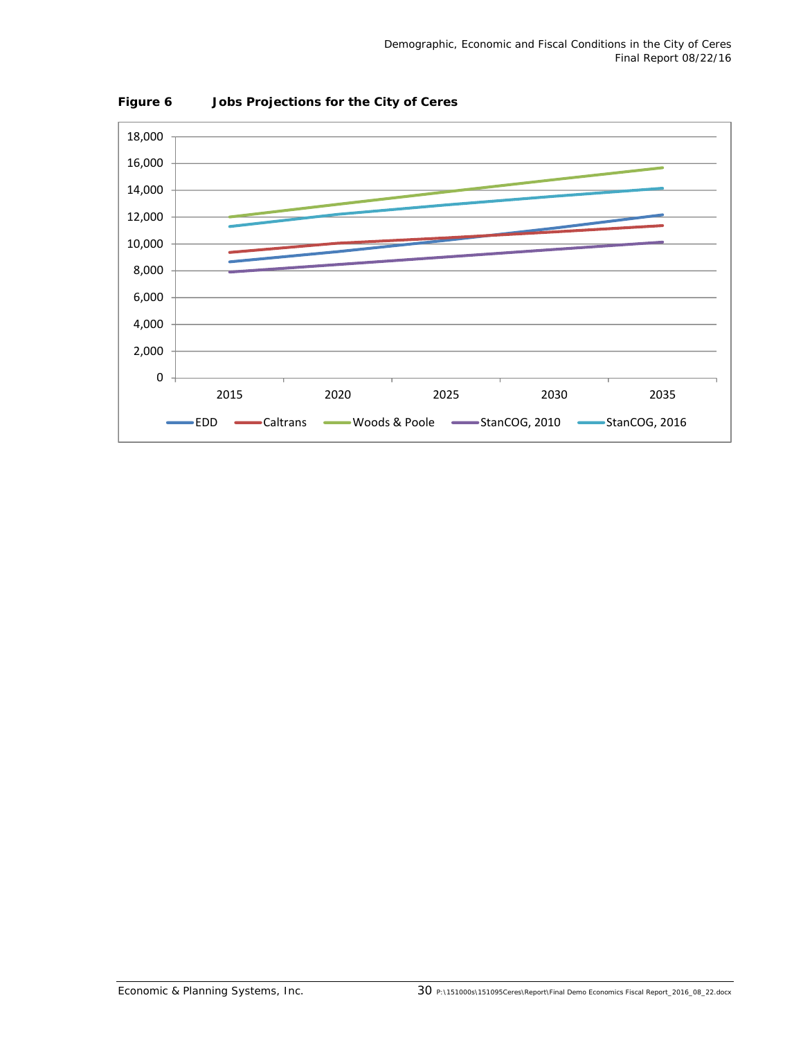**Figure 6 Jobs Projections for the City of Ceres**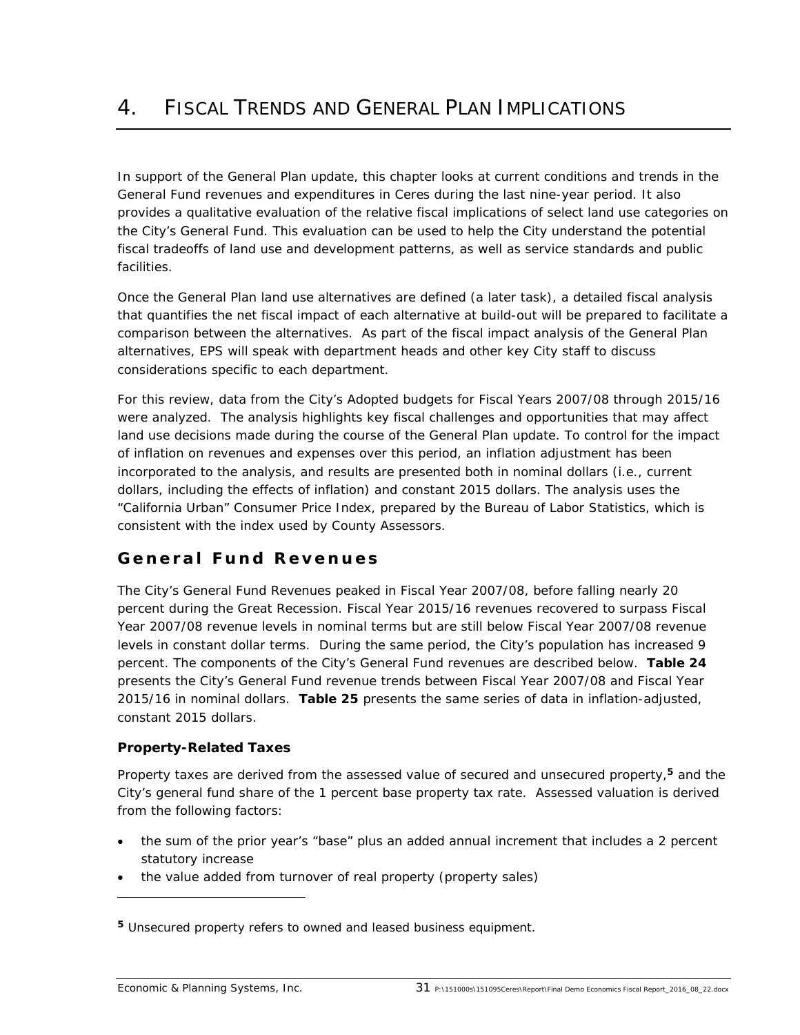# 4. Fiscal Trends and General Plan Implications

In support of the General Plan update, this chapter looks at current conditions and trends in the General Fund revenues and expenditures in Ceres during the last nine-year period. It also provides a qualitative evaluation of the relative fiscal implications of select land use categories on the City's General Fund. This evaluation can be used to help the City understand the potential fiscal tradeoffs of land use and development patterns, as well as service standards and public facilities.

Once the General Plan land use alternatives are defined (a later task), a detailed fiscal analysis that quantifies the net fiscal impact of each alternative at build-out will be prepared to facilitate a comparison between the alternatives. As part of the fiscal impact analysis of the General Plan alternatives, EPS will speak with department heads and other key City staff to discuss considerations specific to each department.

For this review, data from the City's Adopted budgets for Fiscal Years 2007/08 through 2015/16 were analyzed. The analysis highlights key fiscal challenges and opportunities that may affect land use decisions made during the course of the General Plan update. To control for the impact of inflation on revenues and expenses over this period, an inflation adjustment has been incorporated to the analysis, and results are presented both in nominal dollars (i.e., current dollars, including the effects of inflation) and constant 2015 dollars. The analysis uses the "California Urban" Consumer Price Index, prepared by the Bureau of Labor Statistics, which is consistent with the index used by County Assessors.

## General Fund Revenues

The City's General Fund Revenues peaked in Fiscal Year 2007/08, before falling nearly 20 percent during the Great Recession. Fiscal Year 2015/16 revenues recovered to surpass Fiscal Year 2007/08 revenue levels in nominal terms but are still below Fiscal Year 2007/08 revenue levels in constant dollar terms. During the same period, the City's population has increased 9 percent. The components of the City's General Fund revenues are described below. **Table 24** presents the City's General Fund revenue trends between Fiscal Year 2007/08 and Fiscal Year 2015/16 in nominal dollars. **Table 25** presents the same series of data in inflation-adjusted, constant 2015 dollars.

### Property-Related Taxes

Property taxes are derived from the assessed value of secured and unsecured property,[5] and the City's general fund share of the 1 percent base property tax rate. Assessed valuation is derived from the following factors:

- the sum of the prior year's "base" plus an added annual increment that includes a 2 percent statutory increase
- the value added from turnover of real property (property sales)

[5] Unsecured property refers to owned and leased business equipment.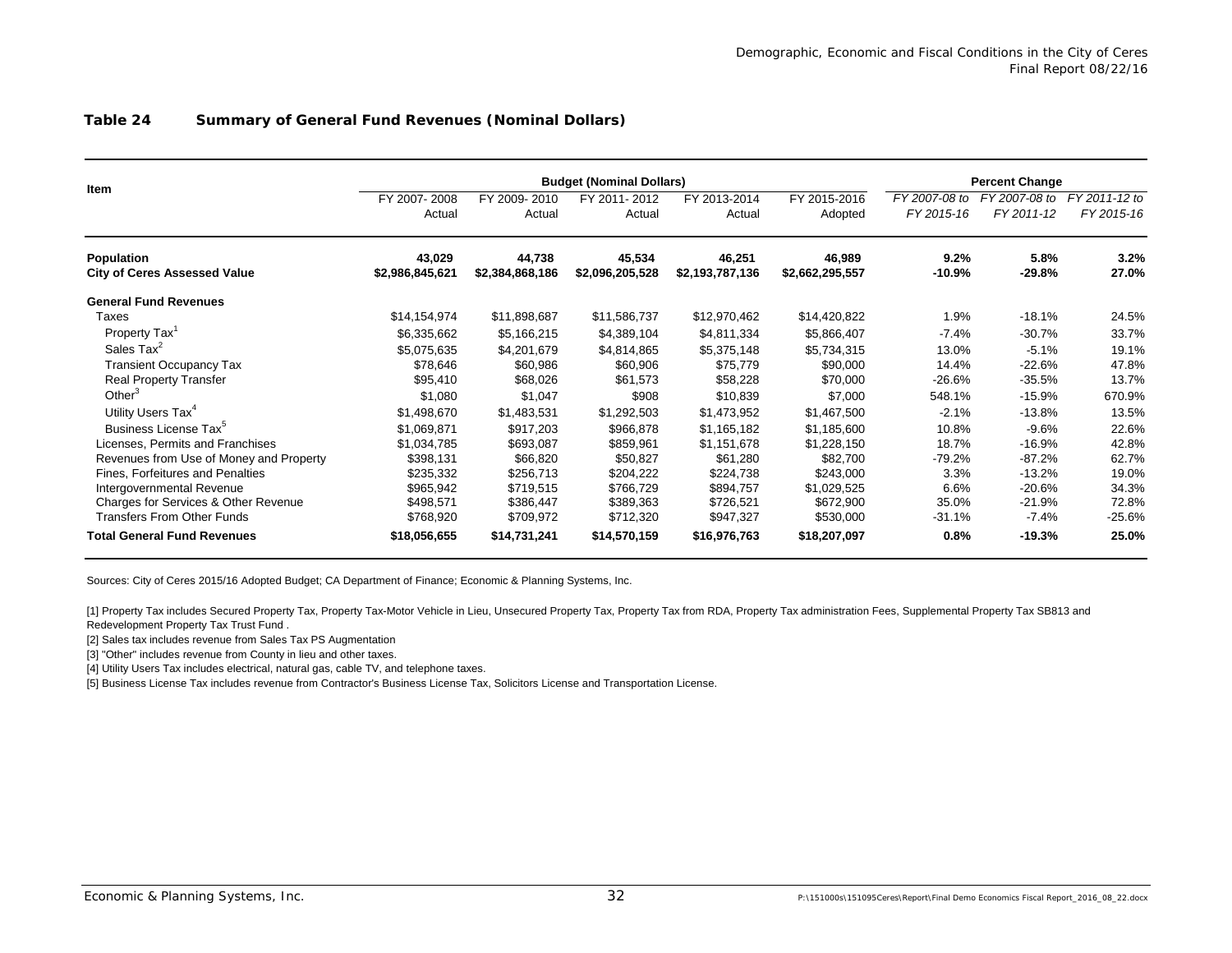**Table 24 Summary of General Fund Revenues (Nominal Dollars)**

| Item | Budget (Nominal Dollars) | | | | | Percent Change | | |
|---|---|---|---|---|---|---|---|---|
| | FY 2007- 2008 Actual | FY 2009- 2010 Actual | FY 2011- 2012 Actual | FY 2013-2014 Actual | FY 2015-2016 Adopted | *FY 2007-08 to FY 2015-16* | *FY 2007-08 to FY 2011-12* | *FY 2011-12 to FY 2015-16* |
| **Population** | **43,029** | **44,738** | **45,534** | **46,251** | **46,989** | **9.2%** | **5.8%** | **3.2%** |
| **City of Ceres Assessed Value** | **$2,986,845,621** | **$2,384,868,186** | **$2,096,205,528** | **$2,193,787,136** | **$2,662,295,557** | **-10.9%** | **-29.8%** | **27.0%** |
| **General Fund Revenues** | | | | | | | | |
| Taxes | $14,154,974 | $11,898,687 | $11,586,737 | $12,970,462 | $14,420,822 | 1.9% | -18.1% | 24.5% |
| Property Tax[1] | $6,335,662 | $5,166,215 | $4,389,104 | $4,811,334 | $5,866,407 | -7.4% | -30.7% | 33.7% |
| Sales Tax[2] | $5,075,635 | $4,201,679 | $4,814,865 | $5,375,148 | $5,734,315 | 13.0% | -5.1% | 19.1% |
| Transient Occupancy Tax | $78,646 | $60,986 | $60,906 | $75,779 | $90,000 | 14.4% | -22.6% | 47.8% |
| Real Property Transfer | $95,410 | $68,026 | $61,573 | $58,228 | $70,000 | -26.6% | -35.5% | 13.7% |
| Other[3] | $1,080 | $1,047 | $908 | $10,839 | $7,000 | 548.1% | -15.9% | 670.9% |
| Utility Users Tax[4] | $1,498,670 | $1,483,531 | $1,292,503 | $1,473,952 | $1,467,500 | -2.1% | -13.8% | 13.5% |
| Business License Tax[5] | $1,069,871 | $917,203 | $966,878 | $1,165,182 | $1,185,600 | 10.8% | -9.6% | 22.6% |
| Licenses, Permits and Franchises | $1,034,785 | $693,087 | $859,961 | $1,151,678 | $1,228,150 | 18.7% | -16.9% | 42.8% |
| Revenues from Use of Money and Property | $398,131 | $66,820 | $50,827 | $61,280 | $82,700 | -79.2% | -87.2% | 62.7% |
| Fines, Forfeitures and Penalties | $235,332 | $256,713 | $204,222 | $224,738 | $243,000 | 3.3% | -13.2% | 19.0% |
| Intergovernmental Revenue | $965,942 | $719,515 | $766,729 | $894,757 | $1,029,525 | 6.6% | -20.6% | 34.3% |
| Charges for Services & Other Revenue | $498,571 | $386,447 | $389,363 | $726,521 | $672,900 | 35.0% | -21.9% | 72.8% |
| Transfers From Other Funds | $768,920 | $709,972 | $712,320 | $947,327 | $530,000 | -31.1% | -7.4% | -25.6% |
| **Total General Fund Revenues** | **$18,056,655** | **$14,731,241** | **$14,570,159** | **$16,976,763** | **$18,207,097** | **0.8%** | **-19.3%** | **25.0%** |

Sources: City of Ceres 2015/16 Adopted Budget; CA Department of Finance; Economic & Planning Systems, Inc.

[1] Property Tax includes Secured Property Tax, Property Tax-Motor Vehicle in Lieu, Unsecured Property Tax, Property Tax from RDA, Property Tax administration Fees, Supplemental Property Tax SB813 and Redevelopment Property Tax Trust Fund .

[2] Sales tax includes revenue from Sales Tax PS Augmentation

[3] "Other" includes revenue from County in lieu and other taxes.

[4] Utility Users Tax includes electrical, natural gas, cable TV, and telephone taxes.

[5] Business License Tax includes revenue from Contractor's Business License Tax, Solicitors License and Transportation License.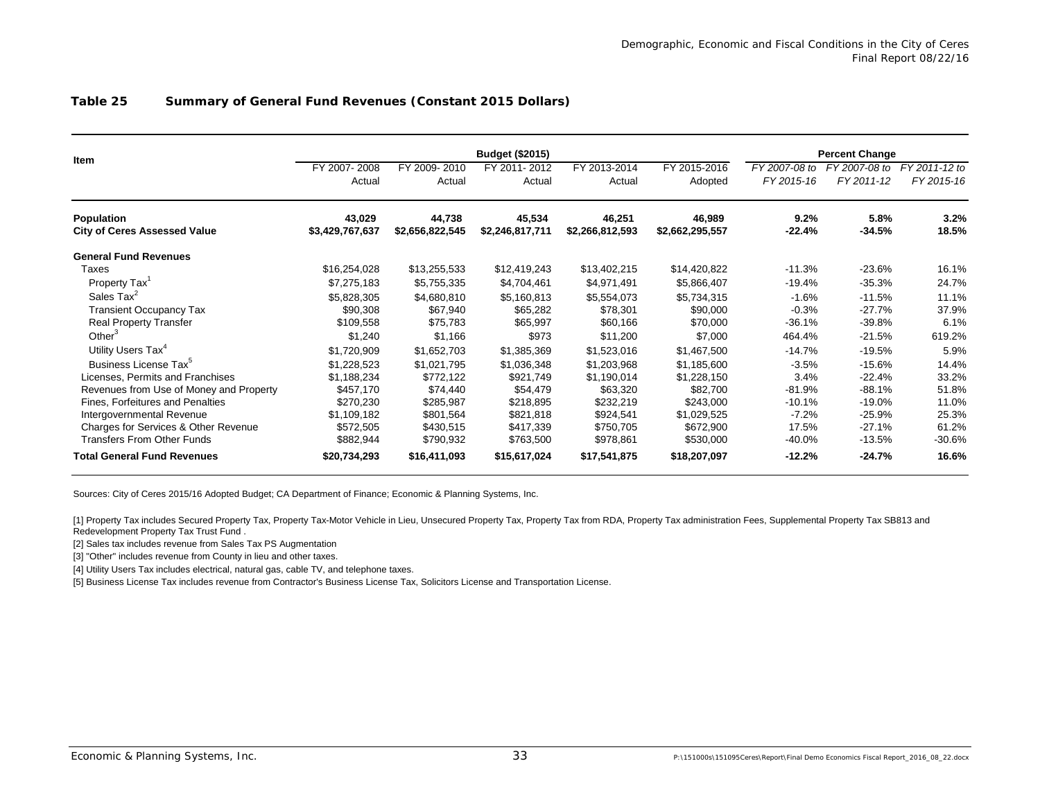## Table 25 Summary of General Fund Revenues (Constant 2015 Dollars)

| Item | Budget ($2015) | | | | | Percent Change | | |
|---|---|---|---|---|---|---|---|---|
| | FY 2007- 2008 Actual | FY 2009- 2010 Actual | FY 2011- 2012 Actual | FY 2013-2014 Actual | FY 2015-2016 Adopted | *FY 2007-08 to FY 2015-16* | *FY 2007-08 to FY 2011-12* | *FY 2011-12 to FY 2015-16* |
| **Population** | **43,029** | **44,738** | **45,534** | **46,251** | **46,989** | **9.2%** | **5.8%** | **3.2%** |
| **City of Ceres Assessed Value** | **$3,429,767,637** | **$2,656,822,545** | **$2,246,817,711** | **$2,266,812,593** | **$2,662,295,557** | **-22.4%** | **-34.5%** | **18.5%** |
| **General Fund Revenues** | | | | | | | | |
| Taxes | $16,254,028 | $13,255,533 | $12,419,243 | $13,402,215 | $14,420,822 | -11.3% | -23.6% | 16.1% |
| Property Tax[1] | $7,275,183 | $5,755,335 | $4,704,461 | $4,971,491 | $5,866,407 | -19.4% | -35.3% | 24.7% |
| Sales Tax[2] | $5,828,305 | $4,680,810 | $5,160,813 | $5,554,073 | $5,734,315 | -1.6% | -11.5% | 11.1% |
| Transient Occupancy Tax | $90,308 | $67,940 | $65,282 | $78,301 | $90,000 | -0.3% | -27.7% | 37.9% |
| Real Property Transfer | $109,558 | $75,783 | $65,997 | $60,166 | $70,000 | -36.1% | -39.8% | 6.1% |
| Other[3] | $1,240 | $1,166 | $973 | $11,200 | $7,000 | 464.4% | -21.5% | 619.2% |
| Utility Users Tax[4] | $1,720,909 | $1,652,703 | $1,385,369 | $1,523,016 | $1,467,500 | -14.7% | -19.5% | 5.9% |
| Business License Tax[5] | $1,228,523 | $1,021,795 | $1,036,348 | $1,203,968 | $1,185,600 | -3.5% | -15.6% | 14.4% |
| Licenses, Permits and Franchises | $1,188,234 | $772,122 | $921,749 | $1,190,014 | $1,228,150 | 3.4% | -22.4% | 33.2% |
| Revenues from Use of Money and Property | $457,170 | $74,440 | $54,479 | $63,320 | $82,700 | -81.9% | -88.1% | 51.8% |
| Fines, Forfeitures and Penalties | $270,230 | $285,987 | $218,895 | $232,219 | $243,000 | -10.1% | -19.0% | 11.0% |
| Intergovernmental Revenue | $1,109,182 | $801,564 | $821,818 | $924,541 | $1,029,525 | -7.2% | -25.9% | 25.3% |
| Charges for Services & Other Revenue | $572,505 | $430,515 | $417,339 | $750,705 | $672,900 | 17.5% | -27.1% | 61.2% |
| Transfers From Other Funds | $882,944 | $790,932 | $763,500 | $978,861 | $530,000 | -40.0% | -13.5% | -30.6% |
| **Total General Fund Revenues** | **$20,734,293** | **$16,411,093** | **$15,617,024** | **$17,541,875** | **$18,207,097** | **-12.2%** | **-24.7%** | **16.6%** |

Sources: City of Ceres 2015/16 Adopted Budget; CA Department of Finance; Economic & Planning Systems, Inc.

[1] Property Tax includes Secured Property Tax, Property Tax-Motor Vehicle in Lieu, Unsecured Property Tax, Property Tax from RDA, Property Tax administration Fees, Supplemental Property Tax SB813 and Redevelopment Property Tax Trust Fund .

[2] Sales tax includes revenue from Sales Tax PS Augmentation

[3] "Other" includes revenue from County in lieu and other taxes.

[4] Utility Users Tax includes electrical, natural gas, cable TV, and telephone taxes.

[5] Business License Tax includes revenue from Contractor's Business License Tax, Solicitors License and Transportation License.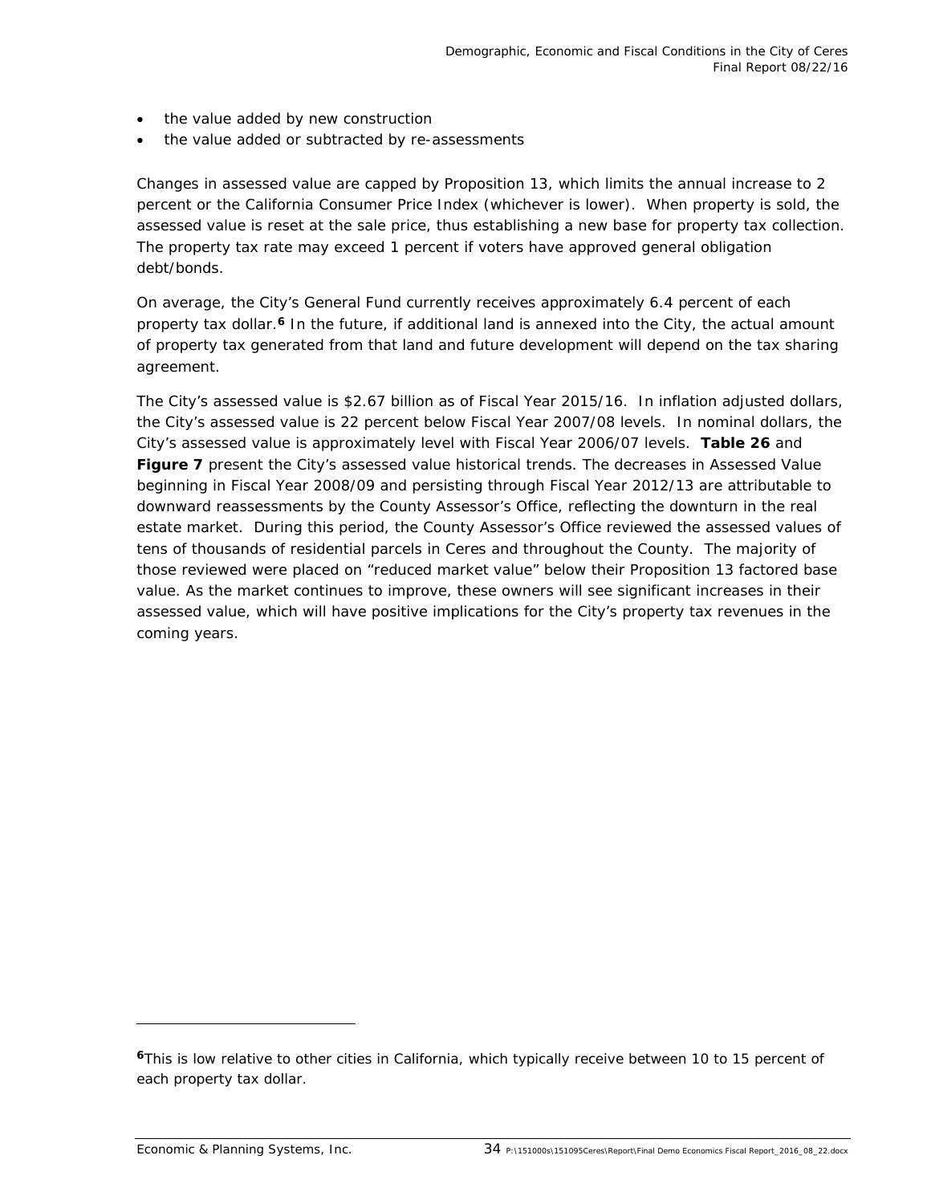- the value added by new construction
- the value added or subtracted by re-assessments

Changes in assessed value are capped by Proposition 13, which limits the annual increase to 2 percent or the California Consumer Price Index (whichever is lower). When property is sold, the assessed value is reset at the sale price, thus establishing a new base for property tax collection. The property tax rate may exceed 1 percent if voters have approved general obligation debt/bonds.

On average, the City's General Fund currently receives approximately 6.4 percent of each property tax dollar.[6] In the future, if additional land is annexed into the City, the actual amount of property tax generated from that land and future development will depend on the tax sharing agreement.

The City's assessed value is $2.67 billion as of Fiscal Year 2015/16. In inflation adjusted dollars, the City's assessed value is 22 percent below Fiscal Year 2007/08 levels. In nominal dollars, the City's assessed value is approximately level with Fiscal Year 2006/07 levels. **Table 26** and **Figure 7** present the City's assessed value historical trends. The decreases in Assessed Value beginning in Fiscal Year 2008/09 and persisting through Fiscal Year 2012/13 are attributable to downward reassessments by the County Assessor's Office, reflecting the downturn in the real estate market. During this period, the County Assessor's Office reviewed the assessed values of tens of thousands of residential parcels in Ceres and throughout the County. The majority of those reviewed were placed on "reduced market value" below their Proposition 13 factored base value. As the market continues to improve, these owners will see significant increases in their assessed value, which will have positive implications for the City's property tax revenues in the coming years.

---

[6] This is low relative to other cities in California, which typically receive between 10 to 15 percent of each property tax dollar.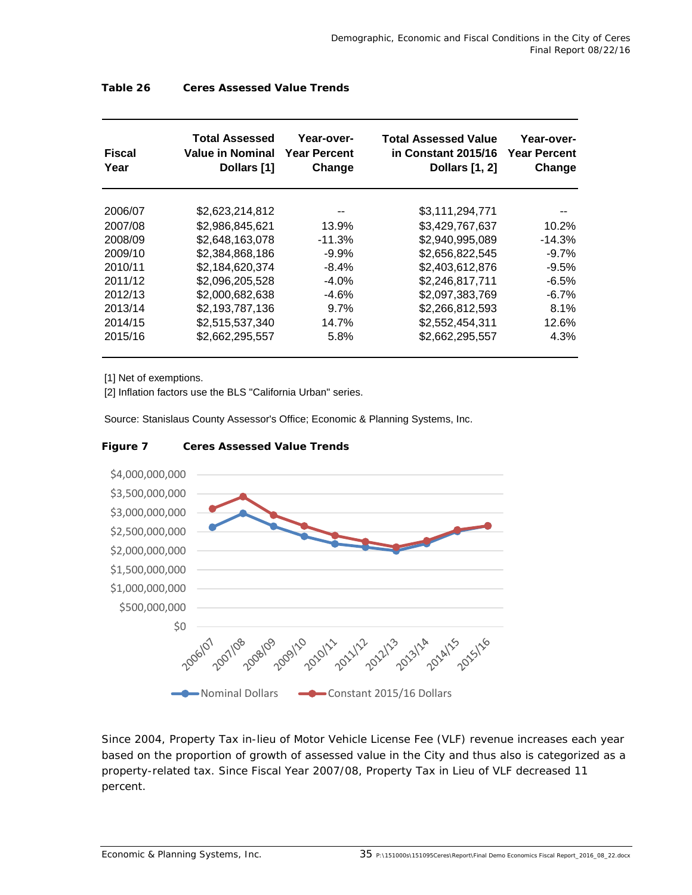**Table 26 Ceres Assessed Value Trends**

| Fiscal Year | Total Assessed Value in Nominal Dollars [1] | Year-over-Year Percent Change | Total Assessed Value in Constant 2015/16 Dollars [1, 2] | Year-over-Year Percent Change |
|---|---|---|---|---|
| 2006/07 | $2,623,214,812 | -- | $3,111,294,771 | -- |
| 2007/08 | $2,986,845,621 | 13.9% | $3,429,767,637 | 10.2% |
| 2008/09 | $2,648,163,078 | -11.3% | $2,940,995,089 | -14.3% |
| 2009/10 | $2,384,868,186 | -9.9% | $2,656,822,545 | -9.7% |
| 2010/11 | $2,184,620,374 | -8.4% | $2,403,612,876 | -9.5% |
| 2011/12 | $2,096,205,528 | -4.0% | $2,246,817,711 | -6.5% |
| 2012/13 | $2,000,682,638 | -4.6% | $2,097,383,769 | -6.7% |
| 2013/14 | $2,193,787,136 | 9.7% | $2,266,812,593 | 8.1% |
| 2014/15 | $2,515,537,340 | 14.7% | $2,552,454,311 | 12.6% |
| 2015/16 | $2,662,295,557 | 5.8% | $2,662,295,557 | 4.3% |

[1] Net of exemptions.
[2] Inflation factors use the BLS "California Urban" series.

Source: Stanislaus County Assessor's Office; Economic & Planning Systems, Inc.

**Figure 7 Ceres Assessed Value Trends**

Since 2004, Property Tax in-lieu of Motor Vehicle License Fee (VLF) revenue increases each year based on the proportion of growth of assessed value in the City and thus also is categorized as a property-related tax. Since Fiscal Year 2007/08, Property Tax in Lieu of VLF decreased 11 percent.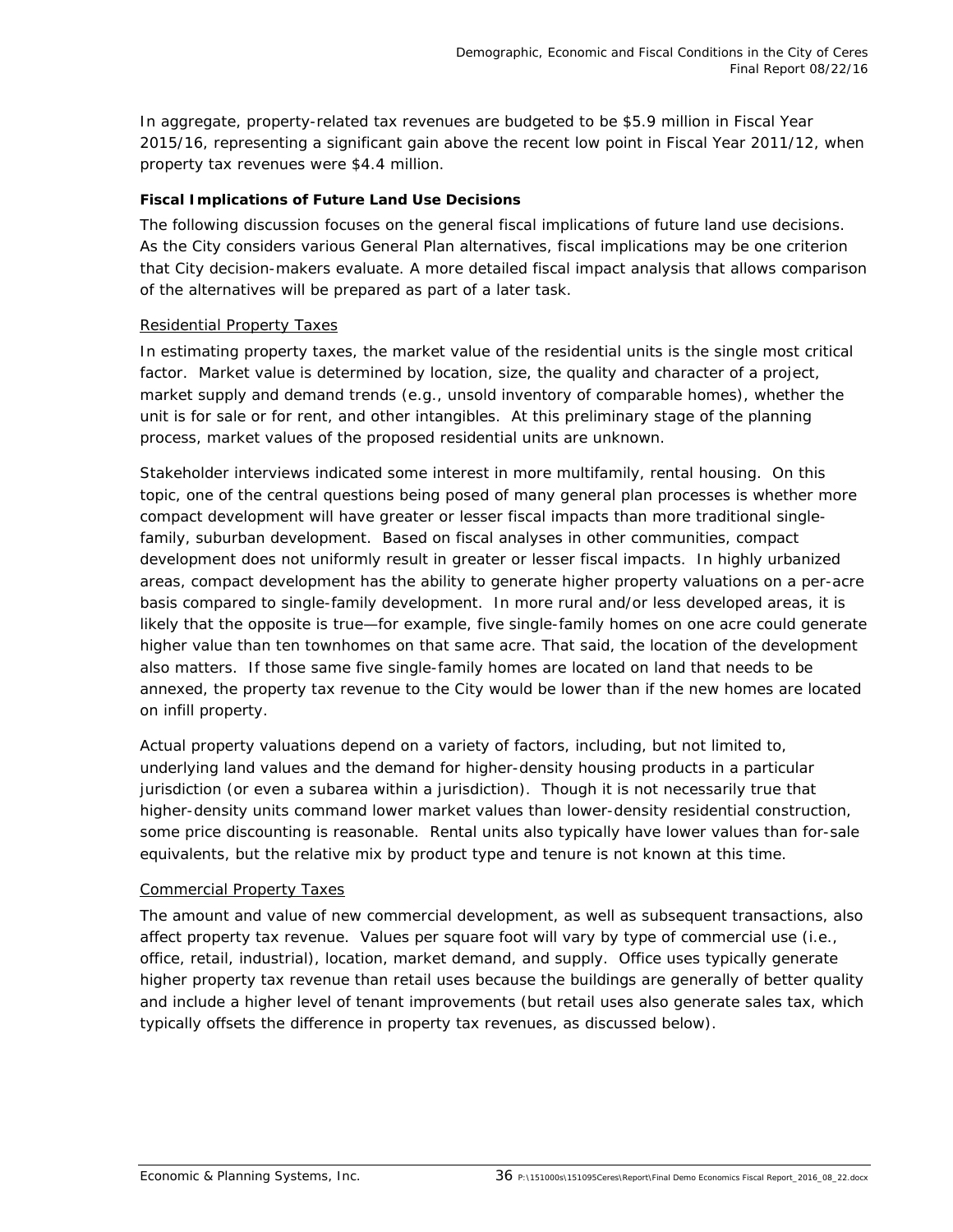In aggregate, property-related tax revenues are budgeted to be $5.9 million in Fiscal Year 2015/16, representing a significant gain above the recent low point in Fiscal Year 2011/12, when property tax revenues were $4.4 million.

**Fiscal Implications of Future Land Use Decisions**

The following discussion focuses on the general fiscal implications of future land use decisions. As the City considers various General Plan alternatives, fiscal implications may be one criterion that City decision-makers evaluate. A more detailed fiscal impact analysis that allows comparison of the alternatives will be prepared as part of a later task.

Residential Property Taxes

In estimating property taxes, the market value of the residential units is the single most critical factor. Market value is determined by location, size, the quality and character of a project, market supply and demand trends (e.g., unsold inventory of comparable homes), whether the unit is for sale or for rent, and other intangibles. At this preliminary stage of the planning process, market values of the proposed residential units are unknown.

Stakeholder interviews indicated some interest in more multifamily, rental housing. On this topic, one of the central questions being posed of many general plan processes is whether more compact development will have greater or lesser fiscal impacts than more traditional single-family, suburban development. Based on fiscal analyses in other communities, compact development does not uniformly result in greater or lesser fiscal impacts. In highly urbanized areas, compact development has the ability to generate higher property valuations on a per-acre basis compared to single-family development. In more rural and/or less developed areas, it is likely that the opposite is true—for example, five single-family homes on one acre could generate higher value than ten townhomes on that same acre. That said, the location of the development also matters. If those same five single-family homes are located on land that needs to be annexed, the property tax revenue to the City would be lower than if the new homes are located on infill property.

Actual property valuations depend on a variety of factors, including, but not limited to, underlying land values and the demand for higher-density housing products in a particular jurisdiction (or even a subarea within a jurisdiction). Though it is not necessarily true that higher-density units command lower market values than lower-density residential construction, some price discounting is reasonable. Rental units also typically have lower values than for-sale equivalents, but the relative mix by product type and tenure is not known at this time.

Commercial Property Taxes

The amount and value of new commercial development, as well as subsequent transactions, also affect property tax revenue. Values per square foot will vary by type of commercial use (i.e., office, retail, industrial), location, market demand, and supply. Office uses typically generate higher property tax revenue than retail uses because the buildings are generally of better quality and include a higher level of tenant improvements (but retail uses also generate sales tax, which typically offsets the difference in property tax revenues, as discussed below).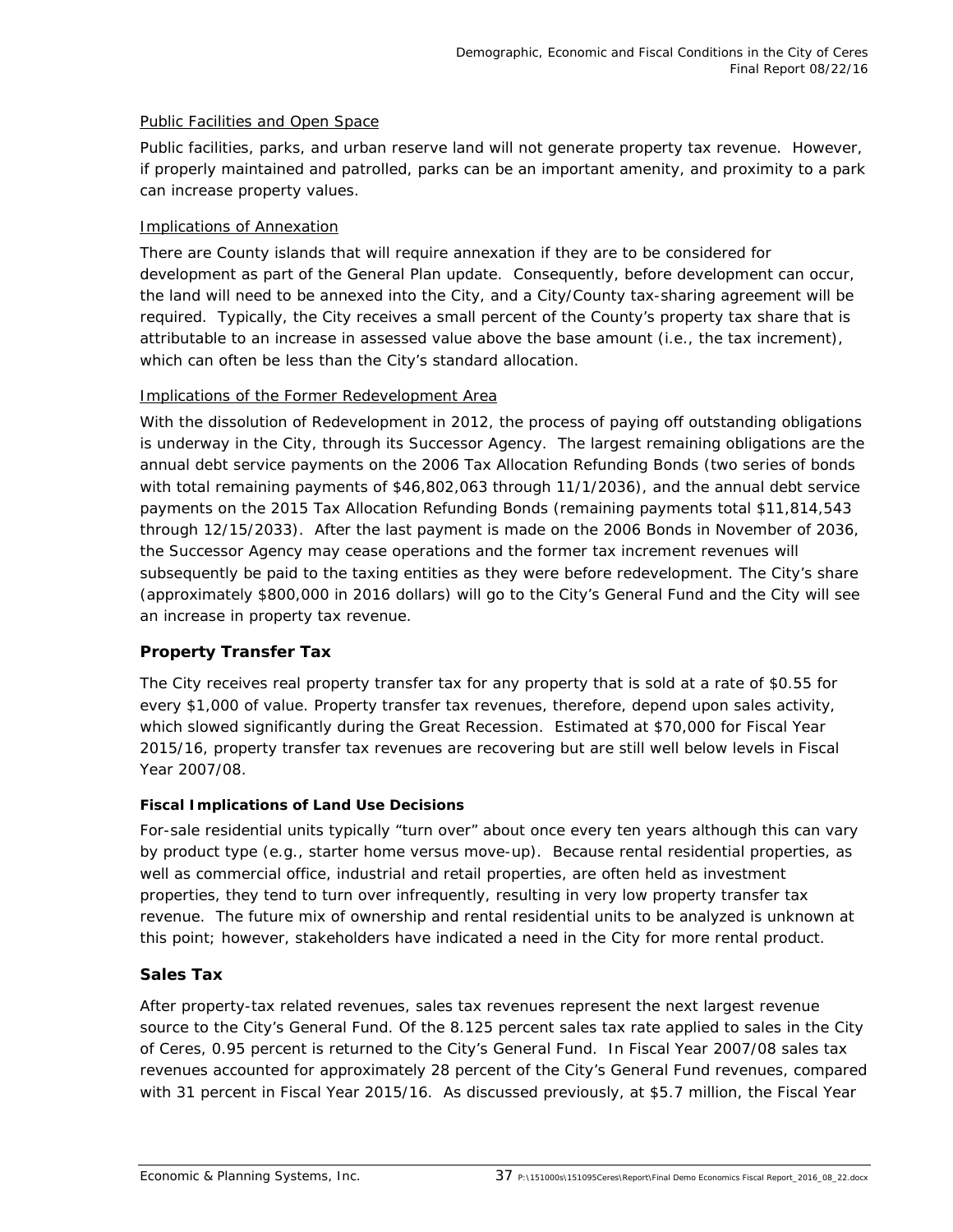Public Facilities and Open Space

Public facilities, parks, and urban reserve land will not generate property tax revenue. However, if properly maintained and patrolled, parks can be an important amenity, and proximity to a park can increase property values.

Implications of Annexation

There are County islands that will require annexation if they are to be considered for development as part of the General Plan update. Consequently, before development can occur, the land will need to be annexed into the City, and a City/County tax-sharing agreement will be required. Typically, the City receives a small percent of the County's property tax share that is attributable to an increase in assessed value above the base amount (i.e., the tax increment), which can often be less than the City's standard allocation.

Implications of the Former Redevelopment Area

With the dissolution of Redevelopment in 2012, the process of paying off outstanding obligations is underway in the City, through its Successor Agency. The largest remaining obligations are the annual debt service payments on the 2006 Tax Allocation Refunding Bonds (two series of bonds with total remaining payments of $46,802,063 through 11/1/2036), and the annual debt service payments on the 2015 Tax Allocation Refunding Bonds (remaining payments total $11,814,543 through 12/15/2033). After the last payment is made on the 2006 Bonds in November of 2036, the Successor Agency may cease operations and the former tax increment revenues will subsequently be paid to the taxing entities as they were before redevelopment. The City's share (approximately $800,000 in 2016 dollars) will go to the City's General Fund and the City will see an increase in property tax revenue.

## Property Transfer Tax

The City receives real property transfer tax for any property that is sold at a rate of $0.55 for every $1,000 of value. Property transfer tax revenues, therefore, depend upon sales activity, which slowed significantly during the Great Recession. Estimated at $70,000 for Fiscal Year 2015/16, property transfer tax revenues are recovering but are still well below levels in Fiscal Year 2007/08.

### Fiscal Implications of Land Use Decisions

For-sale residential units typically "turn over" about once every ten years although this can vary by product type (e.g., starter home versus move-up). Because rental residential properties, as well as commercial office, industrial and retail properties, are often held as investment properties, they tend to turn over infrequently, resulting in very low property transfer tax revenue. The future mix of ownership and rental residential units to be analyzed is unknown at this point; however, stakeholders have indicated a need in the City for more rental product.

## Sales Tax

After property-tax related revenues, sales tax revenues represent the next largest revenue source to the City's General Fund. Of the 8.125 percent sales tax rate applied to sales in the City of Ceres, 0.95 percent is returned to the City's General Fund. In Fiscal Year 2007/08 sales tax revenues accounted for approximately 28 percent of the City's General Fund revenues, compared with 31 percent in Fiscal Year 2015/16. As discussed previously, at $5.7 million, the Fiscal Year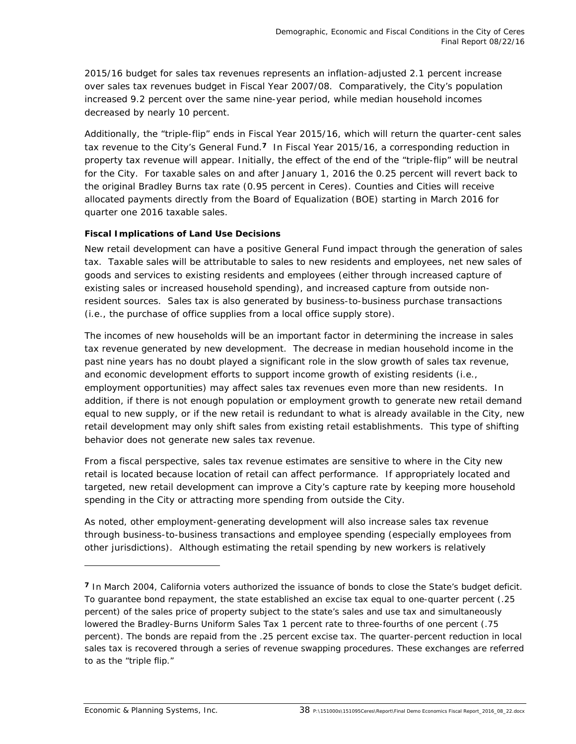2015/16 budget for sales tax revenues represents an inflation-adjusted 2.1 percent increase over sales tax revenues budget in Fiscal Year 2007/08. Comparatively, the City's population increased 9.2 percent over the same nine-year period, while median household incomes decreased by nearly 10 percent.

Additionally, the "triple-flip" ends in Fiscal Year 2015/16, which will return the quarter-cent sales tax revenue to the City's General Fund.[7] In Fiscal Year 2015/16, a corresponding reduction in property tax revenue will appear. Initially, the effect of the end of the "triple-flip" will be neutral for the City. For taxable sales on and after January 1, 2016 the 0.25 percent will revert back to the original Bradley Burns tax rate (0.95 percent in Ceres). Counties and Cities will receive allocated payments directly from the Board of Equalization (BOE) starting in March 2016 for quarter one 2016 taxable sales.

**Fiscal Implications of Land Use Decisions**

New retail development can have a positive General Fund impact through the generation of sales tax. Taxable sales will be attributable to sales to new residents and employees, net new sales of goods and services to existing residents and employees (either through increased capture of existing sales or increased household spending), and increased capture from outside non-resident sources. Sales tax is also generated by business-to-business purchase transactions (i.e., the purchase of office supplies from a local office supply store).

The incomes of new households will be an important factor in determining the increase in sales tax revenue generated by new development. The decrease in median household income in the past nine years has no doubt played a significant role in the slow growth of sales tax revenue, and economic development efforts to support income growth of existing residents (i.e., employment opportunities) may affect sales tax revenues even more than new residents. In addition, if there is not enough population or employment growth to generate new retail demand equal to new supply, or if the new retail is redundant to what is already available in the City, new retail development may only shift sales from existing retail establishments. This type of shifting behavior does not generate new sales tax revenue.

From a fiscal perspective, sales tax revenue estimates are sensitive to where in the City new retail is located because location of retail can affect performance. If appropriately located and targeted, new retail development can improve a City's capture rate by keeping more household spending in the City or attracting more spending from outside the City.

As noted, other employment-generating development will also increase sales tax revenue through business-to-business transactions and employee spending (especially employees from other jurisdictions). Although estimating the retail spending by new workers is relatively

---

[7] In March 2004, California voters authorized the issuance of bonds to close the State's budget deficit. To guarantee bond repayment, the state established an excise tax equal to one-quarter percent (.25 percent) of the sales price of property subject to the state's sales and use tax and simultaneously lowered the Bradley-Burns Uniform Sales Tax 1 percent rate to three-fourths of one percent (.75 percent). The bonds are repaid from the .25 percent excise tax. The quarter-percent reduction in local sales tax is recovered through a series of revenue swapping procedures. These exchanges are referred to as the "triple flip."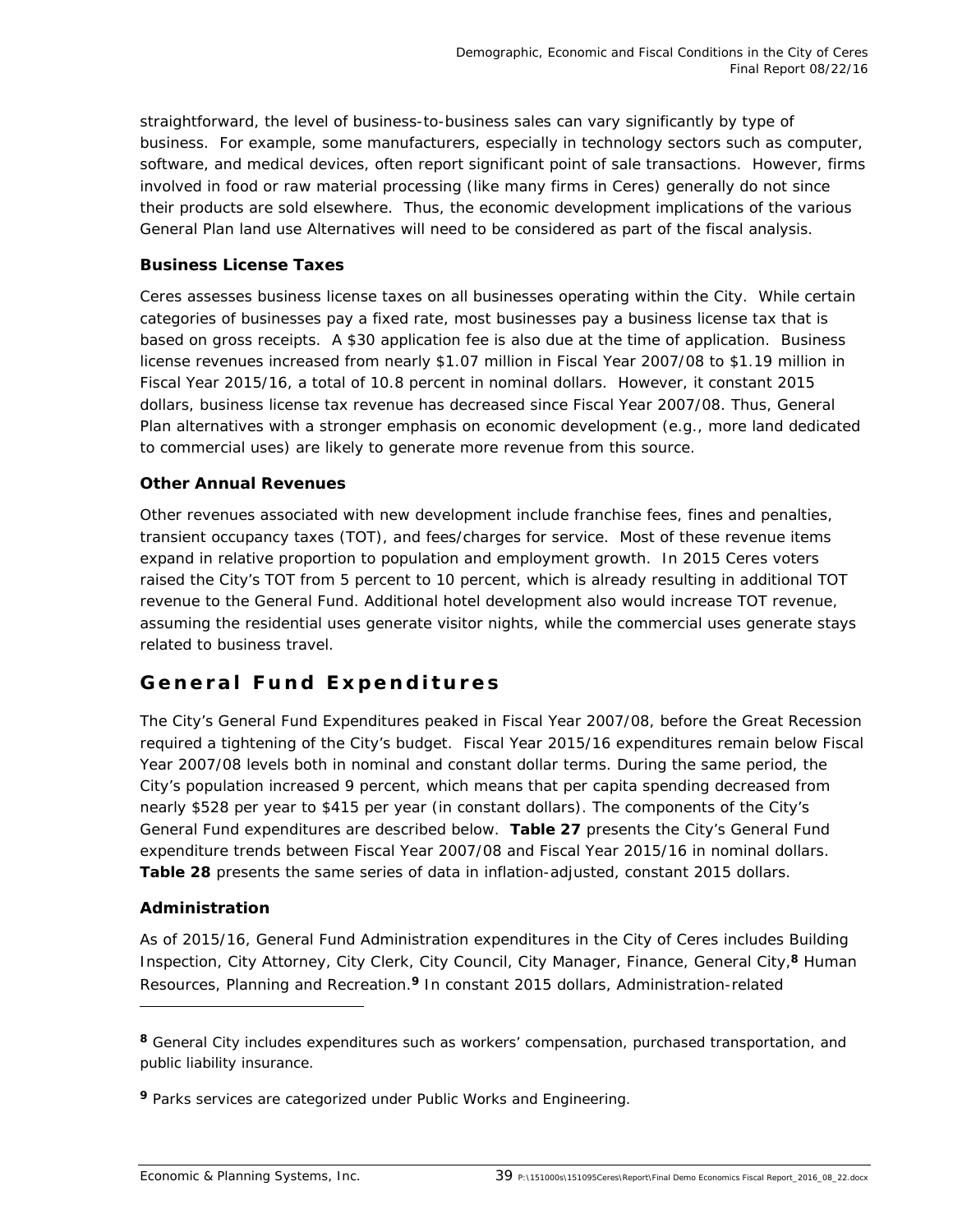straightforward, the level of business-to-business sales can vary significantly by type of business. For example, some manufacturers, especially in technology sectors such as computer, software, and medical devices, often report significant point of sale transactions. However, firms involved in food or raw material processing (like many firms in Ceres) generally do not since their products are sold elsewhere. Thus, the economic development implications of the various General Plan land use Alternatives will need to be considered as part of the fiscal analysis.

### Business License Taxes

Ceres assesses business license taxes on all businesses operating within the City. While certain categories of businesses pay a fixed rate, most businesses pay a business license tax that is based on gross receipts. A $30 application fee is also due at the time of application. Business license revenues increased from nearly $1.07 million in Fiscal Year 2007/08 to $1.19 million in Fiscal Year 2015/16, a total of 10.8 percent in nominal dollars. However, it constant 2015 dollars, business license tax revenue has decreased since Fiscal Year 2007/08. Thus, General Plan alternatives with a stronger emphasis on economic development (e.g., more land dedicated to commercial uses) are likely to generate more revenue from this source.

### Other Annual Revenues

Other revenues associated with new development include franchise fees, fines and penalties, transient occupancy taxes (TOT), and fees/charges for service. Most of these revenue items expand in relative proportion to population and employment growth. In 2015 Ceres voters raised the City's TOT from 5 percent to 10 percent, which is already resulting in additional TOT revenue to the General Fund. Additional hotel development also would increase TOT revenue, assuming the residential uses generate visitor nights, while the commercial uses generate stays related to business travel.

## General Fund Expenditures

The City's General Fund Expenditures peaked in Fiscal Year 2007/08, before the Great Recession required a tightening of the City's budget. Fiscal Year 2015/16 expenditures remain below Fiscal Year 2007/08 levels both in nominal and constant dollar terms. During the same period, the City's population increased 9 percent, which means that per capita spending decreased from nearly $528 per year to $415 per year (in constant dollars). The components of the City's General Fund expenditures are described below. **Table 27** presents the City's General Fund expenditure trends between Fiscal Year 2007/08 and Fiscal Year 2015/16 in nominal dollars. **Table 28** presents the same series of data in inflation-adjusted, constant 2015 dollars.

### Administration

As of 2015/16, General Fund Administration expenditures in the City of Ceres includes Building Inspection, City Attorney, City Clerk, City Council, City Manager, Finance, General City,[8] Human Resources, Planning and Recreation.[9] In constant 2015 dollars, Administration-related

---

[8] General City includes expenditures such as workers' compensation, purchased transportation, and public liability insurance.

[9] Parks services are categorized under Public Works and Engineering.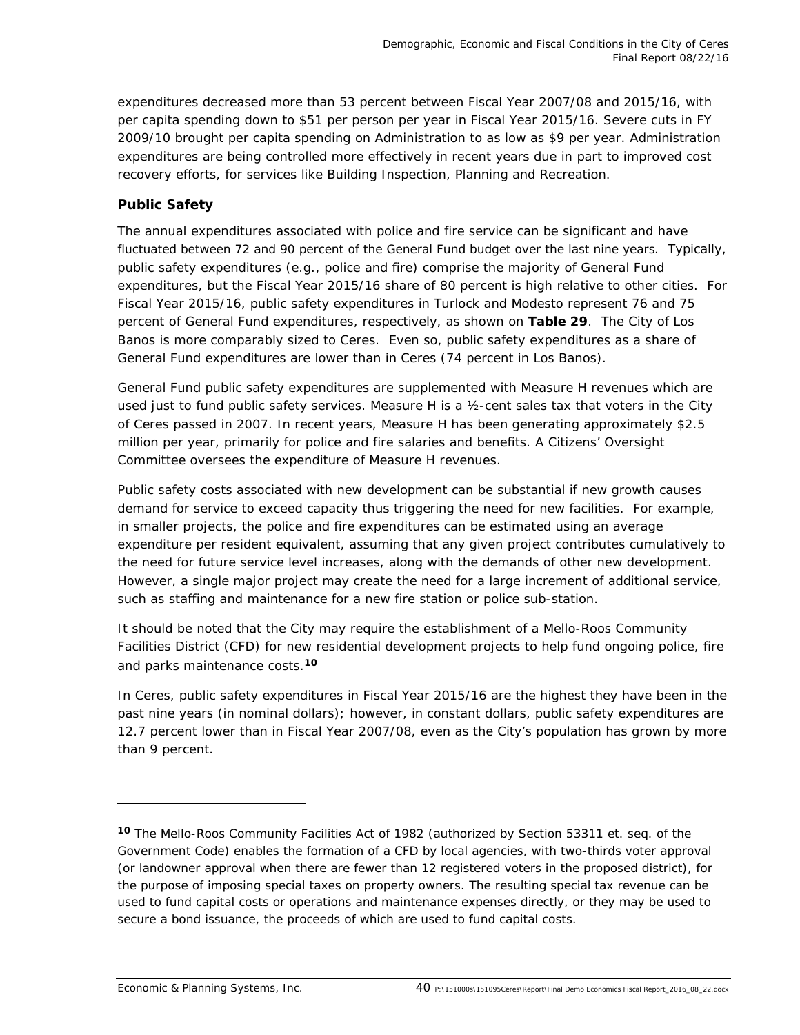expenditures decreased more than 53 percent between Fiscal Year 2007/08 and 2015/16, with per capita spending down to $51 per person per year in Fiscal Year 2015/16. Severe cuts in FY 2009/10 brought per capita spending on Administration to as low as $9 per year. Administration expenditures are being controlled more effectively in recent years due in part to improved cost recovery efforts, for services like Building Inspection, Planning and Recreation.

### Public Safety

The annual expenditures associated with police and fire service can be significant and have fluctuated between 72 and 90 percent of the General Fund budget over the last nine years. Typically, public safety expenditures (e.g., police and fire) comprise the majority of General Fund expenditures, but the Fiscal Year 2015/16 share of 80 percent is high relative to other cities. For Fiscal Year 2015/16, public safety expenditures in Turlock and Modesto represent 76 and 75 percent of General Fund expenditures, respectively, as shown on **Table 29**. The City of Los Banos is more comparably sized to Ceres. Even so, public safety expenditures as a share of General Fund expenditures are lower than in Ceres (74 percent in Los Banos).

General Fund public safety expenditures are supplemented with Measure H revenues which are used just to fund public safety services. Measure H is a ½-cent sales tax that voters in the City of Ceres passed in 2007. In recent years, Measure H has been generating approximately $2.5 million per year, primarily for police and fire salaries and benefits. A Citizens' Oversight Committee oversees the expenditure of Measure H revenues.

Public safety costs associated with new development can be substantial if new growth causes demand for service to exceed capacity thus triggering the need for new facilities. For example, in smaller projects, the police and fire expenditures can be estimated using an average expenditure per resident equivalent, assuming that any given project contributes cumulatively to the need for future service level increases, along with the demands of other new development. However, a single major project may create the need for a large increment of additional service, such as staffing and maintenance for a new fire station or police sub-station.

It should be noted that the City may require the establishment of a Mello-Roos Community Facilities District (CFD) for new residential development projects to help fund ongoing police, fire and parks maintenance costs.[10]

In Ceres, public safety expenditures in Fiscal Year 2015/16 are the highest they have been in the past nine years (in nominal dollars); however, in constant dollars, public safety expenditures are 12.7 percent lower than in Fiscal Year 2007/08, even as the City's population has grown by more than 9 percent.

---

[10] The Mello-Roos Community Facilities Act of 1982 (authorized by Section 53311 et. seq. of the Government Code) enables the formation of a CFD by local agencies, with two-thirds voter approval (or landowner approval when there are fewer than 12 registered voters in the proposed district), for the purpose of imposing special taxes on property owners. The resulting special tax revenue can be used to fund capital costs or operations and maintenance expenses directly, or they may be used to secure a bond issuance, the proceeds of which are used to fund capital costs.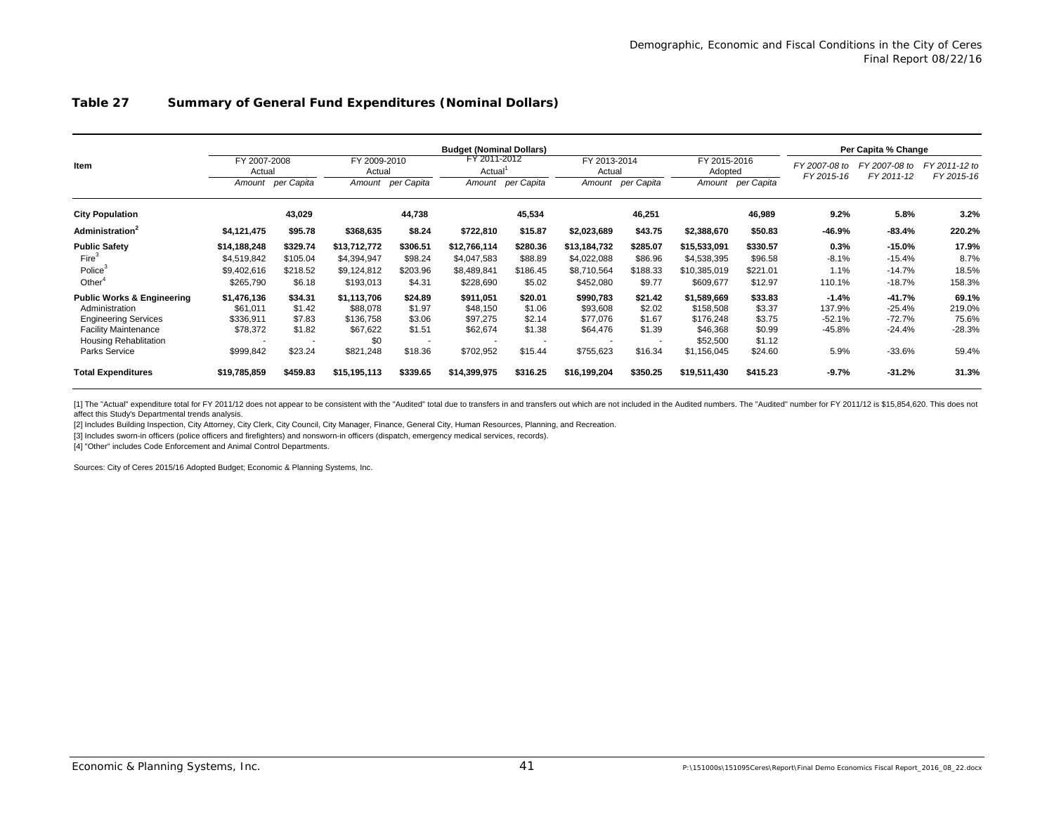## Table 27 Summary of General Fund Expenditures (Nominal Dollars)

| Item | Budget (Nominal Dollars) | | | | | | | | | | Per Capita % Change | | |
|---|---|---|---|---|---|---|---|---|---|---|---|---|---|
| | FY 2007-2008 Actual | | FY 2009-2010 Actual | | FY 2011-2012 Actual[1] | | FY 2013-2014 Actual | | FY 2015-2016 Adopted | | FY 2007-08 to FY 2015-16 | FY 2007-08 to FY 2011-12 | FY 2011-12 to FY 2015-16 |
| | *Amount* | *per Capita* | *Amount* | *per Capita* | *Amount* | *per Capita* | *Amount* | *per Capita* | *Amount* | *per Capita* | | | |
| **City Population** | | **43,029** | | **44,738** | | **45,534** | | **46,251** | | **46,989** | **9.2%** | **5.8%** | **3.2%** |
| **Administration[2]** | **$4,121,475** | **$95.78** | **$368,635** | **$8.24** | **$722,810** | **$15.87** | **$2,023,689** | **$43.75** | **$2,388,670** | **$50.83** | **-46.9%** | **-83.4%** | **220.2%** |
| **Public Safety** | **$14,188,248** | **$329.74** | **$13,712,772** | **$306.51** | **$12,766,114** | **$280.36** | **$13,184,732** | **$285.07** | **$15,533,091** | **$330.57** | **0.3%** | **-15.0%** | **17.9%** |
| Fire[3] | $4,519,842 | $105.04 | $4,394,947 | $98.24 | $4,047,583 | $88.89 | $4,022,088 | $86.96 | $4,538,395 | $96.58 | -8.1% | -15.4% | 8.7% |
| Police[3] | $9,402,616 | $218.52 | $9,124,812 | $203.96 | $8,489,841 | $186.45 | $8,710,564 | $188.33 | $10,385,019 | $221.01 | 1.1% | -14.7% | 18.5% |
| Other[4] | $265,790 | $6.18 | $193,013 | $4.31 | $228,690 | $5.02 | $452,080 | $9.77 | $609,677 | $12.97 | 110.1% | -18.7% | 158.3% |
| **Public Works & Engineering** | **$1,476,136** | **$34.31** | **$1,113,706** | **$24.89** | **$911,051** | **$20.01** | **$990,783** | **$21.42** | **$1,589,669** | **$33.83** | **-1.4%** | **-41.7%** | **69.1%** |
| Administration | $61,011 | $1.42 | $88,078 | $1.97 | $48,150 | $1.06 | $93,608 | $2.02 | $158,508 | $3.37 | 137.9% | -25.4% | 219.0% |
| Engineering Services | $336,911 | $7.83 | $136,758 | $3.06 | $97,275 | $2.14 | $77,076 | $1.67 | $176,248 | $3.75 | -52.1% | -72.7% | 75.6% |
| Facility Maintenance | $78,372 | $1.82 | $67,622 | $1.51 | $62,674 | $1.38 | $64,476 | $1.39 | $46,368 | $0.99 | -45.8% | -24.4% | -28.3% |
| Housing Rehablitation | - | - | $0 | - | - | - | - | - | $52,500 | $1.12 | | | |
| Parks Service | $999,842 | $23.24 | $821,248 | $18.36 | $702,952 | $15.44 | $755,623 | $16.34 | $1,156,045 | $24.60 | 5.9% | -33.6% | 59.4% |
| **Total Expenditures** | **$19,785,859** | **$459.83** | **$15,195,113** | **$339.65** | **$14,399,975** | **$316.25** | **$16,199,204** | **$350.25** | **$19,511,430** | **$415.23** | **-9.7%** | **-31.2%** | **31.3%** |

[1] The "Actual" expenditure total for FY 2011/12 does not appear to be consistent with the "Audited" total due to transfers in and transfers out which are not included in the Audited numbers. The "Audited" number for FY 2011/12 is $15,854,620. This does not affect this Study's Departmental trends analysis.

[2] Includes Building Inspection, City Attorney, City Clerk, City Council, City Manager, Finance, General City, Human Resources, Planning, and Recreation.

[3] Includes sworn-in officers (police officers and firefighters) and nonsworn-in officers (dispatch, emergency medical services, records).

[4] "Other" includes Code Enforcement and Animal Control Departments.

Sources: City of Ceres 2015/16 Adopted Budget; Economic & Planning Systems, Inc.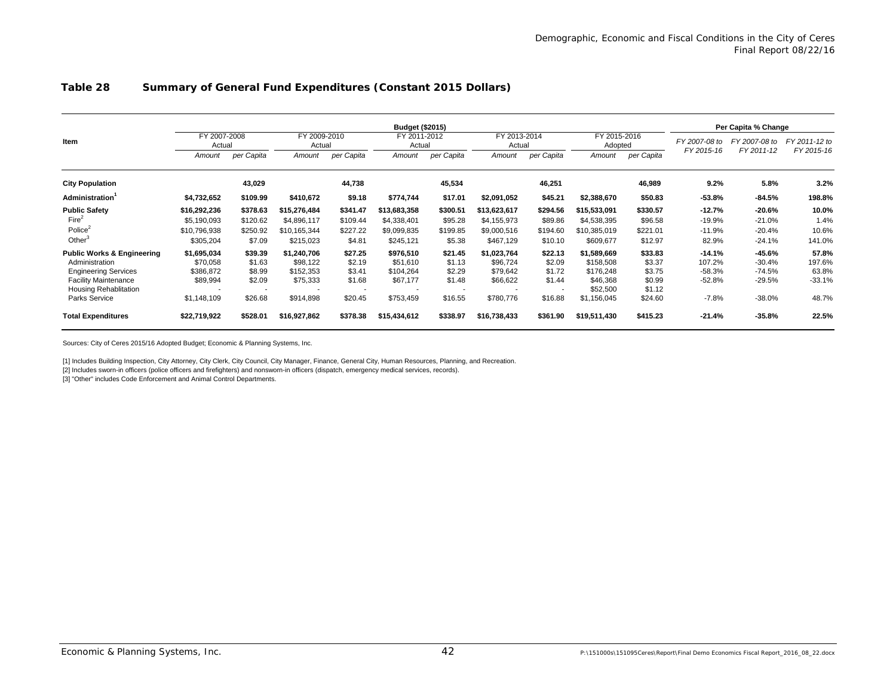## Table 28 Summary of General Fund Expenditures (Constant 2015 Dollars)

| Item | Budget ($2015) | | | | | | | | | | Per Capita % Change | | |
|---|---|---|---|---|---|---|---|---|---|---|---|---|---|
| | FY 2007-2008 Actual | | FY 2009-2010 Actual | | FY 2011-2012 Actual | | FY 2013-2014 Actual | | FY 2015-2016 Adopted | | *FY 2007-08 to FY 2015-16* | *FY 2007-08 to FY 2011-12* | *FY 2011-12 to FY 2015-16* |
| | *Amount* | *per Capita* | *Amount* | *per Capita* | *Amount* | *per Capita* | *Amount* | *per Capita* | *Amount* | *per Capita* | | | |
| **City Population** | | **43,029** | | **44,738** | | **45,534** | | **46,251** | | **46,989** | **9.2%** | **5.8%** | **3.2%** |
| **Administration**[1] | **$4,732,652** | **$109.99** | **$410,672** | **$9.18** | **$774,744** | **$17.01** | **$2,091,052** | **$45.21** | **$2,388,670** | **$50.83** | **-53.8%** | **-84.5%** | **198.8%** |
| **Public Safety** | **$16,292,236** | **$378.63** | **$15,276,484** | **$341.47** | **$13,683,358** | **$300.51** | **$13,623,617** | **$294.56** | **$15,533,091** | **$330.57** | **-12.7%** | **-20.6%** | **10.0%** |
| Fire[2] | $5,190,093 | $120.62 | $4,896,117 | $109.44 | $4,338,401 | $95.28 | $4,155,973 | $89.86 | $4,538,395 | $96.58 | -19.9% | -21.0% | 1.4% |
| Police[2] | $10,796,938 | $250.92 | $10,165,344 | $227.22 | $9,099,835 | $199.85 | $9,000,516 | $194.60 | $10,385,019 | $221.01 | -11.9% | -20.4% | 10.6% |
| Other[3] | $305,204 | $7.09 | $215,023 | $4.81 | $245,121 | $5.38 | $467,129 | $10.10 | $609,677 | $12.97 | 82.9% | -24.1% | 141.0% |
| **Public Works & Engineering** | **$1,695,034** | **$39.39** | **$1,240,706** | **$27.25** | **$976,510** | **$21.45** | **$1,023,764** | **$22.13** | **$1,589,669** | **$33.83** | **-14.1%** | **-45.6%** | **57.8%** |
| Administration | $70,058 | $1.63 | $98,122 | $2.19 | $51,610 | $1.13 | $96,724 | $2.09 | $158,508 | $3.37 | 107.2% | -30.4% | 197.6% |
| Engineering Services | $386,872 | $8.99 | $152,353 | $3.41 | $104,264 | $2.29 | $79,642 | $1.72 | $176,248 | $3.75 | -58.3% | -74.5% | 63.8% |
| Facility Maintenance | $89,994 | $2.09 | $75,333 | $1.68 | $67,177 | $1.48 | $66,622 | $1.44 | $46,368 | $0.99 | -52.8% | -29.5% | -33.1% |
| Housing Rehablitation | - | - | - | - | - | - | - | - | $52,500 | $1.12 | | | |
| Parks Service | $1,148,109 | $26.68 | $914,898 | $20.45 | $753,459 | $16.55 | $780,776 | $16.88 | $1,156,045 | $24.60 | -7.8% | -38.0% | 48.7% |
| **Total Expenditures** | **$22,719,922** | **$528.01** | **$16,927,862** | **$378.38** | **$15,434,612** | **$338.97** | **$16,738,433** | **$361.90** | **$19,511,430** | **$415.23** | **-21.4%** | **-35.8%** | **22.5%** |

Sources: City of Ceres 2015/16 Adopted Budget; Economic & Planning Systems, Inc.

[1] Includes Building Inspection, City Attorney, City Clerk, City Council, City Manager, Finance, General City, Human Resources, Planning, and Recreation.

[2] Includes sworn-in officers (police officers and firefighters) and nonsworn-in officers (dispatch, emergency medical services, records).

[3] "Other" includes Code Enforcement and Animal Control Departments.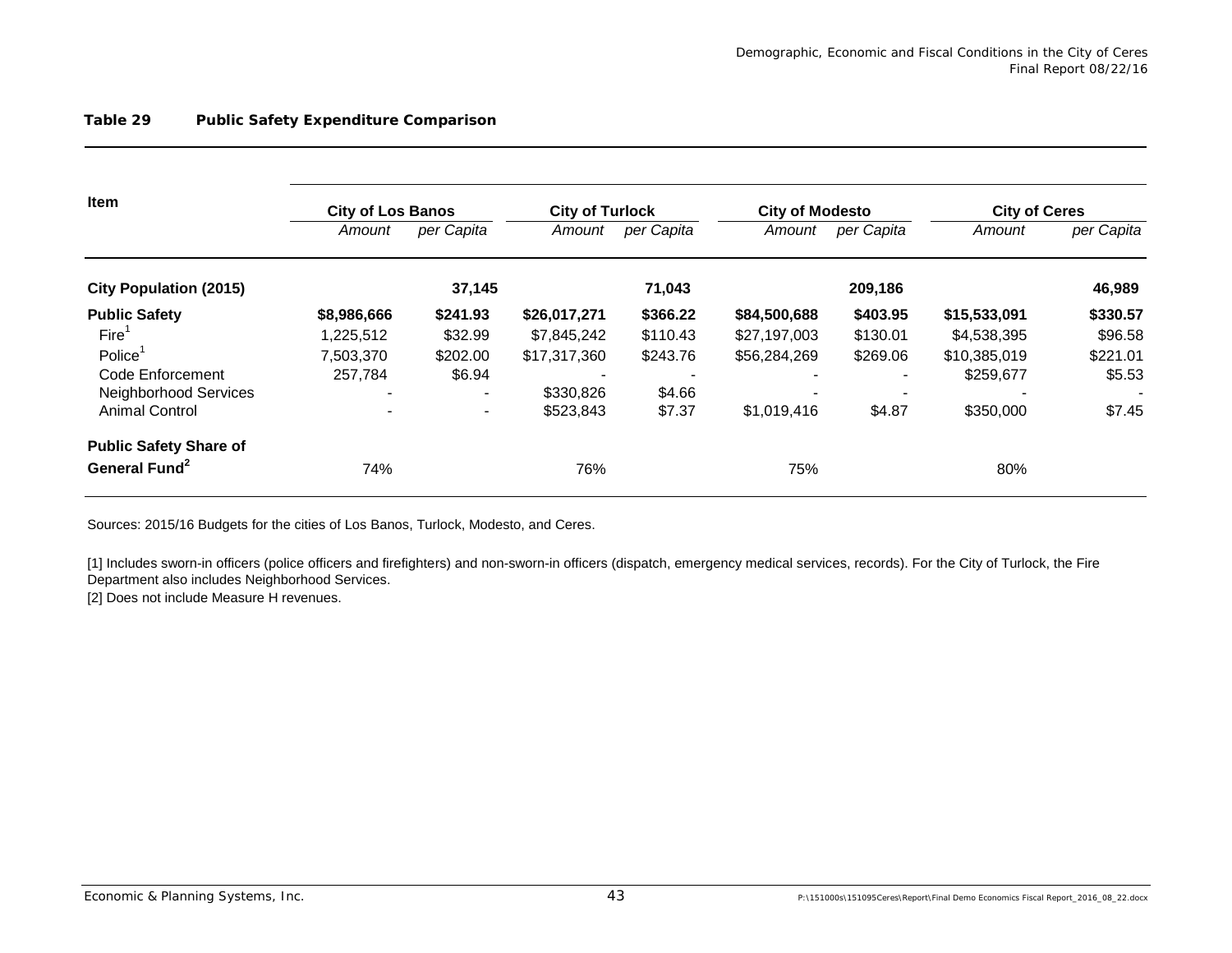**Table 29 Public Safety Expenditure Comparison**

| Item | City of Los Banos | | City of Turlock | | City of Modesto | | City of Ceres | |
|---|---|---|---|---|---|---|---|---|
| | *Amount* | *per Capita* | *Amount* | *per Capita* | *Amount* | *per Capita* | *Amount* | *per Capita* |
| **City Population (2015)** | | **37,145** | | **71,043** | | **209,186** | | **46,989** |
| **Public Safety** | **$8,986,666** | **$241.93** | **$26,017,271** | **$366.22** | **$84,500,688** | **$403.95** | **$15,533,091** | **$330.57** |
| Fire[1] | 1,225,512 | $32.99 | $7,845,242 | $110.43 | $27,197,003 | $130.01 | $4,538,395 | $96.58 |
| Police[1] | 7,503,370 | $202.00 | $17,317,360 | $243.76 | $56,284,269 | $269.06 | $10,385,019 | $221.01 |
| Code Enforcement | 257,784 | $6.94 | - | - | - | - | $259,677 | $5.53 |
| Neighborhood Services | - | - | $330,826 | $4.66 | - | - | - | - |
| Animal Control | - | - | $523,843 | $7.37 | $1,019,416 | $4.87 | $350,000 | $7.45 |
| **Public Safety Share of General Fund[2]** | 74% | | 76% | | 75% | | 80% | |

Sources: 2015/16 Budgets for the cities of Los Banos, Turlock, Modesto, and Ceres.

[1] Includes sworn-in officers (police officers and firefighters) and non-sworn-in officers (dispatch, emergency medical services, records). For the City of Turlock, the Fire Department also includes Neighborhood Services.

[2] Does not include Measure H revenues.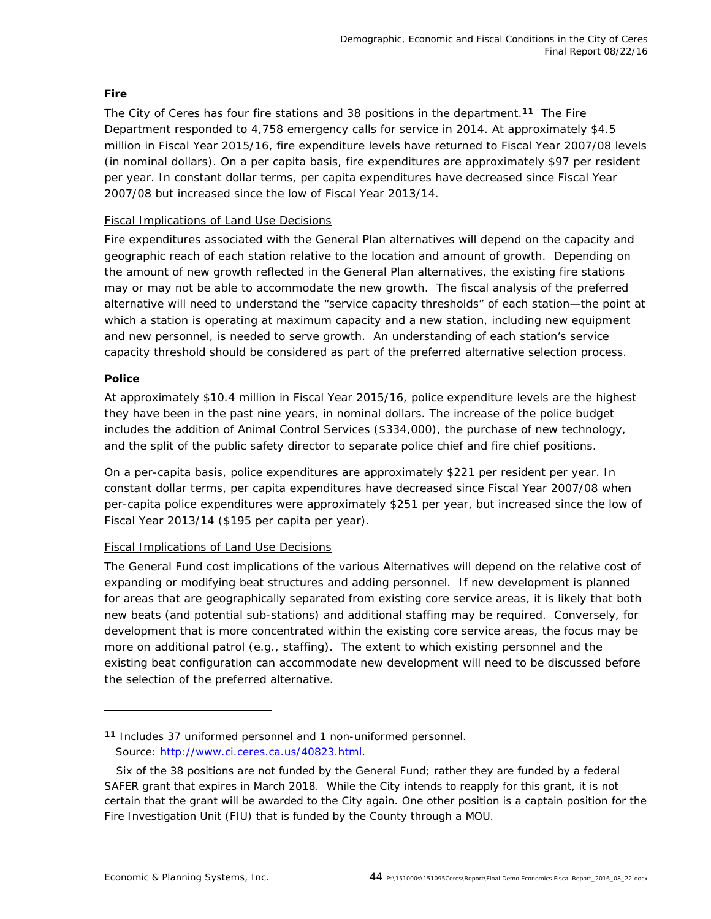**Fire**

The City of Ceres has four fire stations and 38 positions in the department.[11] The Fire Department responded to 4,758 emergency calls for service in 2014. At approximately $4.5 million in Fiscal Year 2015/16, fire expenditure levels have returned to Fiscal Year 2007/08 levels (in nominal dollars). On a per capita basis, fire expenditures are approximately $97 per resident per year. In constant dollar terms, per capita expenditures have decreased since Fiscal Year 2007/08 but increased since the low of Fiscal Year 2013/14.

Fiscal Implications of Land Use Decisions

Fire expenditures associated with the General Plan alternatives will depend on the capacity and geographic reach of each station relative to the location and amount of growth. Depending on the amount of new growth reflected in the General Plan alternatives, the existing fire stations may or may not be able to accommodate the new growth. The fiscal analysis of the preferred alternative will need to understand the "service capacity thresholds" of each station—the point at which a station is operating at maximum capacity and a new station, including new equipment and new personnel, is needed to serve growth. An understanding of each station's service capacity threshold should be considered as part of the preferred alternative selection process.

**Police**

At approximately $10.4 million in Fiscal Year 2015/16, police expenditure levels are the highest they have been in the past nine years, in nominal dollars. The increase of the police budget includes the addition of Animal Control Services ($334,000), the purchase of new technology, and the split of the public safety director to separate police chief and fire chief positions.

On a per-capita basis, police expenditures are approximately $221 per resident per year. In constant dollar terms, per capita expenditures have decreased since Fiscal Year 2007/08 when per-capita police expenditures were approximately $251 per year, but increased since the low of Fiscal Year 2013/14 ($195 per capita per year).

Fiscal Implications of Land Use Decisions

The General Fund cost implications of the various Alternatives will depend on the relative cost of expanding or modifying beat structures and adding personnel. If new development is planned for areas that are geographically separated from existing core service areas, it is likely that both new beats (and potential sub-stations) and additional staffing may be required. Conversely, for development that is more concentrated within the existing core service areas, the focus may be more on additional patrol (e.g., staffing). The extent to which existing personnel and the existing beat configuration can accommodate new development will need to be discussed before the selection of the preferred alternative.

---

[11] Includes 37 uniformed personnel and 1 non-uniformed personnel.
Source: http://www.ci.ceres.ca.us/40823.html.

Six of the 38 positions are not funded by the General Fund; rather they are funded by a federal SAFER grant that expires in March 2018. While the City intends to reapply for this grant, it is not certain that the grant will be awarded to the City again. One other position is a captain position for the Fire Investigation Unit (FIU) that is funded by the County through a MOU.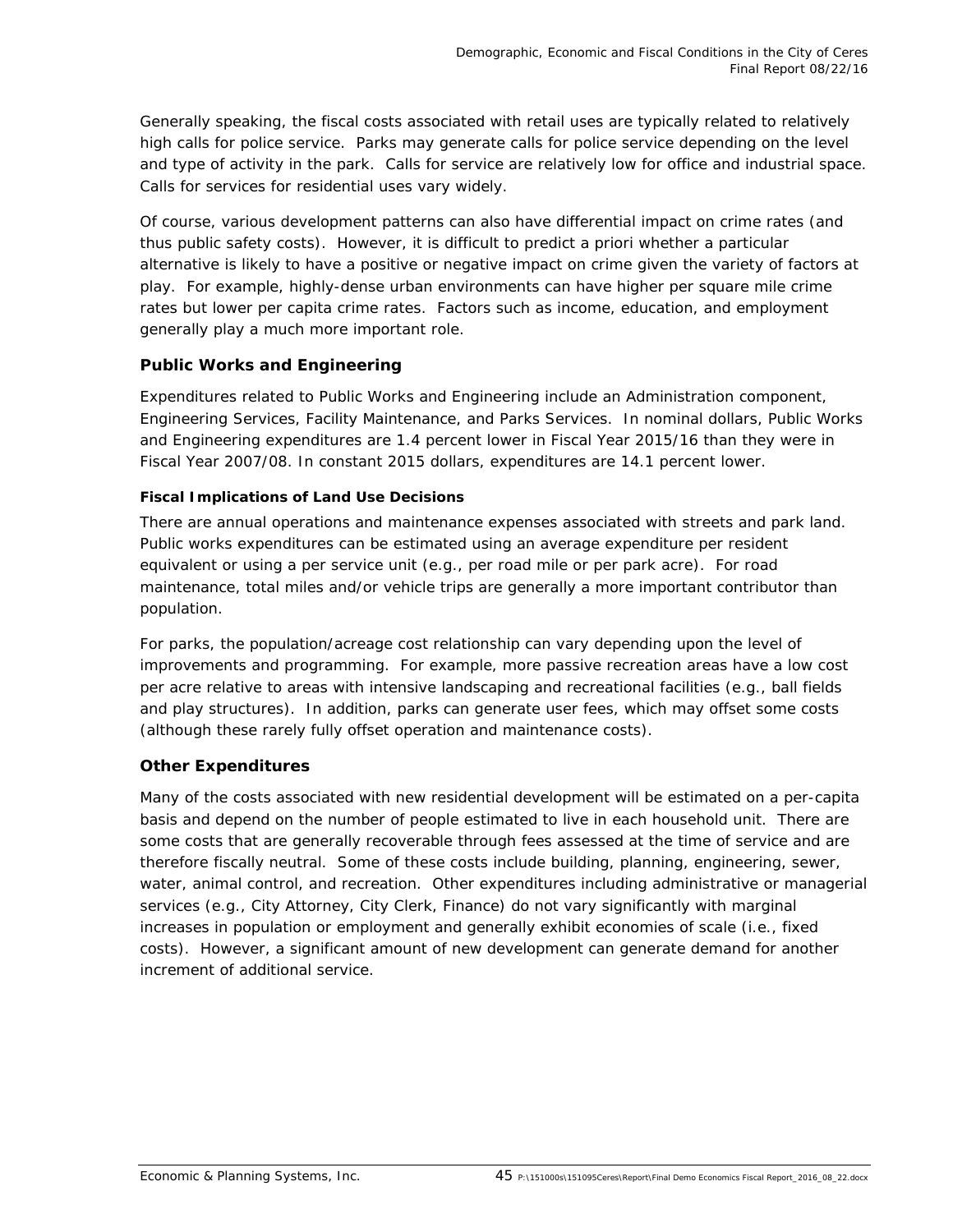Generally speaking, the fiscal costs associated with retail uses are typically related to relatively high calls for police service. Parks may generate calls for police service depending on the level and type of activity in the park. Calls for service are relatively low for office and industrial space. Calls for services for residential uses vary widely.

Of course, various development patterns can also have differential impact on crime rates (and thus public safety costs). However, it is difficult to predict a priori whether a particular alternative is likely to have a positive or negative impact on crime given the variety of factors at play. For example, highly-dense urban environments can have higher per square mile crime rates but lower per capita crime rates. Factors such as income, education, and employment generally play a much more important role.

### Public Works and Engineering

Expenditures related to Public Works and Engineering include an Administration component, Engineering Services, Facility Maintenance, and Parks Services. In nominal dollars, Public Works and Engineering expenditures are 1.4 percent lower in Fiscal Year 2015/16 than they were in Fiscal Year 2007/08. In constant 2015 dollars, expenditures are 14.1 percent lower.

#### Fiscal Implications of Land Use Decisions

There are annual operations and maintenance expenses associated with streets and park land. Public works expenditures can be estimated using an average expenditure per resident equivalent or using a per service unit (e.g., per road mile or per park acre). For road maintenance, total miles and/or vehicle trips are generally a more important contributor than population.

For parks, the population/acreage cost relationship can vary depending upon the level of improvements and programming. For example, more passive recreation areas have a low cost per acre relative to areas with intensive landscaping and recreational facilities (e.g., ball fields and play structures). In addition, parks can generate user fees, which may offset some costs (although these rarely fully offset operation and maintenance costs).

### Other Expenditures

Many of the costs associated with new residential development will be estimated on a per-capita basis and depend on the number of people estimated to live in each household unit. There are some costs that are generally recoverable through fees assessed at the time of service and are therefore fiscally neutral. Some of these costs include building, planning, engineering, sewer, water, animal control, and recreation. Other expenditures including administrative or managerial services (e.g., City Attorney, City Clerk, Finance) do not vary significantly with marginal increases in population or employment and generally exhibit economies of scale (i.e., fixed costs). However, a significant amount of new development can generate demand for another increment of additional service.